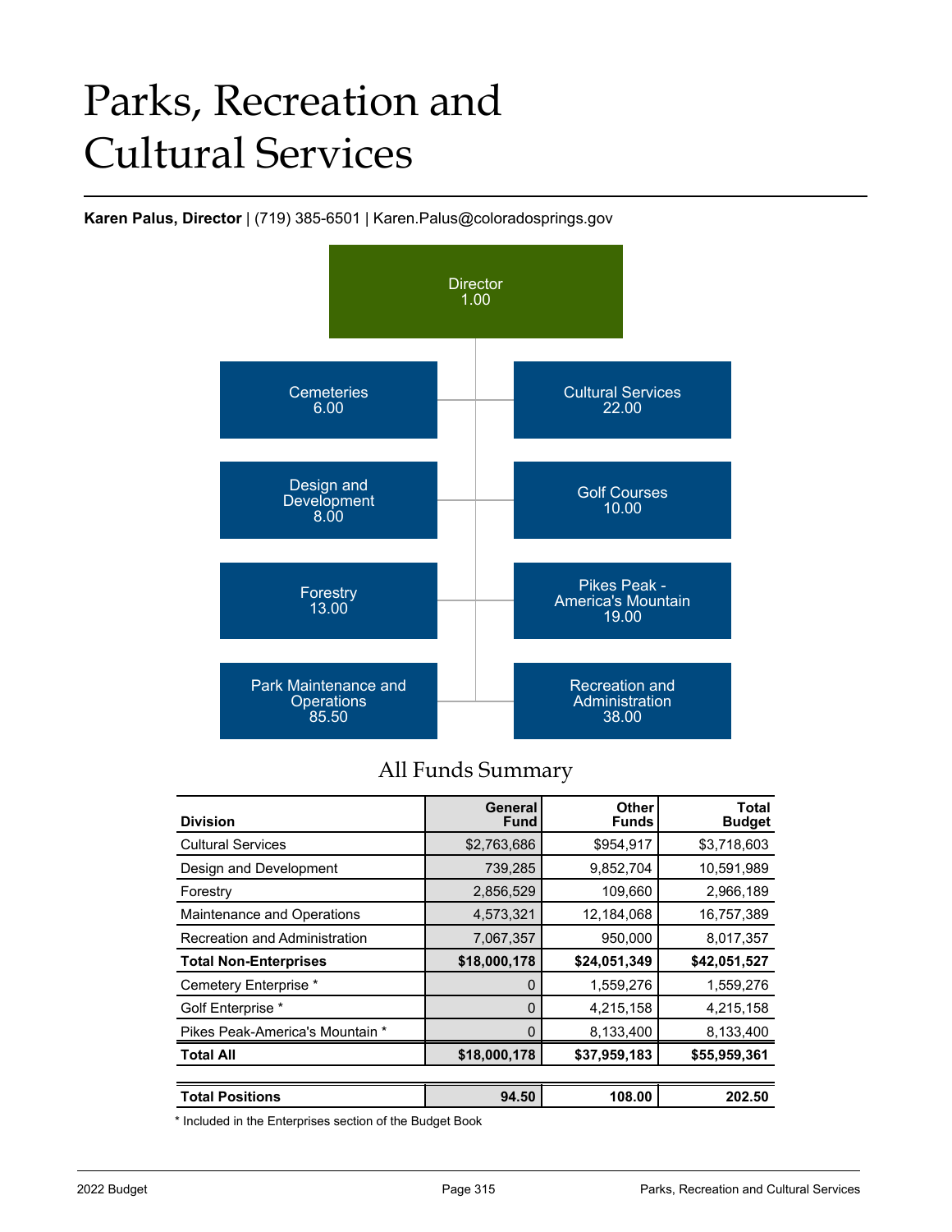# Parks, Recreation and Cultural Services

**Karen Palus, Director** | (719) 385-6501 | Karen.Palus@coloradosprings.gov

Director
1.00

Cemeteries
6.00

Cultural Services
22.00

Design and Development
8.00

Golf Courses
10.00

Forestry
13.00

Pikes Peak - America's Mountain
19.00

Park Maintenance and Operations
85.50

Recreation and Administration
38.00

## All Funds Summary

| Division | General Fund | Other Funds | Total Budget |
|---|---|---|---|
| Cultural Services | $2,763,686 | $954,917 | $3,718,603 |
| Design and Development | 739,285 | 9,852,704 | 10,591,989 |
| Forestry | 2,856,529 | 109,660 | 2,966,189 |
| Maintenance and Operations | 4,573,321 | 12,184,068 | 16,757,389 |
| Recreation and Administration | 7,067,357 | 950,000 | 8,017,357 |
| **Total Non-Enterprises** | **$18,000,178** | **$24,051,349** | **$42,051,527** |
| Cemetery Enterprise * | 0 | 1,559,276 | 1,559,276 |
| Golf Enterprise * | 0 | 4,215,158 | 4,215,158 |
| Pikes Peak-America's Mountain * | 0 | 8,133,400 | 8,133,400 |
| **Total All** | **$18,000,178** | **$37,959,183** | **$55,959,361** |
| | | | |
| **Total Positions** | **94.50** | **108.00** | **202.50** |

* Included in the Enterprises section of the Budget Book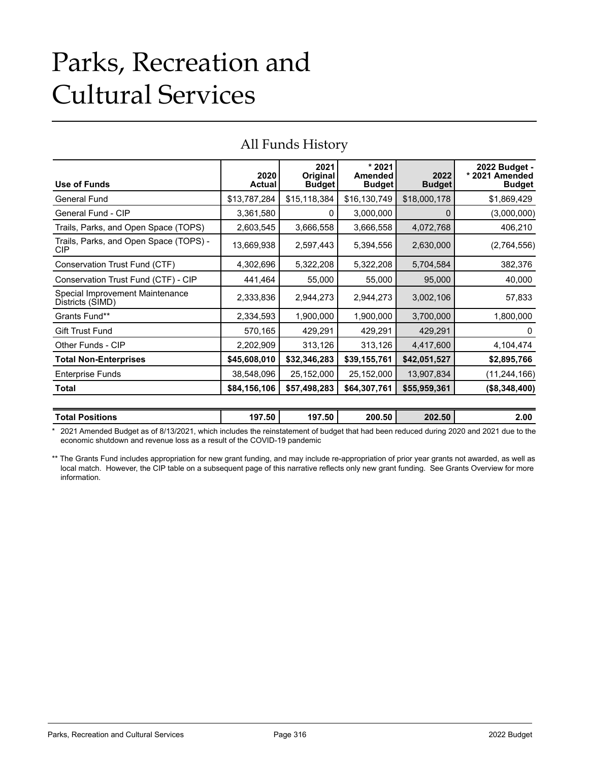# Parks, Recreation and Cultural Services

## All Funds History

| Use of Funds | 2020 Actual | 2021 Original Budget | * 2021 Amended Budget | 2022 Budget | 2022 Budget - * 2021 Amended Budget |
|---|---|---|---|---|---|
| General Fund | $13,787,284 | $15,118,384 | $16,130,749 | $18,000,178 | $1,869,429 |
| General Fund - CIP | 3,361,580 | 0 | 3,000,000 | 0 | (3,000,000) |
| Trails, Parks, and Open Space (TOPS) | 2,603,545 | 3,666,558 | 3,666,558 | 4,072,768 | 406,210 |
| Trails, Parks, and Open Space (TOPS) - CIP | 13,669,938 | 2,597,443 | 5,394,556 | 2,630,000 | (2,764,556) |
| Conservation Trust Fund (CTF) | 4,302,696 | 5,322,208 | 5,322,208 | 5,704,584 | 382,376 |
| Conservation Trust Fund (CTF) - CIP | 441,464 | 55,000 | 55,000 | 95,000 | 40,000 |
| Special Improvement Maintenance Districts (SIMD) | 2,333,836 | 2,944,273 | 2,944,273 | 3,002,106 | 57,833 |
| Grants Fund** | 2,334,593 | 1,900,000 | 1,900,000 | 3,700,000 | 1,800,000 |
| Gift Trust Fund | 570,165 | 429,291 | 429,291 | 429,291 | 0 |
| Other Funds - CIP | 2,202,909 | 313,126 | 313,126 | 4,417,600 | 4,104,474 |
| **Total Non-Enterprises** | **$45,608,010** | **$32,346,283** | **$39,155,761** | **$42,051,527** | **$2,895,766** |
| Enterprise Funds | 38,548,096 | 25,152,000 | 25,152,000 | 13,907,834 | (11,244,166) |
| **Total** | **$84,156,106** | **$57,498,283** | **$64,307,761** | **$55,959,361** | **($8,348,400)** |

| **Total Positions** | **197.50** | **197.50** | **200.50** | **202.50** | **2.00** |
|---|---|---|---|---|---|

\* 2021 Amended Budget as of 8/13/2021, which includes the reinstatement of budget that had been reduced during 2020 and 2021 due to the economic shutdown and revenue loss as a result of the COVID-19 pandemic

** The Grants Fund includes appropriation for new grant funding, and may include re-appropriation of prior year grants not awarded, as well as local match. However, the CIP table on a subsequent page of this narrative reflects only new grant funding. See Grants Overview for more information.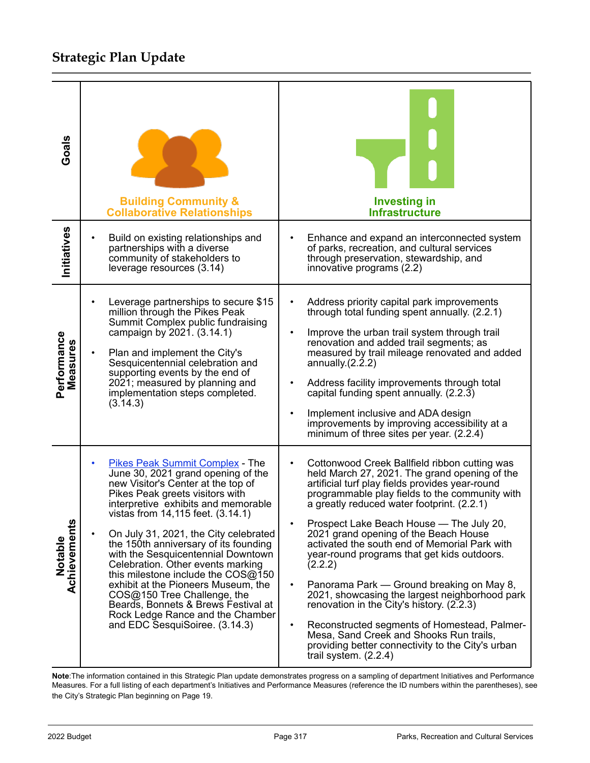## Strategic Plan Update

| | | |
|---|---|---|
| **Goals** | **Building Community & Collaborative Relationships** | **Investing in Infrastructure** |
| **Initiatives** | • Build on existing relationships and partnerships with a diverse community of stakeholders to leverage resources (3.14) | • Enhance and expand an interconnected system of parks, recreation, and cultural services through preservation, stewardship, and innovative programs (2.2) |
| **Performance Measures** | • Leverage partnerships to secure $15 million through the Pikes Peak Summit Complex public fundraising campaign by 2021. (3.14.1)<br><br>• Plan and implement the City's Sesquicentennial celebration and supporting events by the end of 2021; measured by planning and implementation steps completed. (3.14.3) | • Address priority capital park improvements through total funding spent annually. (2.2.1)<br><br>• Improve the urban trail system through trail renovation and added trail segments; as measured by trail mileage renovated and added annually.(2.2.2)<br><br>• Address facility improvements through total capital funding spent annually. (2.2.3)<br><br>• Implement inclusive and ADA design improvements by improving accessibility at a minimum of three sites per year. (2.2.4) |
| **Notable Achievements** | • Pikes Peak Summit Complex - The June 30, 2021 grand opening of the new Visitor's Center at the top of Pikes Peak greets visitors with interpretive exhibits and memorable vistas from 14,115 feet. (3.14.1)<br><br>• On July 31, 2021, the City celebrated the 150th anniversary of its founding with the Sesquicentennial Downtown Celebration. Other events marking this milestone include the COS@150 exhibit at the Pioneers Museum, the COS@150 Tree Challenge, the Beards, Bonnets & Brews Festival at Rock Ledge Rance and the Chamber and EDC SesquiSoiree. (3.14.3) | • Cottonwood Creek Ballfield ribbon cutting was held March 27, 2021. The grand opening of the artificial turf play fields provides year-round programmable play fields to the community with a greatly reduced water footprint. (2.2.1)<br><br>• Prospect Lake Beach House — The July 20, 2021 grand opening of the Beach House activated the south end of Memorial Park with year-round programs that get kids outdoors. (2.2.2)<br><br>• Panorama Park — Ground breaking on May 8, 2021, showcasing the largest neighborhood park renovation in the City's history. (2.2.3)<br><br>• Reconstructed segments of Homestead, Palmer-Mesa, Sand Creek and Shooks Run trails, providing better connectivity to the City's urban trail system. (2.2.4) |

**Note**:The information contained in this Strategic Plan update demonstrates progress on a sampling of department Initiatives and Performance Measures. For a full listing of each department's Initiatives and Performance Measures (reference the ID numbers within the parentheses), see the City's Strategic Plan beginning on Page 19.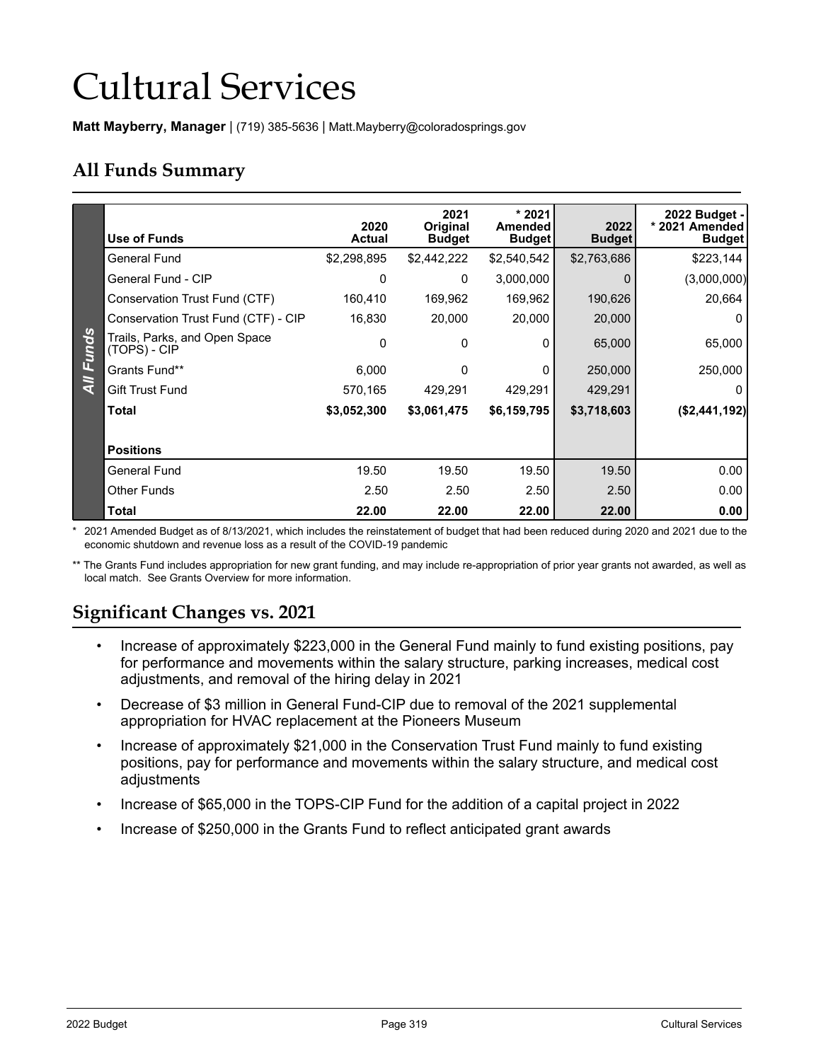# Cultural Services

**Matt Mayberry, Manager** | (719) 385-5636 | Matt.Mayberry@coloradosprings.gov

## All Funds Summary

| Use of Funds | 2020 Actual | 2021 Original Budget | * 2021 Amended Budget | 2022 Budget | 2022 Budget - * 2021 Amended Budget |
|---|---|---|---|---|---|
| General Fund | $2,298,895 | $2,442,222 | $2,540,542 | $2,763,686 | $223,144 |
| General Fund - CIP | 0 | 0 | 3,000,000 | 0 | (3,000,000) |
| Conservation Trust Fund (CTF) | 160,410 | 169,962 | 169,962 | 190,626 | 20,664 |
| Conservation Trust Fund (CTF) - CIP | 16,830 | 20,000 | 20,000 | 20,000 | 0 |
| Trails, Parks, and Open Space (TOPS) - CIP | 0 | 0 | 0 | 65,000 | 65,000 |
| Grants Fund** | 6,000 | 0 | 0 | 250,000 | 250,000 |
| Gift Trust Fund | 570,165 | 429,291 | 429,291 | 429,291 | 0 |
| **Total** | **$3,052,300** | **$3,061,475** | **$6,159,795** | **$3,718,603** | **($2,441,192)** |
| **Positions** | | | | | |
| General Fund | 19.50 | 19.50 | 19.50 | 19.50 | 0.00 |
| Other Funds | 2.50 | 2.50 | 2.50 | 2.50 | 0.00 |
| **Total** | **22.00** | **22.00** | **22.00** | **22.00** | **0.00** |

\* 2021 Amended Budget as of 8/13/2021, which includes the reinstatement of budget that had been reduced during 2020 and 2021 due to the economic shutdown and revenue loss as a result of the COVID-19 pandemic

** The Grants Fund includes appropriation for new grant funding, and may include re-appropriation of prior year grants not awarded, as well as local match. See Grants Overview for more information.

## Significant Changes vs. 2021

- Increase of approximately $223,000 in the General Fund mainly to fund existing positions, pay for performance and movements within the salary structure, parking increases, medical cost adjustments, and removal of the hiring delay in 2021
- Decrease of $3 million in General Fund-CIP due to removal of the 2021 supplemental appropriation for HVAC replacement at the Pioneers Museum
- Increase of approximately $21,000 in the Conservation Trust Fund mainly to fund existing positions, pay for performance and movements within the salary structure, and medical cost adjustments
- Increase of $65,000 in the TOPS-CIP Fund for the addition of a capital project in 2022
- Increase of $250,000 in the Grants Fund to reflect anticipated grant awards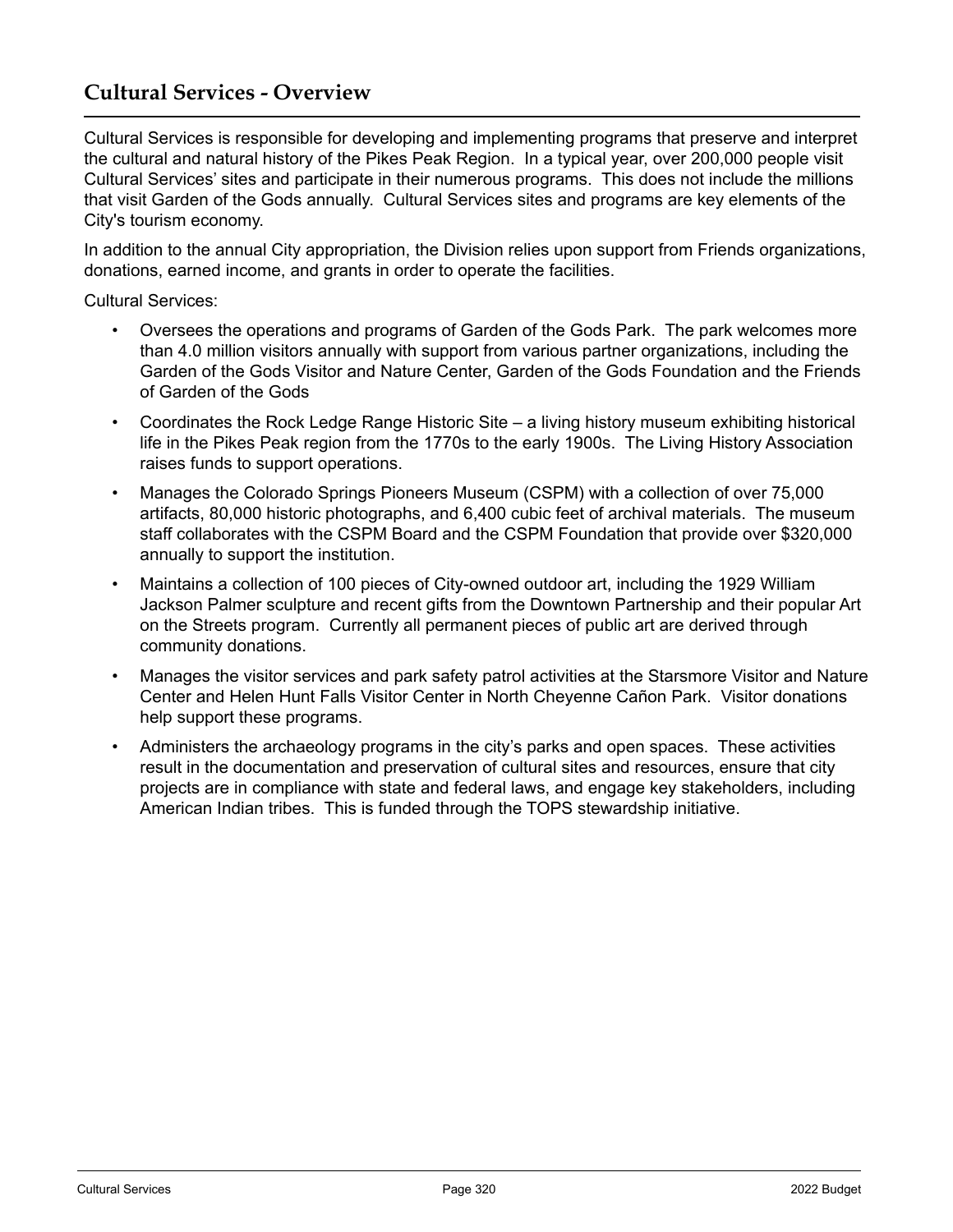## Cultural Services - Overview

Cultural Services is responsible for developing and implementing programs that preserve and interpret the cultural and natural history of the Pikes Peak Region. In a typical year, over 200,000 people visit Cultural Services' sites and participate in their numerous programs. This does not include the millions that visit Garden of the Gods annually. Cultural Services sites and programs are key elements of the City's tourism economy.

In addition to the annual City appropriation, the Division relies upon support from Friends organizations, donations, earned income, and grants in order to operate the facilities.

Cultural Services:

- Oversees the operations and programs of Garden of the Gods Park. The park welcomes more than 4.0 million visitors annually with support from various partner organizations, including the Garden of the Gods Visitor and Nature Center, Garden of the Gods Foundation and the Friends of Garden of the Gods
- Coordinates the Rock Ledge Range Historic Site – a living history museum exhibiting historical life in the Pikes Peak region from the 1770s to the early 1900s. The Living History Association raises funds to support operations.
- Manages the Colorado Springs Pioneers Museum (CSPM) with a collection of over 75,000 artifacts, 80,000 historic photographs, and 6,400 cubic feet of archival materials. The museum staff collaborates with the CSPM Board and the CSPM Foundation that provide over $320,000 annually to support the institution.
- Maintains a collection of 100 pieces of City-owned outdoor art, including the 1929 William Jackson Palmer sculpture and recent gifts from the Downtown Partnership and their popular Art on the Streets program. Currently all permanent pieces of public art are derived through community donations.
- Manages the visitor services and park safety patrol activities at the Starsmore Visitor and Nature Center and Helen Hunt Falls Visitor Center in North Cheyenne Cañon Park. Visitor donations help support these programs.
- Administers the archaeology programs in the city's parks and open spaces. These activities result in the documentation and preservation of cultural sites and resources, ensure that city projects are in compliance with state and federal laws, and engage key stakeholders, including American Indian tribes. This is funded through the TOPS stewardship initiative.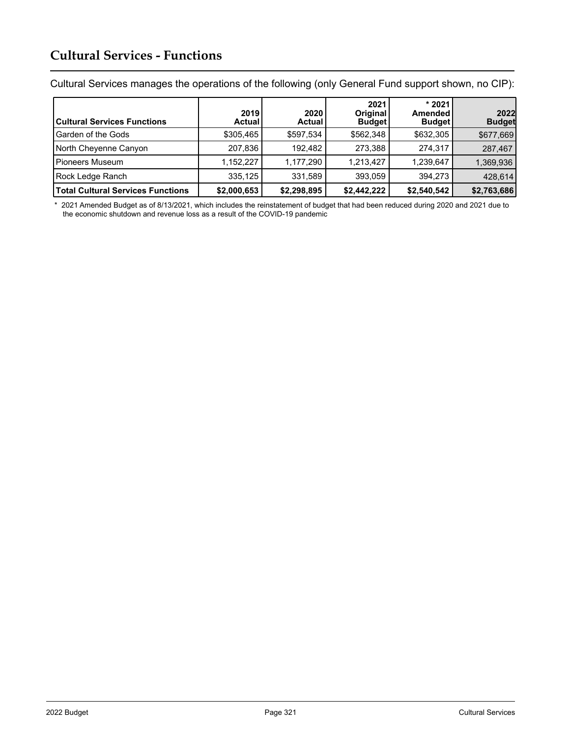# Cultural Services - Functions

Cultural Services manages the operations of the following (only General Fund support shown, no CIP):

| Cultural Services Functions | 2019 Actual | 2020 Actual | 2021 Original Budget | * 2021 Amended Budget | 2022 Budget |
|---|---|---|---|---|---|
| Garden of the Gods | $305,465 | $597,534 | $562,348 | $632,305 | $677,669 |
| North Cheyenne Canyon | 207,836 | 192,482 | 273,388 | 274,317 | 287,467 |
| Pioneers Museum | 1,152,227 | 1,177,290 | 1,213,427 | 1,239,647 | 1,369,936 |
| Rock Ledge Ranch | 335,125 | 331,589 | 393,059 | 394,273 | 428,614 |
| **Total Cultural Services Functions** | **$2,000,653** | **$2,298,895** | **$2,442,222** | **$2,540,542** | **$2,763,686** |

\* 2021 Amended Budget as of 8/13/2021, which includes the reinstatement of budget that had been reduced during 2020 and 2021 due to the economic shutdown and revenue loss as a result of the COVID-19 pandemic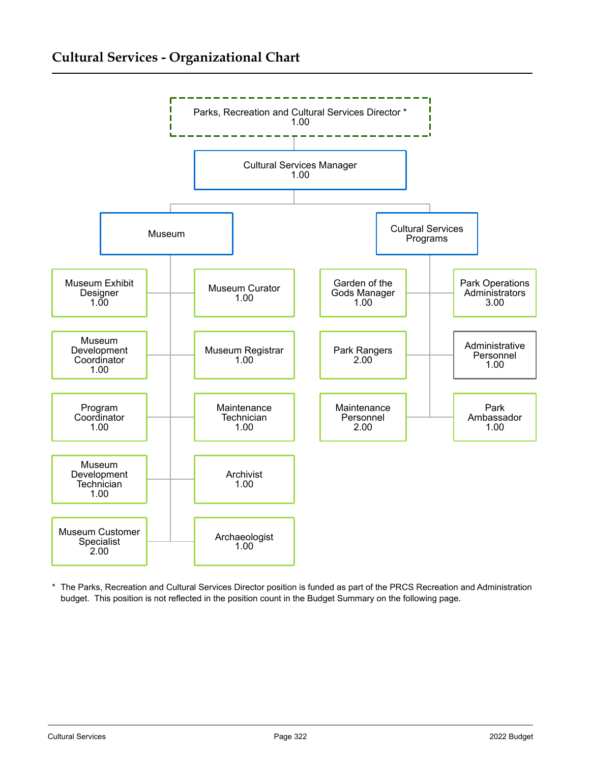## Cultural Services - Organizational Chart

- Parks, Recreation and Cultural Services Director * 1.00
  - Cultural Services Manager 1.00
    - Museum
      - Museum Exhibit Designer 1.00
      - Museum Curator 1.00
      - Museum Development Coordinator 1.00
      - Museum Registrar 1.00
      - Program Coordinator 1.00
      - Maintenance Technician 1.00
      - Museum Development Technician 1.00
      - Archivist 1.00
      - Museum Customer Specialist 2.00
      - Archaeologist 1.00
    - Cultural Services Programs
      - Garden of the Gods Manager 1.00
      - Park Operations Administrators 3.00
      - Park Rangers 2.00
      - Administrative Personnel 1.00
      - Maintenance Personnel 2.00
      - Park Ambassador 1.00

* The Parks, Recreation and Cultural Services Director position is funded as part of the PRCS Recreation and Administration budget. This position is not reflected in the position count in the Budget Summary on the following page.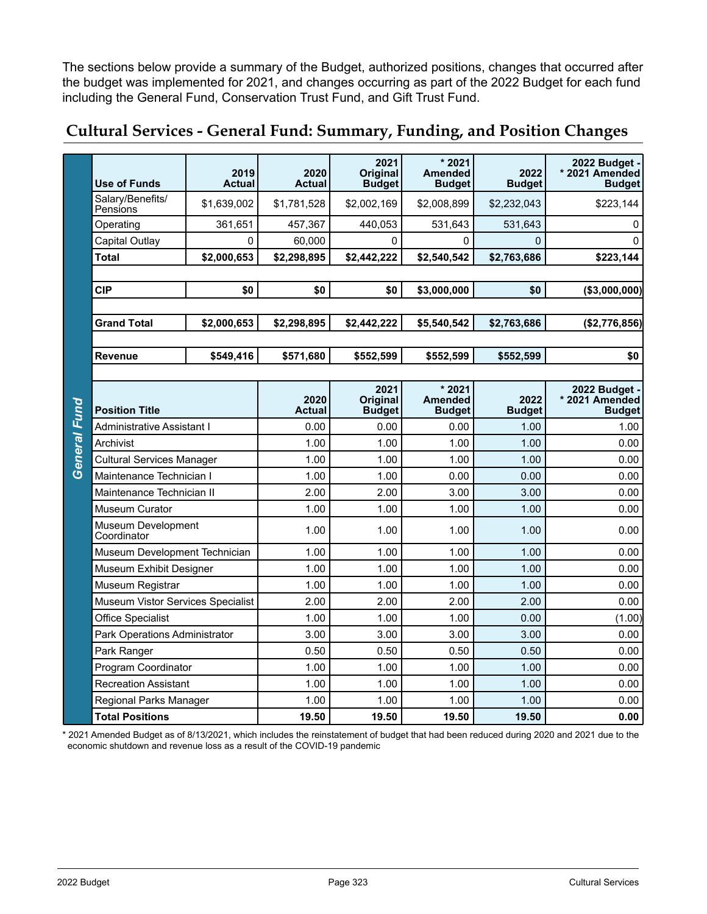The sections below provide a summary of the Budget, authorized positions, changes that occurred after the budget was implemented for 2021, and changes occurring as part of the 2022 Budget for each fund including the General Fund, Conservation Trust Fund, and Gift Trust Fund.

## Cultural Services - General Fund: Summary, Funding, and Position Changes

**General Fund**

| Use of Funds | 2019 Actual | 2020 Actual | 2021 Original Budget | * 2021 Amended Budget | 2022 Budget | 2022 Budget - * 2021 Amended Budget |
|---|---|---|---|---|---|---|
| Salary/Benefits/ Pensions | $1,639,002 | $1,781,528 | $2,002,169 | $2,008,899 | $2,232,043 | $223,144 |
| Operating | 361,651 | 457,367 | 440,053 | 531,643 | 531,643 | 0 |
| Capital Outlay | 0 | 60,000 | 0 | 0 | 0 | 0 |
| **Total** | **$2,000,653** | **$2,298,895** | **$2,442,222** | **$2,540,542** | **$2,763,686** | **$223,144** |
| | | | | | | |
| **CIP** | **$0** | **$0** | **$0** | **$3,000,000** | **$0** | **($3,000,000)** |
| | | | | | | |
| **Grand Total** | **$2,000,653** | **$2,298,895** | **$2,442,222** | **$5,540,542** | **$2,763,686** | **($2,776,856)** |
| | | | | | | |
| **Revenue** | **$549,416** | **$571,680** | **$552,599** | **$552,599** | **$552,599** | **$0** |

| Position Title | 2020 Actual | 2021 Original Budget | * 2021 Amended Budget | 2022 Budget | 2022 Budget - * 2021 Amended Budget |
|---|---|---|---|---|---|
| Administrative Assistant I | 0.00 | 0.00 | 0.00 | 1.00 | 1.00 |
| Archivist | 1.00 | 1.00 | 1.00 | 1.00 | 0.00 |
| Cultural Services Manager | 1.00 | 1.00 | 1.00 | 1.00 | 0.00 |
| Maintenance Technician I | 1.00 | 1.00 | 0.00 | 0.00 | 0.00 |
| Maintenance Technician II | 2.00 | 2.00 | 3.00 | 3.00 | 0.00 |
| Museum Curator | 1.00 | 1.00 | 1.00 | 1.00 | 0.00 |
| Museum Development Coordinator | 1.00 | 1.00 | 1.00 | 1.00 | 0.00 |
| Museum Development Technician | 1.00 | 1.00 | 1.00 | 1.00 | 0.00 |
| Museum Exhibit Designer | 1.00 | 1.00 | 1.00 | 1.00 | 0.00 |
| Museum Registrar | 1.00 | 1.00 | 1.00 | 1.00 | 0.00 |
| Museum Vistor Services Specialist | 2.00 | 2.00 | 2.00 | 2.00 | 0.00 |
| Office Specialist | 1.00 | 1.00 | 1.00 | 0.00 | (1.00) |
| Park Operations Administrator | 3.00 | 3.00 | 3.00 | 3.00 | 0.00 |
| Park Ranger | 0.50 | 0.50 | 0.50 | 0.50 | 0.00 |
| Program Coordinator | 1.00 | 1.00 | 1.00 | 1.00 | 0.00 |
| Recreation Assistant | 1.00 | 1.00 | 1.00 | 1.00 | 0.00 |
| Regional Parks Manager | 1.00 | 1.00 | 1.00 | 1.00 | 0.00 |
| **Total Positions** | **19.50** | **19.50** | **19.50** | **19.50** | **0.00** |

* 2021 Amended Budget as of 8/13/2021, which includes the reinstatement of budget that had been reduced during 2020 and 2021 due to the economic shutdown and revenue loss as a result of the COVID-19 pandemic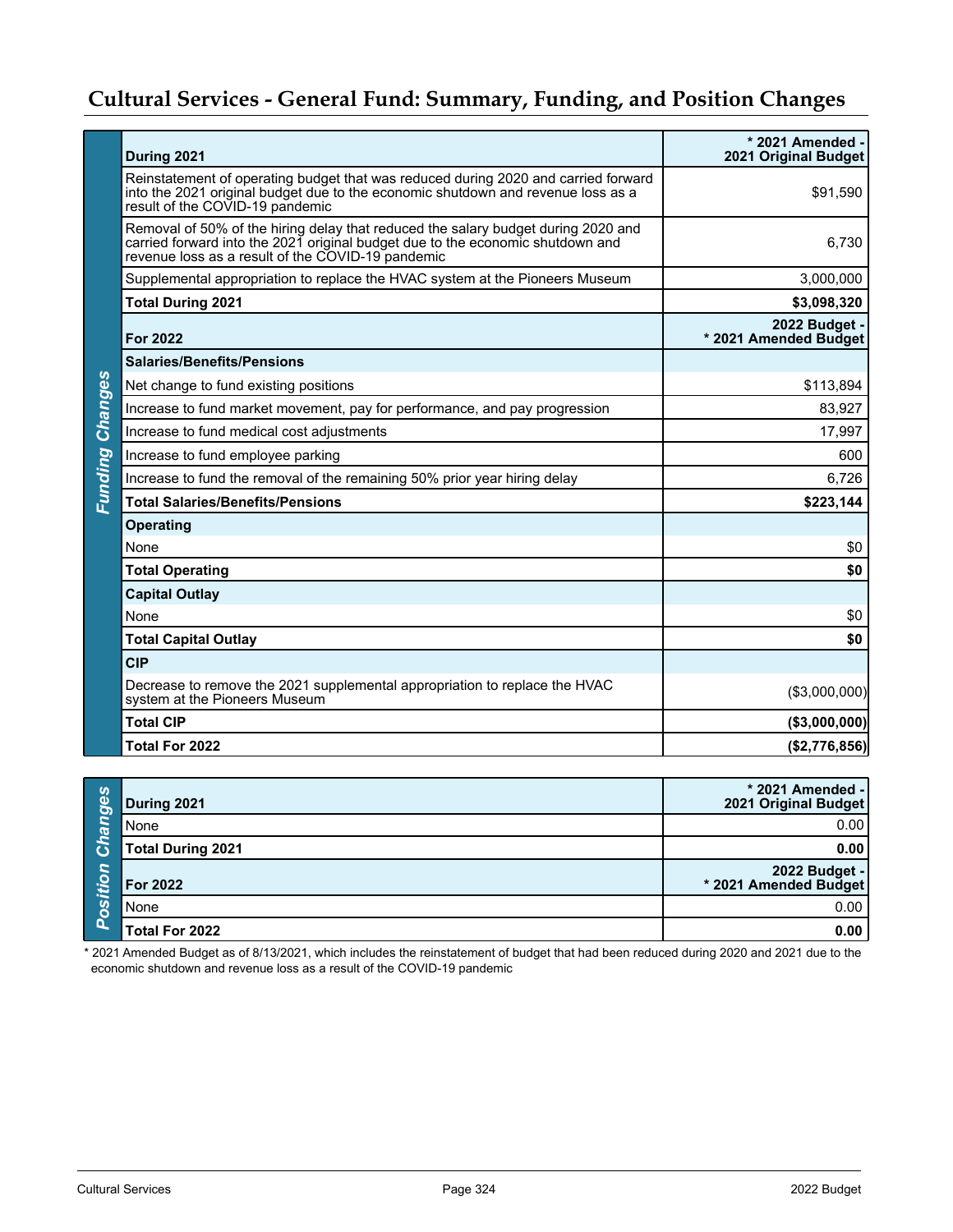## Cultural Services - General Fund: Summary, Funding, and Position Changes

### Funding Changes

| During 2021 | * 2021 Amended - 2021 Original Budget |
|---|---|
| Reinstatement of operating budget that was reduced during 2020 and carried forward into the 2021 original budget due to the economic shutdown and revenue loss as a result of the COVID-19 pandemic | $91,590 |
| Removal of 50% of the hiring delay that reduced the salary budget during 2020 and carried forward into the 2021 original budget due to the economic shutdown and revenue loss as a result of the COVID-19 pandemic | 6,730 |
| Supplemental appropriation to replace the HVAC system at the Pioneers Museum | 3,000,000 |
| **Total During 2021** | **$3,098,320** |
| **For 2022** | **2022 Budget - * 2021 Amended Budget** |
| **Salaries/Benefits/Pensions** | |
| Net change to fund existing positions | $113,894 |
| Increase to fund market movement, pay for performance, and pay progression | 83,927 |
| Increase to fund medical cost adjustments | 17,997 |
| Increase to fund employee parking | 600 |
| Increase to fund the removal of the remaining 50% prior year hiring delay | 6,726 |
| **Total Salaries/Benefits/Pensions** | **$223,144** |
| **Operating** | |
| None | $0 |
| **Total Operating** | **$0** |
| **Capital Outlay** | |
| None | $0 |
| **Total Capital Outlay** | **$0** |
| **CIP** | |
| Decrease to remove the 2021 supplemental appropriation to replace the HVAC system at the Pioneers Museum | ($3,000,000) |
| **Total CIP** | **($3,000,000)** |
| **Total For 2022** | **($2,776,856)** |

### Position Changes

| During 2021 | * 2021 Amended - 2021 Original Budget |
|---|---|
| None | 0.00 |
| **Total During 2021** | **0.00** |
| **For 2022** | **2022 Budget - * 2021 Amended Budget** |
| None | 0.00 |
| **Total For 2022** | **0.00** |

* 2021 Amended Budget as of 8/13/2021, which includes the reinstatement of budget that had been reduced during 2020 and 2021 due to the economic shutdown and revenue loss as a result of the COVID-19 pandemic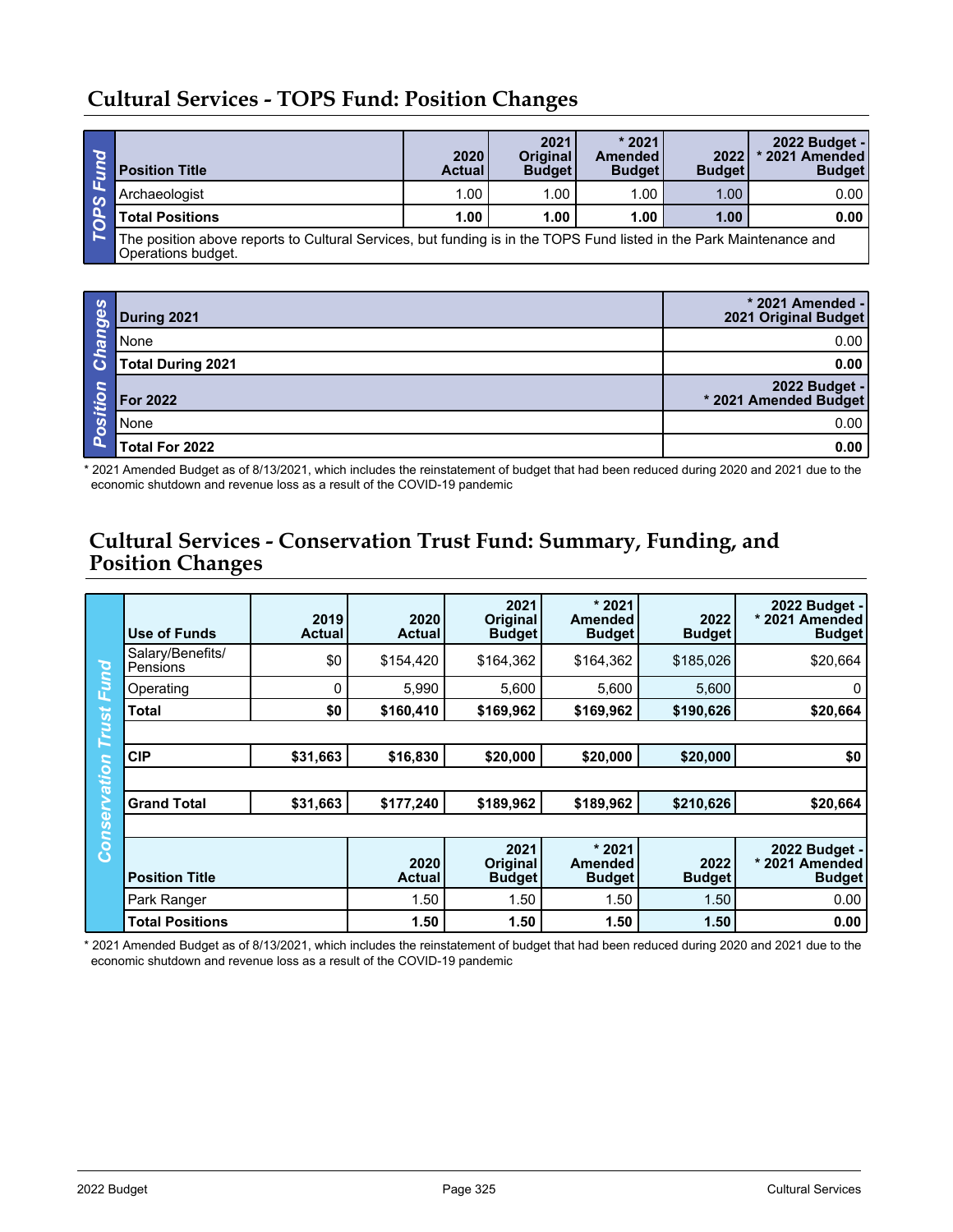## Cultural Services - TOPS Fund: Position Changes

| Position Title | 2020 Actual | 2021 Original Budget | * 2021 Amended Budget | 2022 Budget | 2022 Budget - * 2021 Amended Budget |
|---|---|---|---|---|---|
| Archaeologist | 1.00 | 1.00 | 1.00 | 1.00 | 0.00 |
| **Total Positions** | **1.00** | **1.00** | **1.00** | **1.00** | **0.00** |

The position above reports to Cultural Services, but funding is in the TOPS Fund listed in the Park Maintenance and Operations budget.

| During 2021 | * 2021 Amended - 2021 Original Budget |
|---|---|
| None | 0.00 |
| **Total During 2021** | **0.00** |
| **For 2022** | **2022 Budget - * 2021 Amended Budget** |
| None | 0.00 |
| **Total For 2022** | **0.00** |

* 2021 Amended Budget as of 8/13/2021, which includes the reinstatement of budget that had been reduced during 2020 and 2021 due to the economic shutdown and revenue loss as a result of the COVID-19 pandemic

## Cultural Services - Conservation Trust Fund: Summary, Funding, and Position Changes

| Use of Funds | 2019 Actual | 2020 Actual | 2021 Original Budget | * 2021 Amended Budget | 2022 Budget | 2022 Budget - * 2021 Amended Budget |
|---|---|---|---|---|---|---|
| Salary/Benefits/ Pensions | $0 | $154,420 | $164,362 | $164,362 | $185,026 | $20,664 |
| Operating | 0 | 5,990 | 5,600 | 5,600 | 5,600 | 0 |
| **Total** | **$0** | **$160,410** | **$169,962** | **$169,962** | **$190,626** | **$20,664** |
| | | | | | | |
| **CIP** | **$31,663** | **$16,830** | **$20,000** | **$20,000** | **$20,000** | **$0** |
| | | | | | | |
| **Grand Total** | **$31,663** | **$177,240** | **$189,962** | **$189,962** | **$210,626** | **$20,664** |

| Position Title | 2020 Actual | 2021 Original Budget | * 2021 Amended Budget | 2022 Budget | 2022 Budget - * 2021 Amended Budget |
|---|---|---|---|---|---|
| Park Ranger | 1.50 | 1.50 | 1.50 | 1.50 | 0.00 |
| **Total Positions** | **1.50** | **1.50** | **1.50** | **1.50** | **0.00** |

* 2021 Amended Budget as of 8/13/2021, which includes the reinstatement of budget that had been reduced during 2020 and 2021 due to the economic shutdown and revenue loss as a result of the COVID-19 pandemic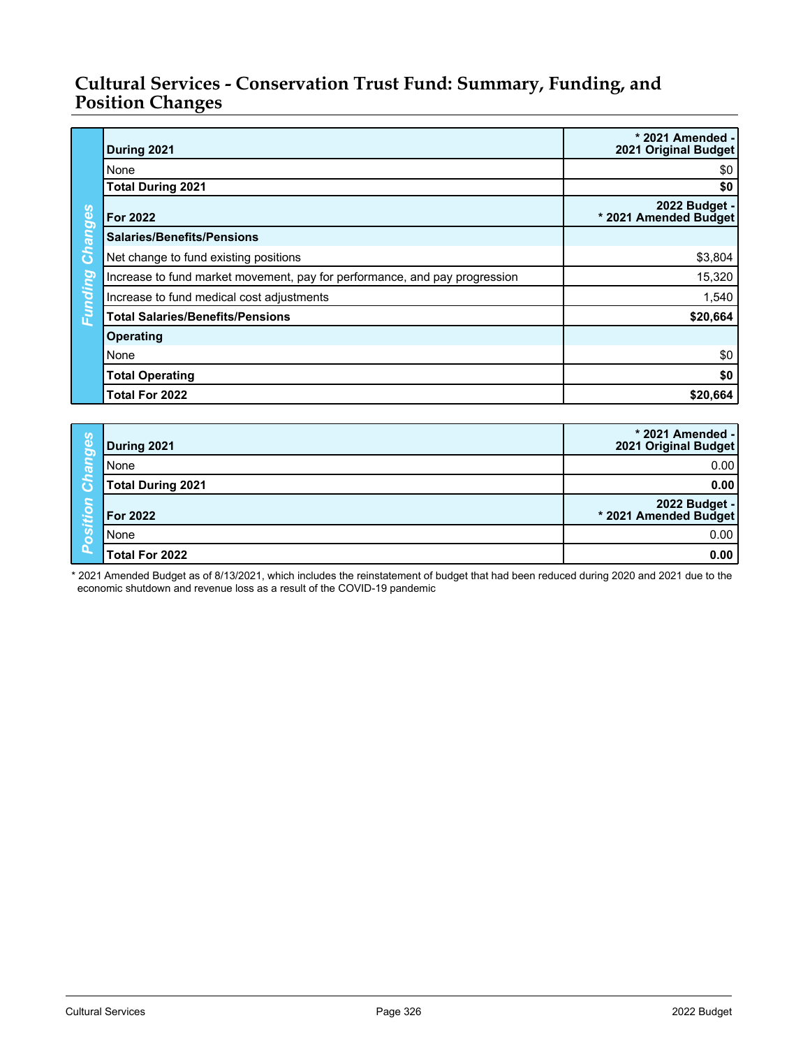## Cultural Services - Conservation Trust Fund: Summary, Funding, and Position Changes

**Funding Changes**

| During 2021 | * 2021 Amended - 2021 Original Budget |
|---|---|
| None | $0 |
| **Total During 2021** | **$0** |
| **For 2022** | **2022 Budget - * 2021 Amended Budget** |
| **Salaries/Benefits/Pensions** | |
| Net change to fund existing positions | $3,804 |
| Increase to fund market movement, pay for performance, and pay progression | 15,320 |
| Increase to fund medical cost adjustments | 1,540 |
| **Total Salaries/Benefits/Pensions** | **$20,664** |
| **Operating** | |
| None | $0 |
| **Total Operating** | **$0** |
| **Total For 2022** | **$20,664** |

**Position Changes**

| During 2021 | * 2021 Amended - 2021 Original Budget |
|---|---|
| None | 0.00 |
| **Total During 2021** | **0.00** |
| **For 2022** | **2022 Budget - * 2021 Amended Budget** |
| None | 0.00 |
| **Total For 2022** | **0.00** |

* 2021 Amended Budget as of 8/13/2021, which includes the reinstatement of budget that had been reduced during 2020 and 2021 due to the economic shutdown and revenue loss as a result of the COVID-19 pandemic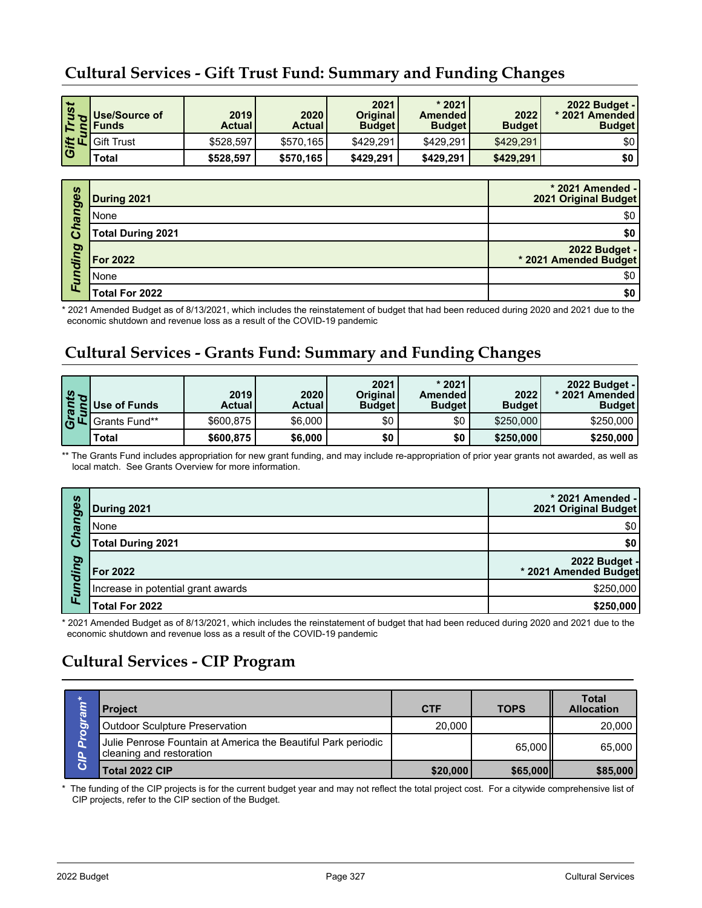## Cultural Services - Gift Trust Fund: Summary and Funding Changes

| Gift Trust Fund | Use/Source of Funds | 2019 Actual | 2020 Actual | 2021 Original Budget | * 2021 Amended Budget | 2022 Budget | 2022 Budget - * 2021 Amended Budget |
|---|---|---|---|---|---|---|---|
| | Gift Trust | $528,597 | $570,165 | $429,291 | $429,291 | $429,291 | $0 |
| | **Total** | **$528,597** | **$570,165** | **$429,291** | **$429,291** | **$429,291** | **$0** |

| Funding Changes | During 2021 | * 2021 Amended - 2021 Original Budget |
|---|---|---|
| | None | $0 |
| | **Total During 2021** | **$0** |
| | **For 2022** | **2022 Budget - * 2021 Amended Budget** |
| | None | $0 |
| | **Total For 2022** | **$0** |

* 2021 Amended Budget as of 8/13/2021, which includes the reinstatement of budget that had been reduced during 2020 and 2021 due to the economic shutdown and revenue loss as a result of the COVID-19 pandemic

## Cultural Services - Grants Fund: Summary and Funding Changes

| Grants Fund | Use of Funds | 2019 Actual | 2020 Actual | 2021 Original Budget | * 2021 Amended Budget | 2022 Budget | 2022 Budget - * 2021 Amended Budget |
|---|---|---|---|---|---|---|---|
| | Grants Fund** | $600,875 | $6,000 | $0 | $0 | $250,000 | $250,000 |
| | **Total** | **$600,875** | **$6,000** | **$0** | **$0** | **$250,000** | **$250,000** |

** The Grants Fund includes appropriation for new grant funding, and may include re-appropriation of prior year grants not awarded, as well as local match. See Grants Overview for more information.

| Funding Changes | During 2021 | * 2021 Amended - 2021 Original Budget |
|---|---|---|
| | None | $0 |
| | **Total During 2021** | **$0** |
| | **For 2022** | **2022 Budget - * 2021 Amended Budget** |
| | Increase in potential grant awards | $250,000 |
| | **Total For 2022** | **$250,000** |

* 2021 Amended Budget as of 8/13/2021, which includes the reinstatement of budget that had been reduced during 2020 and 2021 due to the economic shutdown and revenue loss as a result of the COVID-19 pandemic

## Cultural Services - CIP Program

| CIP Program* | Project | CTF | TOPS | Total Allocation |
|---|---|---|---|---|
| | Outdoor Sculpture Preservation | 20,000 | | 20,000 |
| | Julie Penrose Fountain at America the Beautiful Park periodic cleaning and restoration | | 65,000 | 65,000 |
| | **Total 2022 CIP** | **$20,000** | **$65,000** | **$85,000** |

* The funding of the CIP projects is for the current budget year and may not reflect the total project cost. For a citywide comprehensive list of CIP projects, refer to the CIP section of the Budget.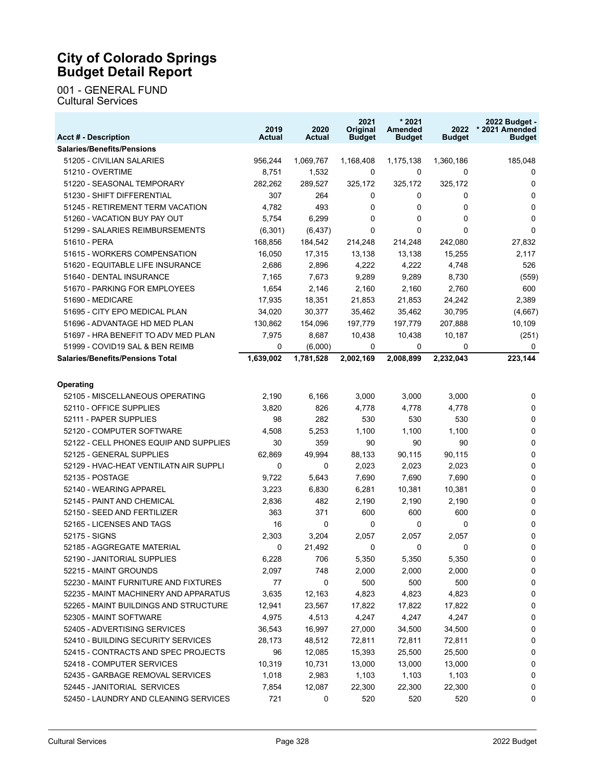# City of Colorado Springs
# Budget Detail Report

001 - GENERAL FUND
Cultural Services

| Acct # - Description | 2019 Actual | 2020 Actual | 2021 Original Budget | * 2021 Amended Budget | 2022 Budget | 2022 Budget - * 2021 Amended Budget |
|---|---|---|---|---|---|---|
| **Salaries/Benefits/Pensions** | | | | | | |
| 51205 - CIVILIAN SALARIES | 956,244 | 1,069,767 | 1,168,408 | 1,175,138 | 1,360,186 | 185,048 |
| 51210 - OVERTIME | 8,751 | 1,532 | 0 | 0 | 0 | 0 |
| 51220 - SEASONAL TEMPORARY | 282,262 | 289,527 | 325,172 | 325,172 | 325,172 | 0 |
| 51230 - SHIFT DIFFERENTIAL | 307 | 264 | 0 | 0 | 0 | 0 |
| 51245 - RETIREMENT TERM VACATION | 4,782 | 493 | 0 | 0 | 0 | 0 |
| 51260 - VACATION BUY PAY OUT | 5,754 | 6,299 | 0 | 0 | 0 | 0 |
| 51299 - SALARIES REIMBURSEMENTS | (6,301) | (6,437) | 0 | 0 | 0 | 0 |
| 51610 - PERA | 168,856 | 184,542 | 214,248 | 214,248 | 242,080 | 27,832 |
| 51615 - WORKERS COMPENSATION | 16,050 | 17,315 | 13,138 | 13,138 | 15,255 | 2,117 |
| 51620 - EQUITABLE LIFE INSURANCE | 2,686 | 2,896 | 4,222 | 4,222 | 4,748 | 526 |
| 51640 - DENTAL INSURANCE | 7,165 | 7,673 | 9,289 | 9,289 | 8,730 | (559) |
| 51670 - PARKING FOR EMPLOYEES | 1,654 | 2,146 | 2,160 | 2,160 | 2,760 | 600 |
| 51690 - MEDICARE | 17,935 | 18,351 | 21,853 | 21,853 | 24,242 | 2,389 |
| 51695 - CITY EPO MEDICAL PLAN | 34,020 | 30,377 | 35,462 | 35,462 | 30,795 | (4,667) |
| 51696 - ADVANTAGE HD MED PLAN | 130,862 | 154,096 | 197,779 | 197,779 | 207,888 | 10,109 |
| 51697 - HRA BENEFIT TO ADV MED PLAN | 7,975 | 8,687 | 10,438 | 10,438 | 10,187 | (251) |
| 51999 - COVID19 SAL & BEN REIMB | 0 | (6,000) | 0 | 0 | 0 | 0 |
| **Salaries/Benefits/Pensions Total** | **1,639,002** | **1,781,528** | **2,002,169** | **2,008,899** | **2,232,043** | **223,144** |
| **Operating** | | | | | | |
| 52105 - MISCELLANEOUS OPERATING | 2,190 | 6,166 | 3,000 | 3,000 | 3,000 | 0 |
| 52110 - OFFICE SUPPLIES | 3,820 | 826 | 4,778 | 4,778 | 4,778 | 0 |
| 52111 - PAPER SUPPLIES | 98 | 282 | 530 | 530 | 530 | 0 |
| 52120 - COMPUTER SOFTWARE | 4,508 | 5,253 | 1,100 | 1,100 | 1,100 | 0 |
| 52122 - CELL PHONES EQUIP AND SUPPLIES | 30 | 359 | 90 | 90 | 90 | 0 |
| 52125 - GENERAL SUPPLIES | 62,869 | 49,994 | 88,133 | 90,115 | 90,115 | 0 |
| 52129 - HVAC-HEAT VENTILATN AIR SUPPLI | 0 | 0 | 2,023 | 2,023 | 2,023 | 0 |
| 52135 - POSTAGE | 9,722 | 5,643 | 7,690 | 7,690 | 7,690 | 0 |
| 52140 - WEARING APPAREL | 3,223 | 6,830 | 6,281 | 10,381 | 10,381 | 0 |
| 52145 - PAINT AND CHEMICAL | 2,836 | 482 | 2,190 | 2,190 | 2,190 | 0 |
| 52150 - SEED AND FERTILIZER | 363 | 371 | 600 | 600 | 600 | 0 |
| 52165 - LICENSES AND TAGS | 16 | 0 | 0 | 0 | 0 | 0 |
| 52175 - SIGNS | 2,303 | 3,204 | 2,057 | 2,057 | 2,057 | 0 |
| 52185 - AGGREGATE MATERIAL | 0 | 21,492 | 0 | 0 | 0 | 0 |
| 52190 - JANITORIAL SUPPLIES | 6,228 | 706 | 5,350 | 5,350 | 5,350 | 0 |
| 52215 - MAINT GROUNDS | 2,097 | 748 | 2,000 | 2,000 | 2,000 | 0 |
| 52230 - MAINT FURNITURE AND FIXTURES | 77 | 0 | 500 | 500 | 500 | 0 |
| 52235 - MAINT MACHINERY AND APPARATUS | 3,635 | 12,163 | 4,823 | 4,823 | 4,823 | 0 |
| 52265 - MAINT BUILDINGS AND STRUCTURE | 12,941 | 23,567 | 17,822 | 17,822 | 17,822 | 0 |
| 52305 - MAINT SOFTWARE | 4,975 | 4,513 | 4,247 | 4,247 | 4,247 | 0 |
| 52405 - ADVERTISING SERVICES | 36,543 | 16,997 | 27,000 | 34,500 | 34,500 | 0 |
| 52410 - BUILDING SECURITY SERVICES | 28,173 | 48,512 | 72,811 | 72,811 | 72,811 | 0 |
| 52415 - CONTRACTS AND SPEC PROJECTS | 96 | 12,085 | 15,393 | 25,500 | 25,500 | 0 |
| 52418 - COMPUTER SERVICES | 10,319 | 10,731 | 13,000 | 13,000 | 13,000 | 0 |
| 52435 - GARBAGE REMOVAL SERVICES | 1,018 | 2,983 | 1,103 | 1,103 | 1,103 | 0 |
| 52445 - JANITORIAL SERVICES | 7,854 | 12,087 | 22,300 | 22,300 | 22,300 | 0 |
| 52450 - LAUNDRY AND CLEANING SERVICES | 721 | 0 | 520 | 520 | 520 | 0 |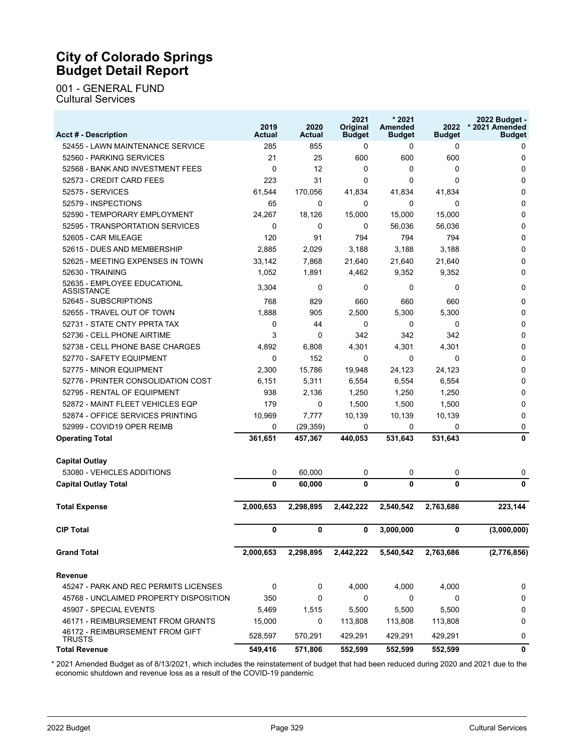# City of Colorado Springs
# Budget Detail Report

001 - GENERAL FUND
Cultural Services

| Acct # - Description | 2019 Actual | 2020 Actual | 2021 Original Budget | * 2021 Amended Budget | 2022 Budget | 2022 Budget - * 2021 Amended Budget |
|---|---|---|---|---|---|---|
| 52455 - LAWN MAINTENANCE SERVICE | 285 | 855 | 0 | 0 | 0 | 0 |
| 52560 - PARKING SERVICES | 21 | 25 | 600 | 600 | 600 | 0 |
| 52568 - BANK AND INVESTMENT FEES | 0 | 12 | 0 | 0 | 0 | 0 |
| 52573 - CREDIT CARD FEES | 223 | 31 | 0 | 0 | 0 | 0 |
| 52575 - SERVICES | 61,544 | 170,056 | 41,834 | 41,834 | 41,834 | 0 |
| 52579 - INSPECTIONS | 65 | 0 | 0 | 0 | 0 | 0 |
| 52590 - TEMPORARY EMPLOYMENT | 24,267 | 18,126 | 15,000 | 15,000 | 15,000 | 0 |
| 52595 - TRANSPORTATION SERVICES | 0 | 0 | 0 | 56,036 | 56,036 | 0 |
| 52605 - CAR MILEAGE | 120 | 91 | 794 | 794 | 794 | 0 |
| 52615 - DUES AND MEMBERSHIP | 2,885 | 2,029 | 3,188 | 3,188 | 3,188 | 0 |
| 52625 - MEETING EXPENSES IN TOWN | 33,142 | 7,868 | 21,640 | 21,640 | 21,640 | 0 |
| 52630 - TRAINING | 1,052 | 1,891 | 4,462 | 9,352 | 9,352 | 0 |
| 52635 - EMPLOYEE EDUCATIONL ASSISTANCE | 3,304 | 0 | 0 | 0 | 0 | 0 |
| 52645 - SUBSCRIPTIONS | 768 | 829 | 660 | 660 | 660 | 0 |
| 52655 - TRAVEL OUT OF TOWN | 1,888 | 905 | 2,500 | 5,300 | 5,300 | 0 |
| 52731 - STATE CNTY PPRTA TAX | 0 | 44 | 0 | 0 | 0 | 0 |
| 52736 - CELL PHONE AIRTIME | 3 | 0 | 342 | 342 | 342 | 0 |
| 52738 - CELL PHONE BASE CHARGES | 4,892 | 6,808 | 4,301 | 4,301 | 4,301 | 0 |
| 52770 - SAFETY EQUIPMENT | 0 | 152 | 0 | 0 | 0 | 0 |
| 52775 - MINOR EQUIPMENT | 2,300 | 15,786 | 19,948 | 24,123 | 24,123 | 0 |
| 52776 - PRINTER CONSOLIDATION COST | 6,151 | 5,311 | 6,554 | 6,554 | 6,554 | 0 |
| 52795 - RENTAL OF EQUIPMENT | 938 | 2,136 | 1,250 | 1,250 | 1,250 | 0 |
| 52872 - MAINT FLEET VEHICLES EQP | 179 | 0 | 1,500 | 1,500 | 1,500 | 0 |
| 52874 - OFFICE SERVICES PRINTING | 10,969 | 7,777 | 10,139 | 10,139 | 10,139 | 0 |
| 52999 - COVID19 OPER REIMB | 0 | (29,359) | 0 | 0 | 0 | 0 |
| **Operating Total** | **361,651** | **457,367** | **440,053** | **531,643** | **531,643** | **0** |
| **Capital Outlay** | | | | | | |
| 53080 - VEHICLES ADDITIONS | 0 | 60,000 | 0 | 0 | 0 | 0 |
| **Capital Outlay Total** | **0** | **60,000** | **0** | **0** | **0** | **0** |
| **Total Expense** | **2,000,653** | **2,298,895** | **2,442,222** | **2,540,542** | **2,763,686** | **223,144** |
| **CIP Total** | **0** | **0** | **0** | **3,000,000** | **0** | **(3,000,000)** |
| **Grand Total** | **2,000,653** | **2,298,895** | **2,442,222** | **5,540,542** | **2,763,686** | **(2,776,856)** |
| **Revenue** | | | | | | |
| 45247 - PARK AND REC PERMITS LICENSES | 0 | 0 | 4,000 | 4,000 | 4,000 | 0 |
| 45768 - UNCLAIMED PROPERTY DISPOSITION | 350 | 0 | 0 | 0 | 0 | 0 |
| 45907 - SPECIAL EVENTS | 5,469 | 1,515 | 5,500 | 5,500 | 5,500 | 0 |
| 46171 - REIMBURSEMENT FROM GRANTS | 15,000 | 0 | 113,808 | 113,808 | 113,808 | 0 |
| 46172 - REIMBURSEMENT FROM GIFT TRUSTS | 528,597 | 570,291 | 429,291 | 429,291 | 429,291 | 0 |
| **Total Revenue** | **549,416** | **571,806** | **552,599** | **552,599** | **552,599** | **0** |

\* 2021 Amended Budget as of 8/13/2021, which includes the reinstatement of budget that had been reduced during 2020 and 2021 due to the economic shutdown and revenue loss as a result of the COVID-19 pandemic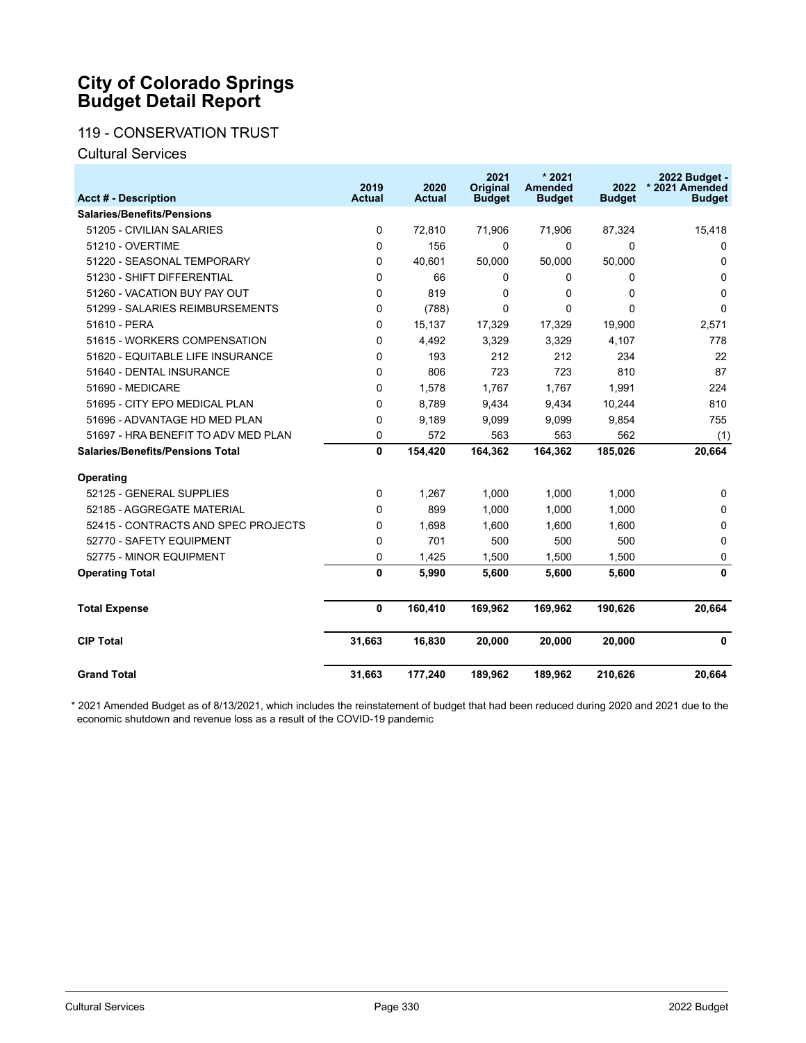# City of Colorado Springs
# Budget Detail Report

## 119 - CONSERVATION TRUST

### Cultural Services

| Acct # - Description | 2019 Actual | 2020 Actual | 2021 Original Budget | * 2021 Amended Budget | 2022 Budget | 2022 Budget - * 2021 Amended Budget |
|---|---|---|---|---|---|---|
| **Salaries/Benefits/Pensions** | | | | | | |
| 51205 - CIVILIAN SALARIES | 0 | 72,810 | 71,906 | 71,906 | 87,324 | 15,418 |
| 51210 - OVERTIME | 0 | 156 | 0 | 0 | 0 | 0 |
| 51220 - SEASONAL TEMPORARY | 0 | 40,601 | 50,000 | 50,000 | 50,000 | 0 |
| 51230 - SHIFT DIFFERENTIAL | 0 | 66 | 0 | 0 | 0 | 0 |
| 51260 - VACATION BUY PAY OUT | 0 | 819 | 0 | 0 | 0 | 0 |
| 51299 - SALARIES REIMBURSEMENTS | 0 | (788) | 0 | 0 | 0 | 0 |
| 51610 - PERA | 0 | 15,137 | 17,329 | 17,329 | 19,900 | 2,571 |
| 51615 - WORKERS COMPENSATION | 0 | 4,492 | 3,329 | 3,329 | 4,107 | 778 |
| 51620 - EQUITABLE LIFE INSURANCE | 0 | 193 | 212 | 212 | 234 | 22 |
| 51640 - DENTAL INSURANCE | 0 | 806 | 723 | 723 | 810 | 87 |
| 51690 - MEDICARE | 0 | 1,578 | 1,767 | 1,767 | 1,991 | 224 |
| 51695 - CITY EPO MEDICAL PLAN | 0 | 8,789 | 9,434 | 9,434 | 10,244 | 810 |
| 51696 - ADVANTAGE HD MED PLAN | 0 | 9,189 | 9,099 | 9,099 | 9,854 | 755 |
| 51697 - HRA BENEFIT TO ADV MED PLAN | 0 | 572 | 563 | 563 | 562 | (1) |
| **Salaries/Benefits/Pensions Total** | **0** | **154,420** | **164,362** | **164,362** | **185,026** | **20,664** |
| **Operating** | | | | | | |
| 52125 - GENERAL SUPPLIES | 0 | 1,267 | 1,000 | 1,000 | 1,000 | 0 |
| 52185 - AGGREGATE MATERIAL | 0 | 899 | 1,000 | 1,000 | 1,000 | 0 |
| 52415 - CONTRACTS AND SPEC PROJECTS | 0 | 1,698 | 1,600 | 1,600 | 1,600 | 0 |
| 52770 - SAFETY EQUIPMENT | 0 | 701 | 500 | 500 | 500 | 0 |
| 52775 - MINOR EQUIPMENT | 0 | 1,425 | 1,500 | 1,500 | 1,500 | 0 |
| **Operating Total** | **0** | **5,990** | **5,600** | **5,600** | **5,600** | **0** |
| **Total Expense** | **0** | **160,410** | **169,962** | **169,962** | **190,626** | **20,664** |
| **CIP Total** | **31,663** | **16,830** | **20,000** | **20,000** | **20,000** | **0** |
| **Grand Total** | **31,663** | **177,240** | **189,962** | **189,962** | **210,626** | **20,664** |

* 2021 Amended Budget as of 8/13/2021, which includes the reinstatement of budget that had been reduced during 2020 and 2021 due to the economic shutdown and revenue loss as a result of the COVID-19 pandemic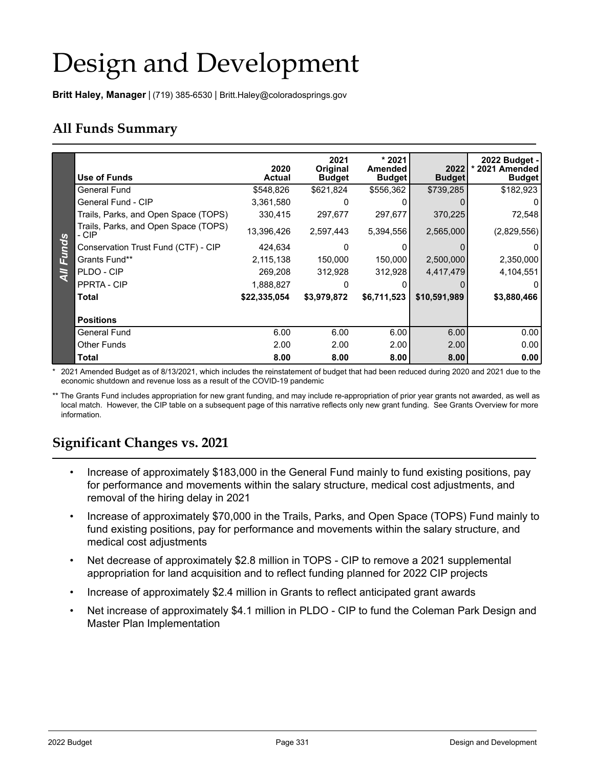# Design and Development

**Britt Haley, Manager** | (719) 385-6530 | Britt.Haley@coloradosprings.gov

## All Funds Summary

| Use of Funds | 2020 Actual | 2021 Original Budget | * 2021 Amended Budget | 2022 Budget | 2022 Budget - * 2021 Amended Budget |
|---|---|---|---|---|---|
| General Fund | $548,826 | $621,824 | $556,362 | $739,285 | $182,923 |
| General Fund - CIP | 3,361,580 | 0 | 0 | 0 | 0 |
| Trails, Parks, and Open Space (TOPS) | 330,415 | 297,677 | 297,677 | 370,225 | 72,548 |
| Trails, Parks, and Open Space (TOPS) - CIP | 13,396,426 | 2,597,443 | 5,394,556 | 2,565,000 | (2,829,556) |
| Conservation Trust Fund (CTF) - CIP | 424,634 | 0 | 0 | 0 | 0 |
| Grants Fund** | 2,115,138 | 150,000 | 150,000 | 2,500,000 | 2,350,000 |
| PLDO - CIP | 269,208 | 312,928 | 312,928 | 4,417,479 | 4,104,551 |
| PPRTA - CIP | 1,888,827 | 0 | 0 | 0 | 0 |
| **Total** | **$22,335,054** | **$3,979,872** | **$6,711,523** | **$10,591,989** | **$3,880,466** |
| **Positions** | | | | | |
| General Fund | 6.00 | 6.00 | 6.00 | 6.00 | 0.00 |
| Other Funds | 2.00 | 2.00 | 2.00 | 2.00 | 0.00 |
| **Total** | **8.00** | **8.00** | **8.00** | **8.00** | **0.00** |

\* 2021 Amended Budget as of 8/13/2021, which includes the reinstatement of budget that had been reduced during 2020 and 2021 due to the economic shutdown and revenue loss as a result of the COVID-19 pandemic

** The Grants Fund includes appropriation for new grant funding, and may include re-appropriation of prior year grants not awarded, as well as local match. However, the CIP table on a subsequent page of this narrative reflects only new grant funding. See Grants Overview for more information.

## Significant Changes vs. 2021

- Increase of approximately $183,000 in the General Fund mainly to fund existing positions, pay for performance and movements within the salary structure, medical cost adjustments, and removal of the hiring delay in 2021
- Increase of approximately $70,000 in the Trails, Parks, and Open Space (TOPS) Fund mainly to fund existing positions, pay for performance and movements within the salary structure, and medical cost adjustments
- Net decrease of approximately $2.8 million in TOPS - CIP to remove a 2021 supplemental appropriation for land acquisition and to reflect funding planned for 2022 CIP projects
- Increase of approximately $2.4 million in Grants to reflect anticipated grant awards
- Net increase of approximately $4.1 million in PLDO - CIP to fund the Coleman Park Design and Master Plan Implementation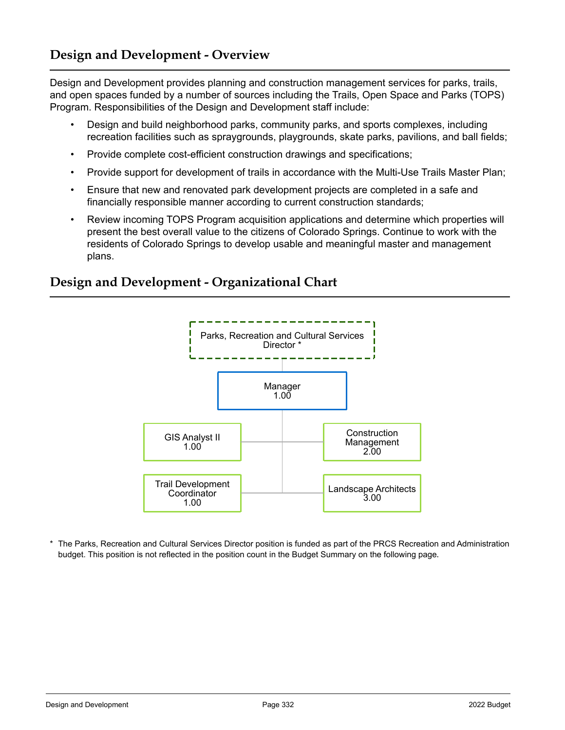## Design and Development - Overview

Design and Development provides planning and construction management services for parks, trails, and open spaces funded by a number of sources including the Trails, Open Space and Parks (TOPS) Program. Responsibilities of the Design and Development staff include:

- Design and build neighborhood parks, community parks, and sports complexes, including recreation facilities such as spraygrounds, playgrounds, skate parks, pavilions, and ball fields;
- Provide complete cost-efficient construction drawings and specifications;
- Provide support for development of trails in accordance with the Multi-Use Trails Master Plan;
- Ensure that new and renovated park development projects are completed in a safe and financially responsible manner according to current construction standards;
- Review incoming TOPS Program acquisition applications and determine which properties will present the best overall value to the citizens of Colorado Springs. Continue to work with the residents of Colorado Springs to develop usable and meaningful master and management plans.

## Design and Development - Organizational Chart

Parks, Recreation and Cultural Services Director *

Manager 1.00

GIS Analyst II 1.00

Construction Management 2.00

Trail Development Coordinator 1.00

Landscape Architects 3.00

* The Parks, Recreation and Cultural Services Director position is funded as part of the PRCS Recreation and Administration budget. This position is not reflected in the position count in the Budget Summary on the following page.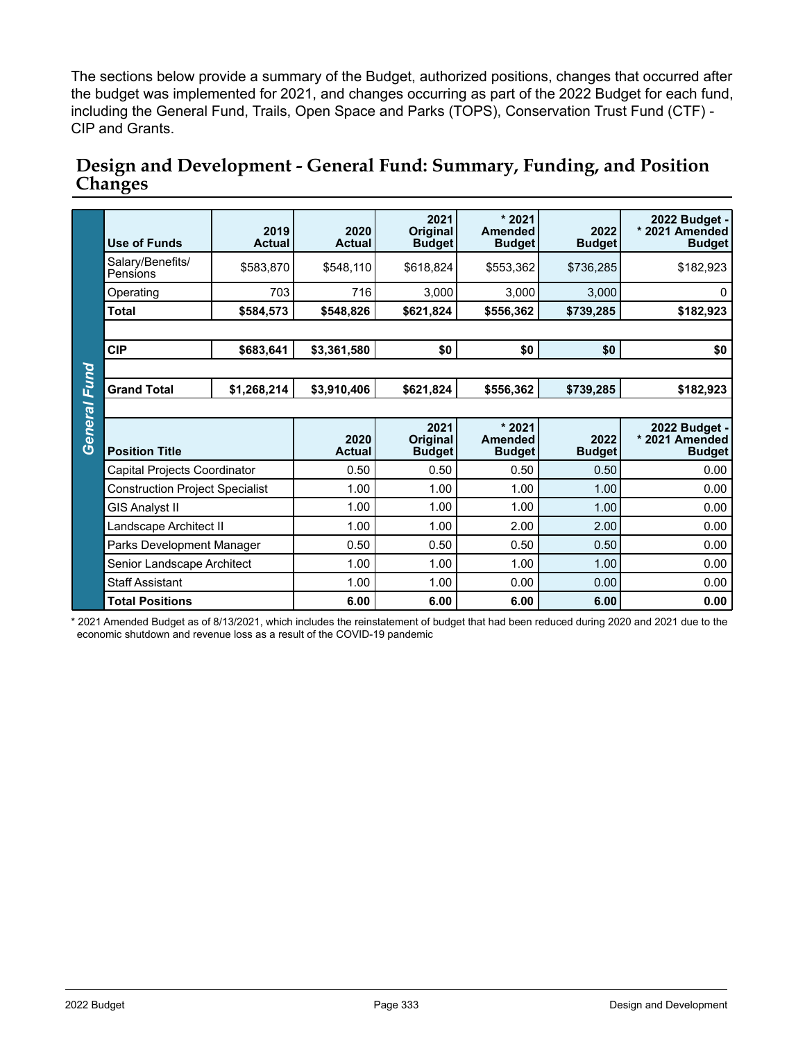The sections below provide a summary of the Budget, authorized positions, changes that occurred after the budget was implemented for 2021, and changes occurring as part of the 2022 Budget for each fund, including the General Fund, Trails, Open Space and Parks (TOPS), Conservation Trust Fund (CTF) - CIP and Grants.

## Design and Development - General Fund: Summary, Funding, and Position Changes

**General Fund**

| Use of Funds | 2019 Actual | 2020 Actual | 2021 Original Budget | * 2021 Amended Budget | 2022 Budget | 2022 Budget - * 2021 Amended Budget |
|---|---|---|---|---|---|---|
| Salary/Benefits/ Pensions | $583,870 | $548,110 | $618,824 | $553,362 | $736,285 | $182,923 |
| Operating | 703 | 716 | 3,000 | 3,000 | 3,000 | 0 |
| **Total** | **$584,573** | **$548,826** | **$621,824** | **$556,362** | **$739,285** | **$182,923** |
| | | | | | | |
| **CIP** | **$683,641** | **$3,361,580** | **$0** | **$0** | **$0** | **$0** |
| | | | | | | |
| **Grand Total** | **$1,268,214** | **$3,910,406** | **$621,824** | **$556,362** | **$739,285** | **$182,923** |

| Position Title | 2020 Actual | 2021 Original Budget | * 2021 Amended Budget | 2022 Budget | 2022 Budget - * 2021 Amended Budget |
|---|---|---|---|---|---|
| Capital Projects Coordinator | 0.50 | 0.50 | 0.50 | 0.50 | 0.00 |
| Construction Project Specialist | 1.00 | 1.00 | 1.00 | 1.00 | 0.00 |
| GIS Analyst II | 1.00 | 1.00 | 1.00 | 1.00 | 0.00 |
| Landscape Architect II | 1.00 | 1.00 | 2.00 | 2.00 | 0.00 |
| Parks Development Manager | 0.50 | 0.50 | 0.50 | 0.50 | 0.00 |
| Senior Landscape Architect | 1.00 | 1.00 | 1.00 | 1.00 | 0.00 |
| Staff Assistant | 1.00 | 1.00 | 0.00 | 0.00 | 0.00 |
| **Total Positions** | **6.00** | **6.00** | **6.00** | **6.00** | **0.00** |

* 2021 Amended Budget as of 8/13/2021, which includes the reinstatement of budget that had been reduced during 2020 and 2021 due to the economic shutdown and revenue loss as a result of the COVID-19 pandemic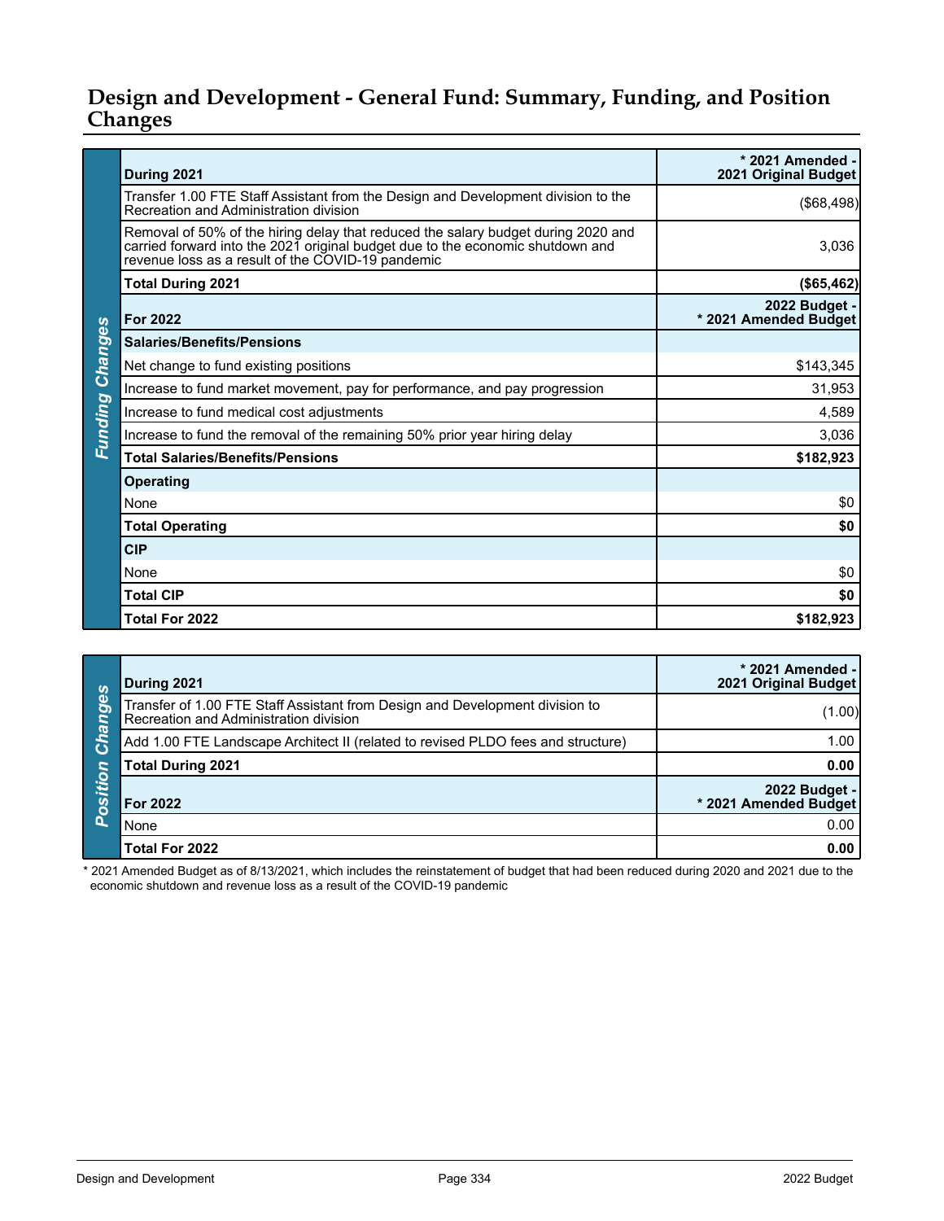## Design and Development - General Fund: Summary, Funding, and Position Changes

### Funding Changes

| During 2021 | * 2021 Amended - 2021 Original Budget |
|---|---|
| Transfer 1.00 FTE Staff Assistant from the Design and Development division to the Recreation and Administration division | ($68,498) |
| Removal of 50% of the hiring delay that reduced the salary budget during 2020 and carried forward into the 2021 original budget due to the economic shutdown and revenue loss as a result of the COVID-19 pandemic | 3,036 |
| **Total During 2021** | **($65,462)** |
| **For 2022** | **2022 Budget - * 2021 Amended Budget** |
| **Salaries/Benefits/Pensions** | |
| Net change to fund existing positions | $143,345 |
| Increase to fund market movement, pay for performance, and pay progression | 31,953 |
| Increase to fund medical cost adjustments | 4,589 |
| Increase to fund the removal of the remaining 50% prior year hiring delay | 3,036 |
| **Total Salaries/Benefits/Pensions** | **$182,923** |
| **Operating** | |
| None | $0 |
| **Total Operating** | **$0** |
| **CIP** | |
| None | $0 |
| **Total CIP** | **$0** |
| **Total For 2022** | **$182,923** |

### Position Changes

| During 2021 | * 2021 Amended - 2021 Original Budget |
|---|---|
| Transfer of 1.00 FTE Staff Assistant from Design and Development division to Recreation and Administration division | (1.00) |
| Add 1.00 FTE Landscape Architect II (related to revised PLDO fees and structure) | 1.00 |
| **Total During 2021** | **0.00** |
| **For 2022** | **2022 Budget - * 2021 Amended Budget** |
| None | 0.00 |
| **Total For 2022** | **0.00** |

* 2021 Amended Budget as of 8/13/2021, which includes the reinstatement of budget that had been reduced during 2020 and 2021 due to the economic shutdown and revenue loss as a result of the COVID-19 pandemic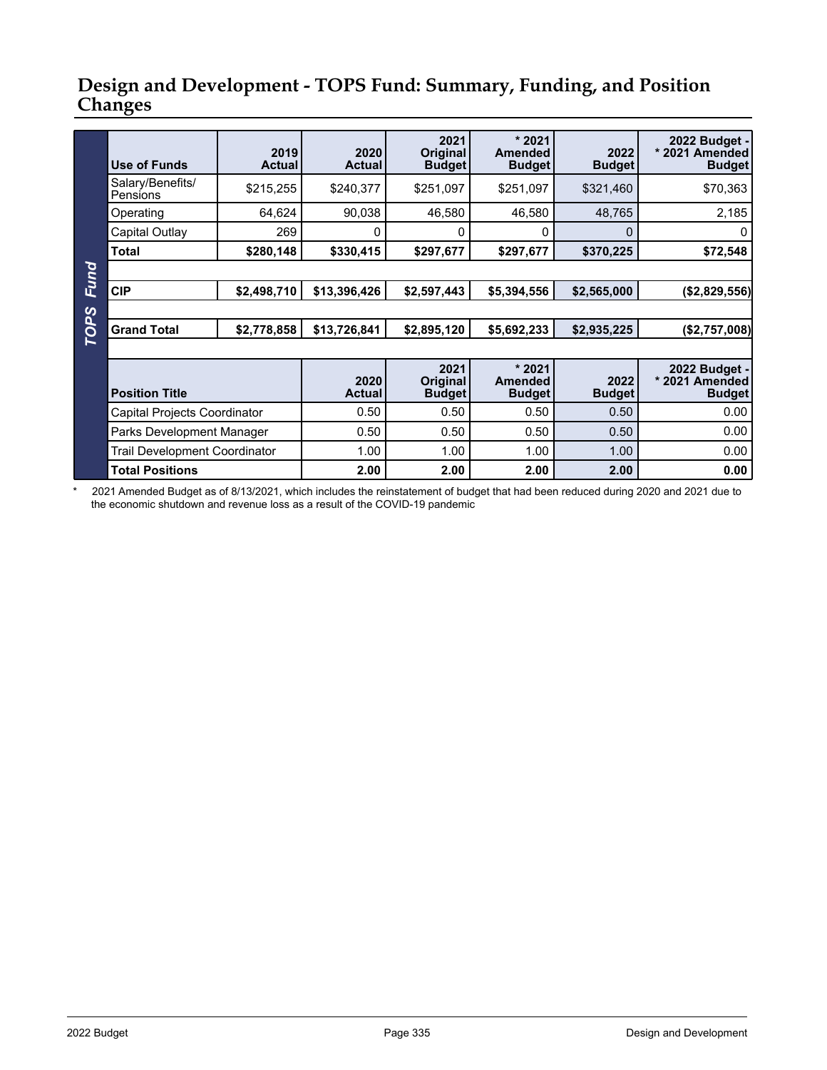## Design and Development - TOPS Fund: Summary, Funding, and Position Changes

**TOPS Fund**

| Use of Funds | 2019 Actual | 2020 Actual | 2021 Original Budget | * 2021 Amended Budget | 2022 Budget | 2022 Budget - * 2021 Amended Budget |
|---|---|---|---|---|---|---|
| Salary/Benefits/ Pensions | $215,255 | $240,377 | $251,097 | $251,097 | $321,460 | $70,363 |
| Operating | 64,624 | 90,038 | 46,580 | 46,580 | 48,765 | 2,185 |
| Capital Outlay | 269 | 0 | 0 | 0 | 0 | 0 |
| **Total** | **$280,148** | **$330,415** | **$297,677** | **$297,677** | **$370,225** | **$72,548** |
| | | | | | | |
| **CIP** | **$2,498,710** | **$13,396,426** | **$2,597,443** | **$5,394,556** | **$2,565,000** | **($2,829,556)** |
| | | | | | | |
| **Grand Total** | **$2,778,858** | **$13,726,841** | **$2,895,120** | **$5,692,233** | **$2,935,225** | **($2,757,008)** |

| Position Title | 2020 Actual | 2021 Original Budget | * 2021 Amended Budget | 2022 Budget | 2022 Budget - * 2021 Amended Budget |
|---|---|---|---|---|---|
| Capital Projects Coordinator | 0.50 | 0.50 | 0.50 | 0.50 | 0.00 |
| Parks Development Manager | 0.50 | 0.50 | 0.50 | 0.50 | 0.00 |
| Trail Development Coordinator | 1.00 | 1.00 | 1.00 | 1.00 | 0.00 |
| **Total Positions** | **2.00** | **2.00** | **2.00** | **2.00** | **0.00** |

\* 2021 Amended Budget as of 8/13/2021, which includes the reinstatement of budget that had been reduced during 2020 and 2021 due to the economic shutdown and revenue loss as a result of the COVID-19 pandemic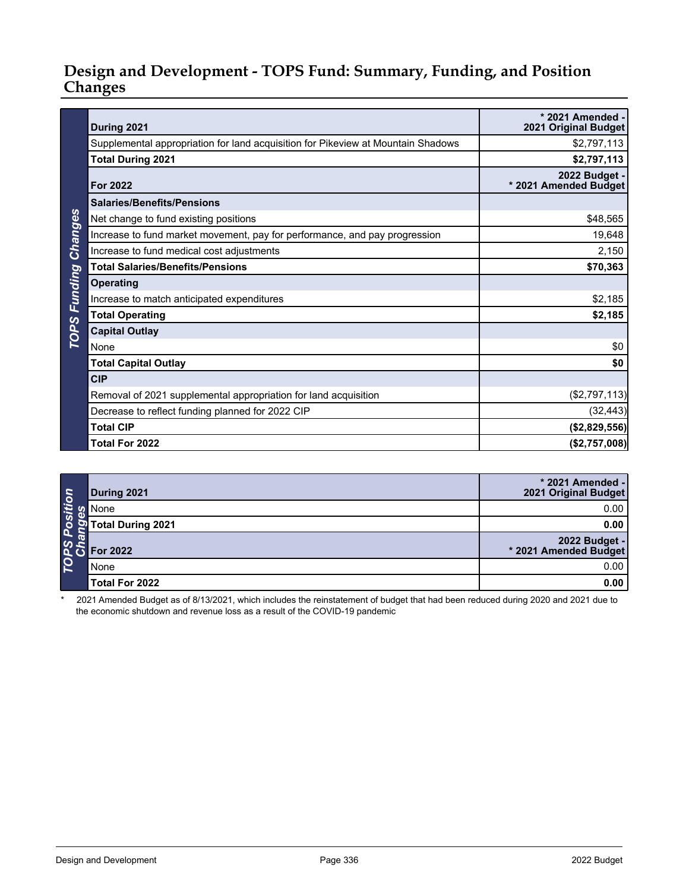## Design and Development - TOPS Fund: Summary, Funding, and Position Changes

| TOPS Funding Changes | During 2021 | * 2021 Amended - 2021 Original Budget |
|---|---|---|
| | Supplemental appropriation for land acquisition for Pikeview at Mountain Shadows | $2,797,113 |
| | **Total During 2021** | **$2,797,113** |
| | **For 2022** | **2022 Budget - * 2021 Amended Budget** |
| | **Salaries/Benefits/Pensions** | |
| | Net change to fund existing positions | $48,565 |
| | Increase to fund market movement, pay for performance, and pay progression | 19,648 |
| | Increase to fund medical cost adjustments | 2,150 |
| | **Total Salaries/Benefits/Pensions** | **$70,363** |
| | **Operating** | |
| | Increase to match anticipated expenditures | $2,185 |
| | **Total Operating** | **$2,185** |
| | **Capital Outlay** | |
| | None | $0 |
| | **Total Capital Outlay** | **$0** |
| | **CIP** | |
| | Removal of 2021 supplemental appropriation for land acquisition | ($2,797,113) |
| | Decrease to reflect funding planned for 2022 CIP | (32,443) |
| | **Total CIP** | **($2,829,556)** |
| | **Total For 2022** | **($2,757,008)** |

| TOPS Position Changes | During 2021 | * 2021 Amended - 2021 Original Budget |
|---|---|---|
| | None | 0.00 |
| | **Total During 2021** | **0.00** |
| | **For 2022** | **2022 Budget - * 2021 Amended Budget** |
| | None | 0.00 |
| | **Total For 2022** | **0.00** |

\* 2021 Amended Budget as of 8/13/2021, which includes the reinstatement of budget that had been reduced during 2020 and 2021 due to the economic shutdown and revenue loss as a result of the COVID-19 pandemic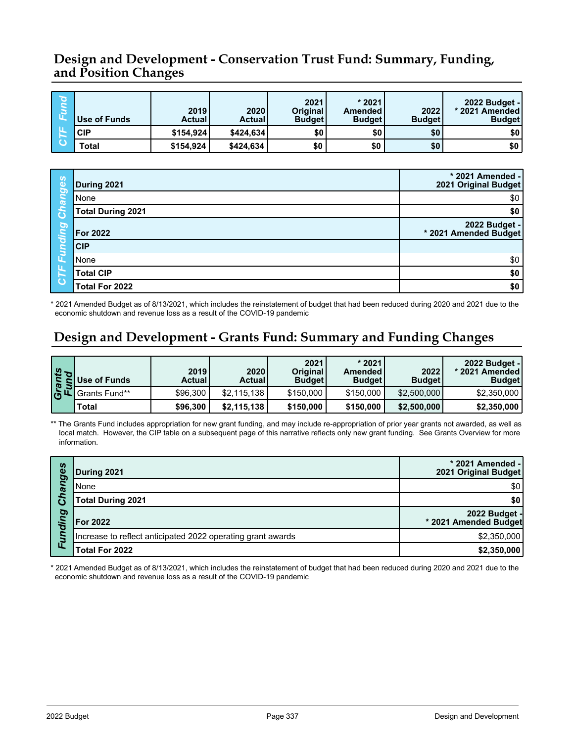## Design and Development - Conservation Trust Fund: Summary, Funding, and Position Changes

| CTF Fund | Use of Funds | 2019 Actual | 2020 Actual | 2021 Original Budget | * 2021 Amended Budget | 2022 Budget | 2022 Budget - * 2021 Amended Budget |
|---|---|---|---|---|---|---|---|
| | **CIP** | **$154,924** | **$424,634** | **$0** | **$0** | **$0** | **$0** |
| | **Total** | **$154,924** | **$424,634** | **$0** | **$0** | **$0** | **$0** |

| CTF Funding Changes | | |
|---|---|---|
| | **During 2021** | **\* 2021 Amended - 2021 Original Budget** |
| | None | $0 |
| | **Total During 2021** | **$0** |
| | **For 2022** | **2022 Budget - * 2021 Amended Budget** |
| | **CIP** | |
| | None | $0 |
| | **Total CIP** | **$0** |
| | **Total For 2022** | **$0** |

\* 2021 Amended Budget as of 8/13/2021, which includes the reinstatement of budget that had been reduced during 2020 and 2021 due to the economic shutdown and revenue loss as a result of the COVID-19 pandemic

## Design and Development - Grants Fund: Summary and Funding Changes

| Grants Fund | Use of Funds | 2019 Actual | 2020 Actual | 2021 Original Budget | * 2021 Amended Budget | 2022 Budget | 2022 Budget - * 2021 Amended Budget |
|---|---|---|---|---|---|---|---|
| | Grants Fund** | $96,300 | $2,115,138 | $150,000 | $150,000 | $2,500,000 | $2,350,000 |
| | **Total** | **$96,300** | **$2,115,138** | **$150,000** | **$150,000** | **$2,500,000** | **$2,350,000** |

\*\* The Grants Fund includes appropriation for new grant funding, and may include re-appropriation of prior year grants not awarded, as well as local match. However, the CIP table on a subsequent page of this narrative reflects only new grant funding. See Grants Overview for more information.

| Funding Changes | | |
|---|---|---|
| | **During 2021** | **\* 2021 Amended - 2021 Original Budget** |
| | None | $0 |
| | **Total During 2021** | **$0** |
| | **For 2022** | **2022 Budget - * 2021 Amended Budget** |
| | Increase to reflect anticipated 2022 operating grant awards | $2,350,000 |
| | **Total For 2022** | **$2,350,000** |

\* 2021 Amended Budget as of 8/13/2021, which includes the reinstatement of budget that had been reduced during 2020 and 2021 due to the economic shutdown and revenue loss as a result of the COVID-19 pandemic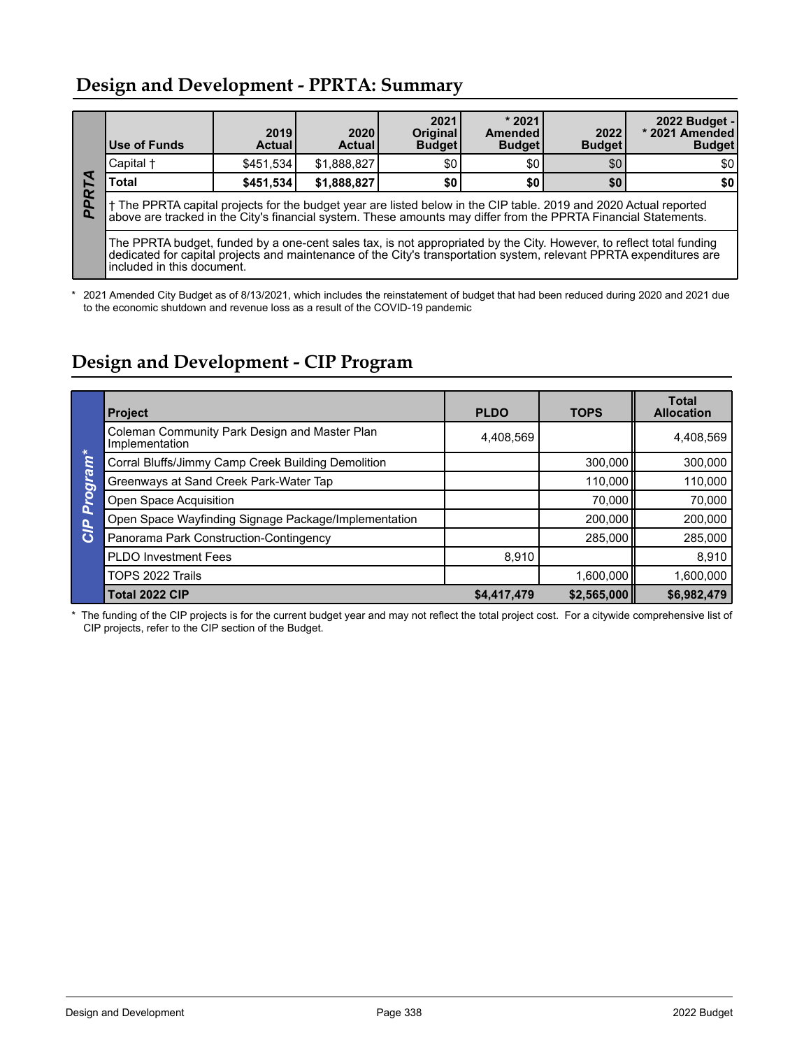## Design and Development - PPRTA: Summary

| PPRTA | Use of Funds | 2019 Actual | 2020 Actual | 2021 Original Budget | * 2021 Amended Budget | 2022 Budget | 2022 Budget - * 2021 Amended Budget |
|---|---|---|---|---|---|---|---|
| | Capital † | $451,534 | $1,888,827 | $0 | $0 | $0 | $0 |
| | **Total** | **$451,534** | **$1,888,827** | **$0** | **$0** | **$0** | **$0** |
| | † The PPRTA capital projects for the budget year are listed below in the CIP table. 2019 and 2020 Actual reported above are tracked in the City's financial system. These amounts may differ from the PPRTA Financial Statements. | | | | | | |
| | The PPRTA budget, funded by a one-cent sales tax, is not appropriated by the City. However, to reflect total funding dedicated for capital projects and maintenance of the City's transportation system, relevant PPRTA expenditures are included in this document. | | | | | | |

\* 2021 Amended City Budget as of 8/13/2021, which includes the reinstatement of budget that had been reduced during 2020 and 2021 due to the economic shutdown and revenue loss as a result of the COVID-19 pandemic

## Design and Development - CIP Program

| CIP Program* | Project | PLDO | TOPS | Total Allocation |
|---|---|---|---|---|
| | Coleman Community Park Design and Master Plan Implementation | 4,408,569 | | 4,408,569 |
| | Corral Bluffs/Jimmy Camp Creek Building Demolition | | 300,000 | 300,000 |
| | Greenways at Sand Creek Park-Water Tap | | 110,000 | 110,000 |
| | Open Space Acquisition | | 70,000 | 70,000 |
| | Open Space Wayfinding Signage Package/Implementation | | 200,000 | 200,000 |
| | Panorama Park Construction-Contingency | | 285,000 | 285,000 |
| | PLDO Investment Fees | 8,910 | | 8,910 |
| | TOPS 2022 Trails | | 1,600,000 | 1,600,000 |
| | **Total 2022 CIP** | **$4,417,479** | **$2,565,000** | **$6,982,479** |

\* The funding of the CIP projects is for the current budget year and may not reflect the total project cost. For a citywide comprehensive list of CIP projects, refer to the CIP section of the Budget.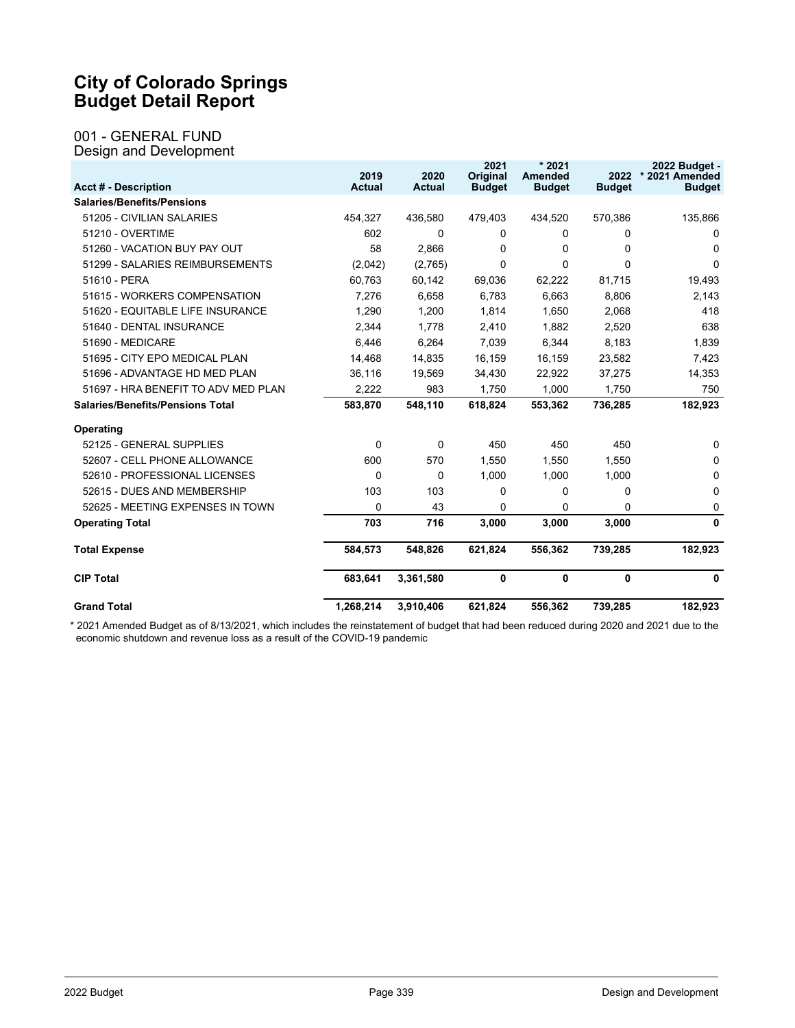# City of Colorado Springs
# Budget Detail Report

## 001 - GENERAL FUND
### Design and Development

| Acct # - Description | 2019 Actual | 2020 Actual | 2021 Original Budget | * 2021 Amended Budget | 2022 Budget | 2022 Budget - * 2021 Amended Budget |
|---|---|---|---|---|---|---|
| **Salaries/Benefits/Pensions** | | | | | | |
| 51205 - CIVILIAN SALARIES | 454,327 | 436,580 | 479,403 | 434,520 | 570,386 | 135,866 |
| 51210 - OVERTIME | 602 | 0 | 0 | 0 | 0 | 0 |
| 51260 - VACATION BUY PAY OUT | 58 | 2,866 | 0 | 0 | 0 | 0 |
| 51299 - SALARIES REIMBURSEMENTS | (2,042) | (2,765) | 0 | 0 | 0 | 0 |
| 51610 - PERA | 60,763 | 60,142 | 69,036 | 62,222 | 81,715 | 19,493 |
| 51615 - WORKERS COMPENSATION | 7,276 | 6,658 | 6,783 | 6,663 | 8,806 | 2,143 |
| 51620 - EQUITABLE LIFE INSURANCE | 1,290 | 1,200 | 1,814 | 1,650 | 2,068 | 418 |
| 51640 - DENTAL INSURANCE | 2,344 | 1,778 | 2,410 | 1,882 | 2,520 | 638 |
| 51690 - MEDICARE | 6,446 | 6,264 | 7,039 | 6,344 | 8,183 | 1,839 |
| 51695 - CITY EPO MEDICAL PLAN | 14,468 | 14,835 | 16,159 | 16,159 | 23,582 | 7,423 |
| 51696 - ADVANTAGE HD MED PLAN | 36,116 | 19,569 | 34,430 | 22,922 | 37,275 | 14,353 |
| 51697 - HRA BENEFIT TO ADV MED PLAN | 2,222 | 983 | 1,750 | 1,000 | 1,750 | 750 |
| **Salaries/Benefits/Pensions Total** | **583,870** | **548,110** | **618,824** | **553,362** | **736,285** | **182,923** |
| **Operating** | | | | | | |
| 52125 - GENERAL SUPPLIES | 0 | 0 | 450 | 450 | 450 | 0 |
| 52607 - CELL PHONE ALLOWANCE | 600 | 570 | 1,550 | 1,550 | 1,550 | 0 |
| 52610 - PROFESSIONAL LICENSES | 0 | 0 | 1,000 | 1,000 | 1,000 | 0 |
| 52615 - DUES AND MEMBERSHIP | 103 | 103 | 0 | 0 | 0 | 0 |
| 52625 - MEETING EXPENSES IN TOWN | 0 | 43 | 0 | 0 | 0 | 0 |
| **Operating Total** | **703** | **716** | **3,000** | **3,000** | **3,000** | **0** |
| **Total Expense** | **584,573** | **548,826** | **621,824** | **556,362** | **739,285** | **182,923** |
| **CIP Total** | **683,641** | **3,361,580** | **0** | **0** | **0** | **0** |
| **Grand Total** | **1,268,214** | **3,910,406** | **621,824** | **556,362** | **739,285** | **182,923** |

* 2021 Amended Budget as of 8/13/2021, which includes the reinstatement of budget that had been reduced during 2020 and 2021 due to the economic shutdown and revenue loss as a result of the COVID-19 pandemic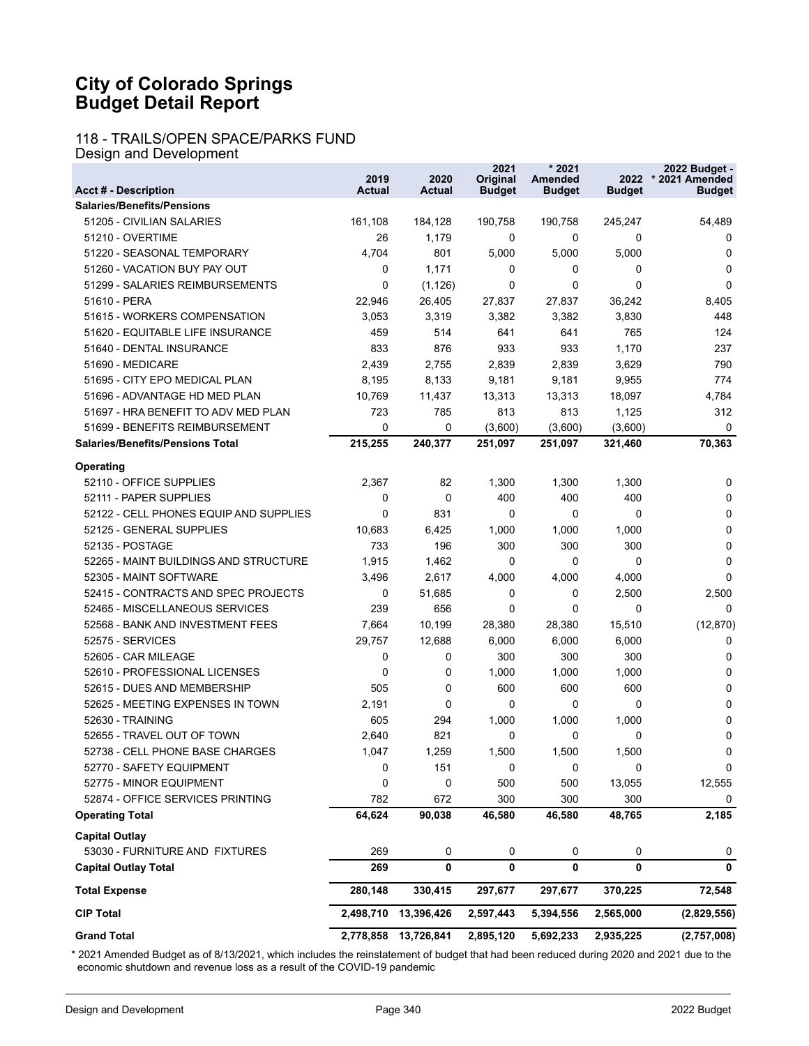# City of Colorado Springs
# Budget Detail Report

## 118 - TRAILS/OPEN SPACE/PARKS FUND
### Design and Development

| Acct # - Description | 2019 Actual | 2020 Actual | 2021 Original Budget | * 2021 Amended Budget | 2022 Budget | 2022 Budget - * 2021 Amended Budget |
|---|---|---|---|---|---|---|
| **Salaries/Benefits/Pensions** | | | | | | |
| 51205 - CIVILIAN SALARIES | 161,108 | 184,128 | 190,758 | 190,758 | 245,247 | 54,489 |
| 51210 - OVERTIME | 26 | 1,179 | 0 | 0 | 0 | 0 |
| 51220 - SEASONAL TEMPORARY | 4,704 | 801 | 5,000 | 5,000 | 5,000 | 0 |
| 51260 - VACATION BUY PAY OUT | 0 | 1,171 | 0 | 0 | 0 | 0 |
| 51299 - SALARIES REIMBURSEMENTS | 0 | (1,126) | 0 | 0 | 0 | 0 |
| 51610 - PERA | 22,946 | 26,405 | 27,837 | 27,837 | 36,242 | 8,405 |
| 51615 - WORKERS COMPENSATION | 3,053 | 3,319 | 3,382 | 3,382 | 3,830 | 448 |
| 51620 - EQUITABLE LIFE INSURANCE | 459 | 514 | 641 | 641 | 765 | 124 |
| 51640 - DENTAL INSURANCE | 833 | 876 | 933 | 933 | 1,170 | 237 |
| 51690 - MEDICARE | 2,439 | 2,755 | 2,839 | 2,839 | 3,629 | 790 |
| 51695 - CITY EPO MEDICAL PLAN | 8,195 | 8,133 | 9,181 | 9,181 | 9,955 | 774 |
| 51696 - ADVANTAGE HD MED PLAN | 10,769 | 11,437 | 13,313 | 13,313 | 18,097 | 4,784 |
| 51697 - HRA BENEFIT TO ADV MED PLAN | 723 | 785 | 813 | 813 | 1,125 | 312 |
| 51699 - BENEFITS REIMBURSEMENT | 0 | 0 | (3,600) | (3,600) | (3,600) | 0 |
| **Salaries/Benefits/Pensions Total** | **215,255** | **240,377** | **251,097** | **251,097** | **321,460** | **70,363** |
| **Operating** | | | | | | |
| 52110 - OFFICE SUPPLIES | 2,367 | 82 | 1,300 | 1,300 | 1,300 | 0 |
| 52111 - PAPER SUPPLIES | 0 | 0 | 400 | 400 | 400 | 0 |
| 52122 - CELL PHONES EQUIP AND SUPPLIES | 0 | 831 | 0 | 0 | 0 | 0 |
| 52125 - GENERAL SUPPLIES | 10,683 | 6,425 | 1,000 | 1,000 | 1,000 | 0 |
| 52135 - POSTAGE | 733 | 196 | 300 | 300 | 300 | 0 |
| 52265 - MAINT BUILDINGS AND STRUCTURE | 1,915 | 1,462 | 0 | 0 | 0 | 0 |
| 52305 - MAINT SOFTWARE | 3,496 | 2,617 | 4,000 | 4,000 | 4,000 | 0 |
| 52415 - CONTRACTS AND SPEC PROJECTS | 0 | 51,685 | 0 | 0 | 2,500 | 2,500 |
| 52465 - MISCELLANEOUS SERVICES | 239 | 656 | 0 | 0 | 0 | 0 |
| 52568 - BANK AND INVESTMENT FEES | 7,664 | 10,199 | 28,380 | 28,380 | 15,510 | (12,870) |
| 52575 - SERVICES | 29,757 | 12,688 | 6,000 | 6,000 | 6,000 | 0 |
| 52605 - CAR MILEAGE | 0 | 0 | 300 | 300 | 300 | 0 |
| 52610 - PROFESSIONAL LICENSES | 0 | 0 | 1,000 | 1,000 | 1,000 | 0 |
| 52615 - DUES AND MEMBERSHIP | 505 | 0 | 600 | 600 | 600 | 0 |
| 52625 - MEETING EXPENSES IN TOWN | 2,191 | 0 | 0 | 0 | 0 | 0 |
| 52630 - TRAINING | 605 | 294 | 1,000 | 1,000 | 1,000 | 0 |
| 52655 - TRAVEL OUT OF TOWN | 2,640 | 821 | 0 | 0 | 0 | 0 |
| 52738 - CELL PHONE BASE CHARGES | 1,047 | 1,259 | 1,500 | 1,500 | 1,500 | 0 |
| 52770 - SAFETY EQUIPMENT | 0 | 151 | 0 | 0 | 0 | 0 |
| 52775 - MINOR EQUIPMENT | 0 | 0 | 500 | 500 | 13,055 | 12,555 |
| 52874 - OFFICE SERVICES PRINTING | 782 | 672 | 300 | 300 | 300 | 0 |
| **Operating Total** | **64,624** | **90,038** | **46,580** | **46,580** | **48,765** | **2,185** |
| **Capital Outlay** | | | | | | |
| 53030 - FURNITURE AND FIXTURES | 269 | 0 | 0 | 0 | 0 | 0 |
| **Capital Outlay Total** | **269** | **0** | **0** | **0** | **0** | **0** |
| **Total Expense** | **280,148** | **330,415** | **297,677** | **297,677** | **370,225** | **72,548** |
| **CIP Total** | **2,498,710** | **13,396,426** | **2,597,443** | **5,394,556** | **2,565,000** | **(2,829,556)** |
| **Grand Total** | **2,778,858** | **13,726,841** | **2,895,120** | **5,692,233** | **2,935,225** | **(2,757,008)** |

* 2021 Amended Budget as of 8/13/2021, which includes the reinstatement of budget that had been reduced during 2020 and 2021 due to the economic shutdown and revenue loss as a result of the COVID-19 pandemic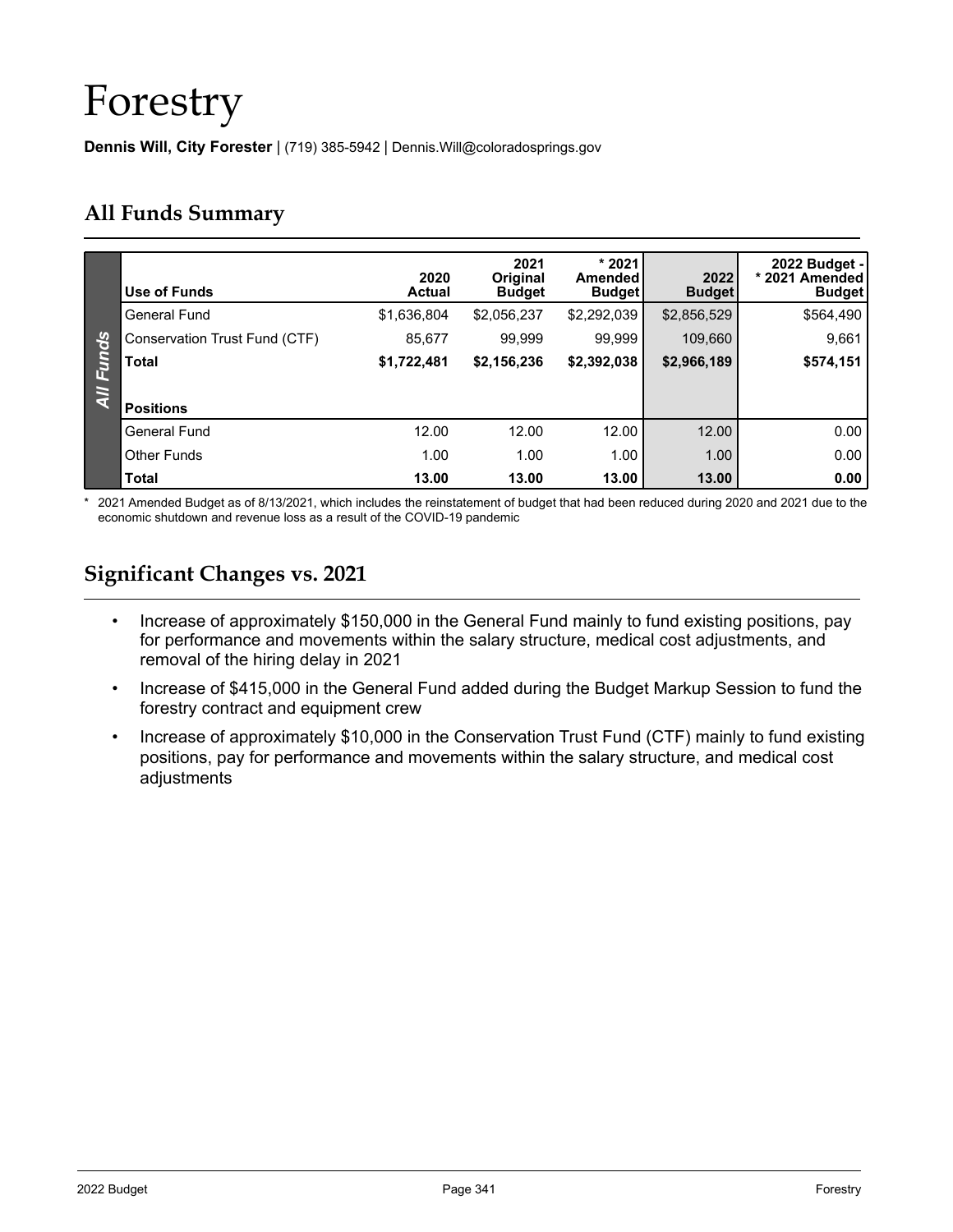# Forestry

**Dennis Will, City Forester** | (719) 385-5942 | Dennis.Will@coloradosprings.gov

## All Funds Summary

| Use of Funds | 2020 Actual | 2021 Original Budget | * 2021 Amended Budget | 2022 Budget | 2022 Budget - * 2021 Amended Budget |
|---|---|---|---|---|---|
| General Fund | $1,636,804 | $2,056,237 | $2,292,039 | $2,856,529 | $564,490 |
| Conservation Trust Fund (CTF) | 85,677 | 99,999 | 99,999 | 109,660 | 9,661 |
| **Total** | **$1,722,481** | **$2,156,236** | **$2,392,038** | **$2,966,189** | **$574,151** |
| **Positions** | | | | | |
| General Fund | 12.00 | 12.00 | 12.00 | 12.00 | 0.00 |
| Other Funds | 1.00 | 1.00 | 1.00 | 1.00 | 0.00 |
| **Total** | **13.00** | **13.00** | **13.00** | **13.00** | **0.00** |

\* 2021 Amended Budget as of 8/13/2021, which includes the reinstatement of budget that had been reduced during 2020 and 2021 due to the economic shutdown and revenue loss as a result of the COVID-19 pandemic

## Significant Changes vs. 2021

- Increase of approximately $150,000 in the General Fund mainly to fund existing positions, pay for performance and movements within the salary structure, medical cost adjustments, and removal of the hiring delay in 2021
- Increase of $415,000 in the General Fund added during the Budget Markup Session to fund the forestry contract and equipment crew
- Increase of approximately $10,000 in the Conservation Trust Fund (CTF) mainly to fund existing positions, pay for performance and movements within the salary structure, and medical cost adjustments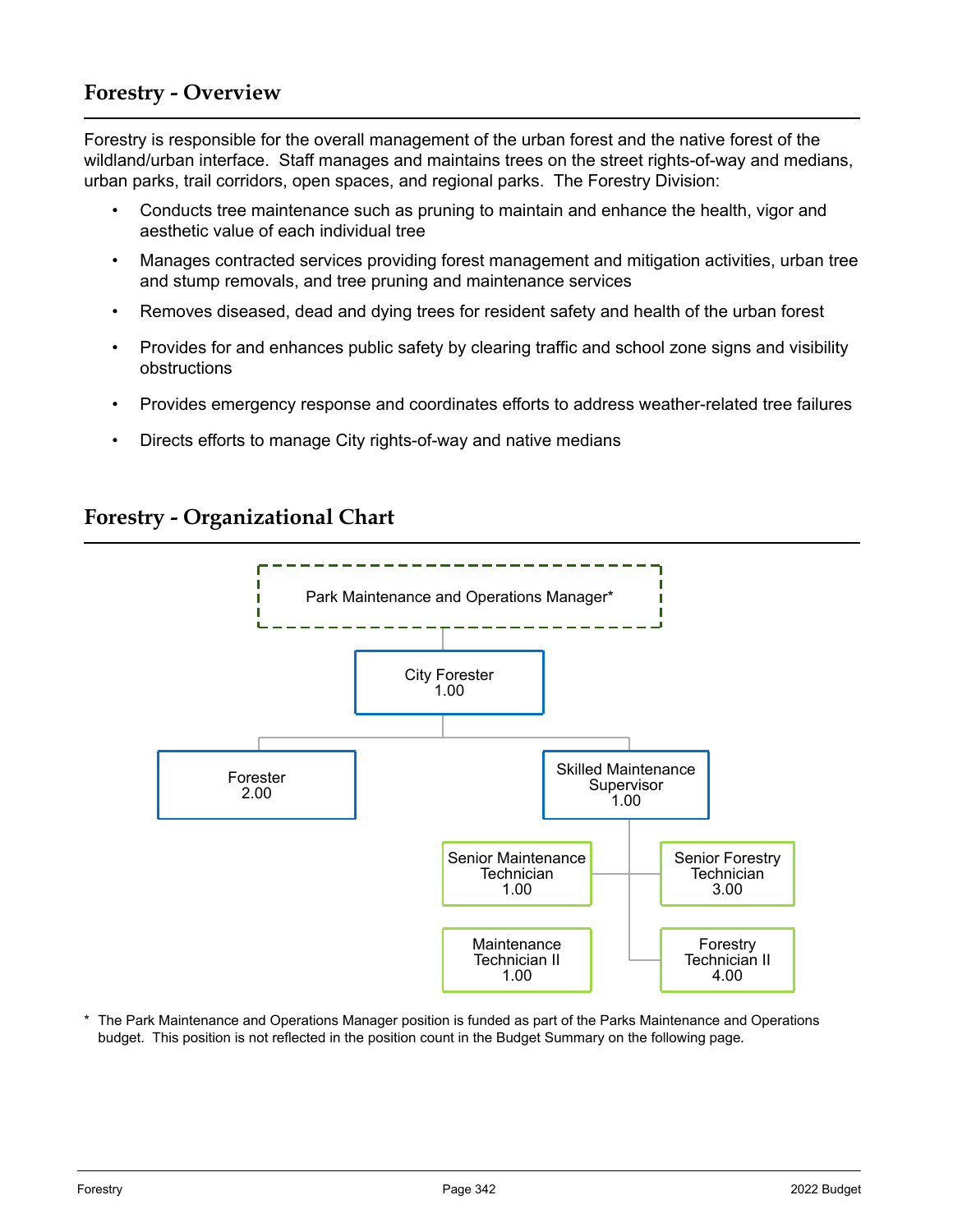## Forestry - Overview

Forestry is responsible for the overall management of the urban forest and the native forest of the wildland/urban interface. Staff manages and maintains trees on the street rights-of-way and medians, urban parks, trail corridors, open spaces, and regional parks. The Forestry Division:

- Conducts tree maintenance such as pruning to maintain and enhance the health, vigor and aesthetic value of each individual tree
- Manages contracted services providing forest management and mitigation activities, urban tree and stump removals, and tree pruning and maintenance services
- Removes diseased, dead and dying trees for resident safety and health of the urban forest
- Provides for and enhances public safety by clearing traffic and school zone signs and visibility obstructions
- Provides emergency response and coordinates efforts to address weather-related tree failures
- Directs efforts to manage City rights-of-way and native medians

## Forestry - Organizational Chart

- Park Maintenance and Operations Manager*
  - City Forester 1.00
    - Forester 2.00
    - Skilled Maintenance Supervisor 1.00
      - Senior Maintenance Technician 1.00
      - Maintenance Technician II 1.00
      - Senior Forestry Technician 3.00
      - Forestry Technician II 4.00

\* The Park Maintenance and Operations Manager position is funded as part of the Parks Maintenance and Operations budget. This position is not reflected in the position count in the Budget Summary on the following page.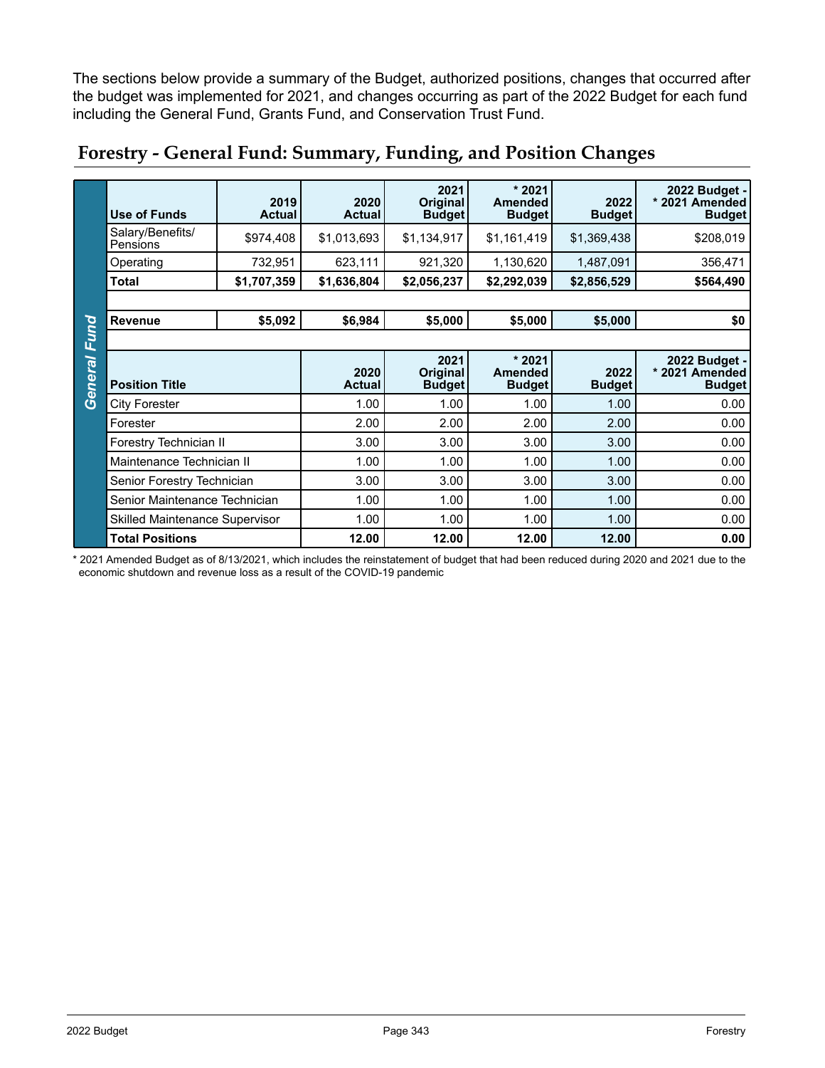The sections below provide a summary of the Budget, authorized positions, changes that occurred after the budget was implemented for 2021, and changes occurring as part of the 2022 Budget for each fund including the General Fund, Grants Fund, and Conservation Trust Fund.

## Forestry - General Fund: Summary, Funding, and Position Changes

**General Fund**

| Use of Funds | 2019 Actual | 2020 Actual | 2021 Original Budget | * 2021 Amended Budget | 2022 Budget | 2022 Budget - * 2021 Amended Budget |
|---|---|---|---|---|---|---|
| Salary/Benefits/ Pensions | $974,408 | $1,013,693 | $1,134,917 | $1,161,419 | $1,369,438 | $208,019 |
| Operating | 732,951 | 623,111 | 921,320 | 1,130,620 | 1,487,091 | 356,471 |
| **Total** | **$1,707,359** | **$1,636,804** | **$2,056,237** | **$2,292,039** | **$2,856,529** | **$564,490** |
| | | | | | | |
| **Revenue** | **$5,092** | **$6,984** | **$5,000** | **$5,000** | **$5,000** | **$0** |

| Position Title | 2020 Actual | 2021 Original Budget | * 2021 Amended Budget | 2022 Budget | 2022 Budget - * 2021 Amended Budget |
|---|---|---|---|---|---|
| City Forester | 1.00 | 1.00 | 1.00 | 1.00 | 0.00 |
| Forester | 2.00 | 2.00 | 2.00 | 2.00 | 0.00 |
| Forestry Technician II | 3.00 | 3.00 | 3.00 | 3.00 | 0.00 |
| Maintenance Technician II | 1.00 | 1.00 | 1.00 | 1.00 | 0.00 |
| Senior Forestry Technician | 3.00 | 3.00 | 3.00 | 3.00 | 0.00 |
| Senior Maintenance Technician | 1.00 | 1.00 | 1.00 | 1.00 | 0.00 |
| Skilled Maintenance Supervisor | 1.00 | 1.00 | 1.00 | 1.00 | 0.00 |
| **Total Positions** | **12.00** | **12.00** | **12.00** | **12.00** | **0.00** |

* 2021 Amended Budget as of 8/13/2021, which includes the reinstatement of budget that had been reduced during 2020 and 2021 due to the economic shutdown and revenue loss as a result of the COVID-19 pandemic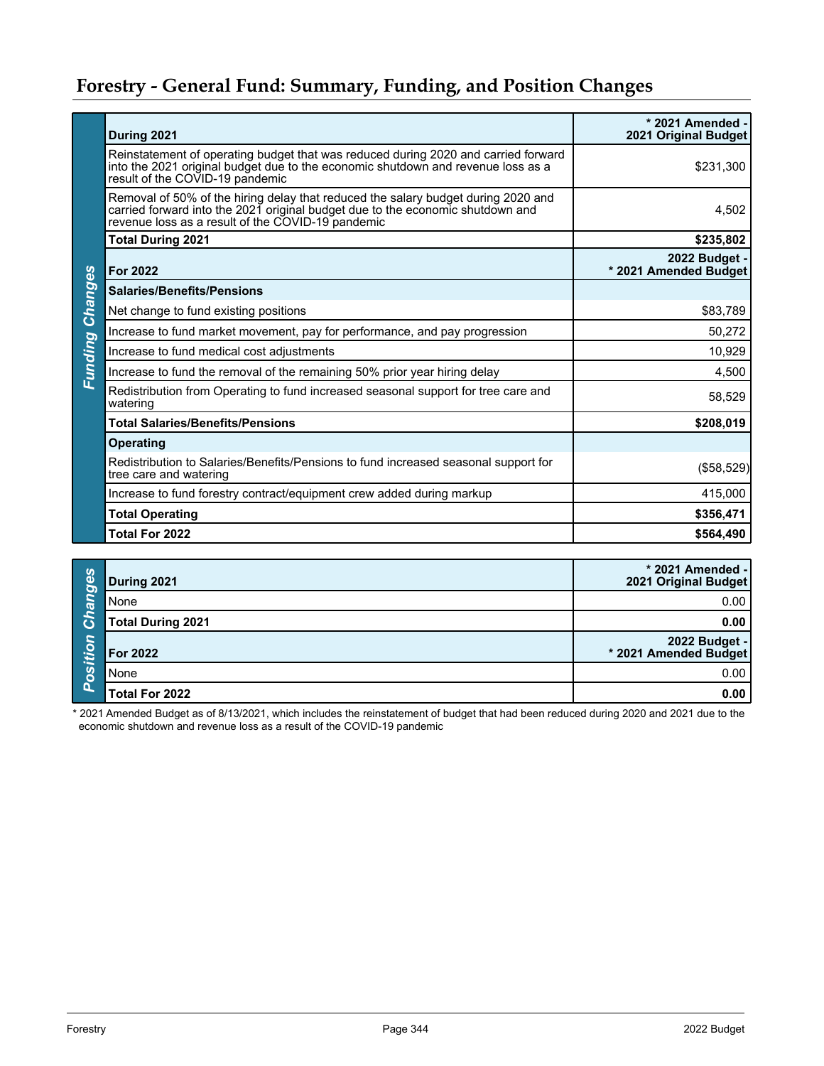# Forestry - General Fund: Summary, Funding, and Position Changes

**Funding Changes**

| During 2021 | * 2021 Amended - 2021 Original Budget |
|---|---|
| Reinstatement of operating budget that was reduced during 2020 and carried forward into the 2021 original budget due to the economic shutdown and revenue loss as a result of the COVID-19 pandemic | $231,300 |
| Removal of 50% of the hiring delay that reduced the salary budget during 2020 and carried forward into the 2021 original budget due to the economic shutdown and revenue loss as a result of the COVID-19 pandemic | 4,502 |
| **Total During 2021** | **$235,802** |
| **For 2022** | **2022 Budget - * 2021 Amended Budget** |
| **Salaries/Benefits/Pensions** | |
| Net change to fund existing positions | $83,789 |
| Increase to fund market movement, pay for performance, and pay progression | 50,272 |
| Increase to fund medical cost adjustments | 10,929 |
| Increase to fund the removal of the remaining 50% prior year hiring delay | 4,500 |
| Redistribution from Operating to fund increased seasonal support for tree care and watering | 58,529 |
| **Total Salaries/Benefits/Pensions** | **$208,019** |
| **Operating** | |
| Redistribution to Salaries/Benefits/Pensions to fund increased seasonal support for tree care and watering | ($58,529) |
| Increase to fund forestry contract/equipment crew added during markup | 415,000 |
| **Total Operating** | **$356,471** |
| **Total For 2022** | **$564,490** |

**Position Changes**

| During 2021 | * 2021 Amended - 2021 Original Budget |
|---|---|
| None | 0.00 |
| **Total During 2021** | **0.00** |
| **For 2022** | **2022 Budget - * 2021 Amended Budget** |
| None | 0.00 |
| **Total For 2022** | **0.00** |

* 2021 Amended Budget as of 8/13/2021, which includes the reinstatement of budget that had been reduced during 2020 and 2021 due to the economic shutdown and revenue loss as a result of the COVID-19 pandemic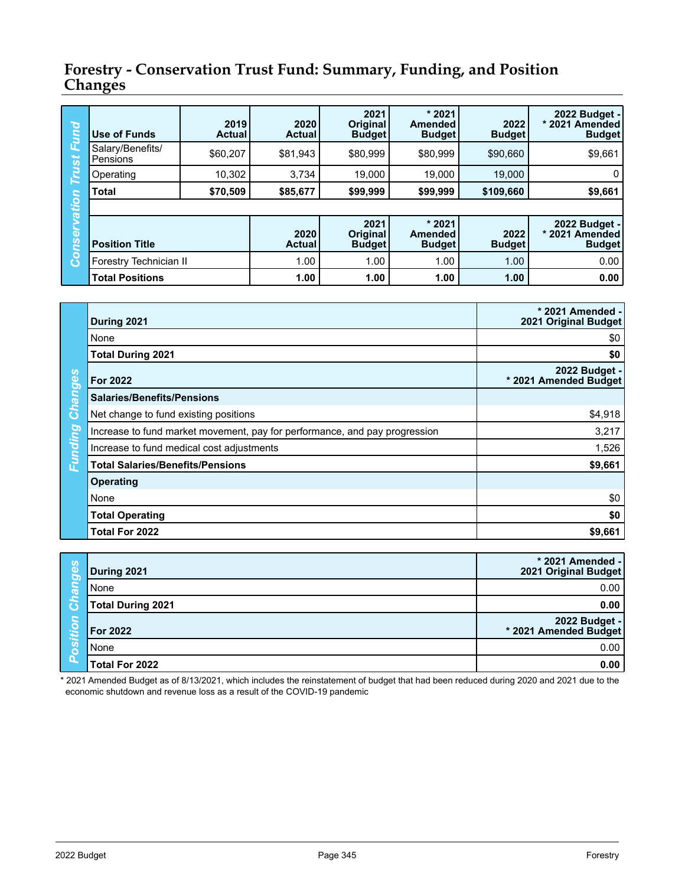# Forestry - Conservation Trust Fund: Summary, Funding, and Position Changes

**Conservation Trust Fund**

| Use of Funds | 2019 Actual | 2020 Actual | 2021 Original Budget | * 2021 Amended Budget | 2022 Budget | 2022 Budget - * 2021 Amended Budget |
|---|---|---|---|---|---|---|
| Salary/Benefits/ Pensions | $60,207 | $81,943 | $80,999 | $80,999 | $90,660 | $9,661 |
| Operating | 10,302 | 3,734 | 19,000 | 19,000 | 19,000 | 0 |
| **Total** | **$70,509** | **$85,677** | **$99,999** | **$99,999** | **$109,660** | **$9,661** |

| Position Title | 2020 Actual | 2021 Original Budget | * 2021 Amended Budget | 2022 Budget | 2022 Budget - * 2021 Amended Budget |
|---|---|---|---|---|---|
| Forestry Technician II | 1.00 | 1.00 | 1.00 | 1.00 | 0.00 |
| **Total Positions** | **1.00** | **1.00** | **1.00** | **1.00** | **0.00** |

**Funding Changes**

| During 2021 | * 2021 Amended - 2021 Original Budget |
|---|---|
| None | $0 |
| **Total During 2021** | **$0** |
| **For 2022** | **2022 Budget - * 2021 Amended Budget** |
| **Salaries/Benefits/Pensions** | |
| Net change to fund existing positions | $4,918 |
| Increase to fund market movement, pay for performance, and pay progression | 3,217 |
| Increase to fund medical cost adjustments | 1,526 |
| **Total Salaries/Benefits/Pensions** | **$9,661** |
| **Operating** | |
| None | $0 |
| **Total Operating** | **$0** |
| **Total For 2022** | **$9,661** |

**Position Changes**

| During 2021 | * 2021 Amended - 2021 Original Budget |
|---|---|
| None | 0.00 |
| **Total During 2021** | **0.00** |
| **For 2022** | **2022 Budget - * 2021 Amended Budget** |
| None | 0.00 |
| **Total For 2022** | **0.00** |

* 2021 Amended Budget as of 8/13/2021, which includes the reinstatement of budget that had been reduced during 2020 and 2021 due to the economic shutdown and revenue loss as a result of the COVID-19 pandemic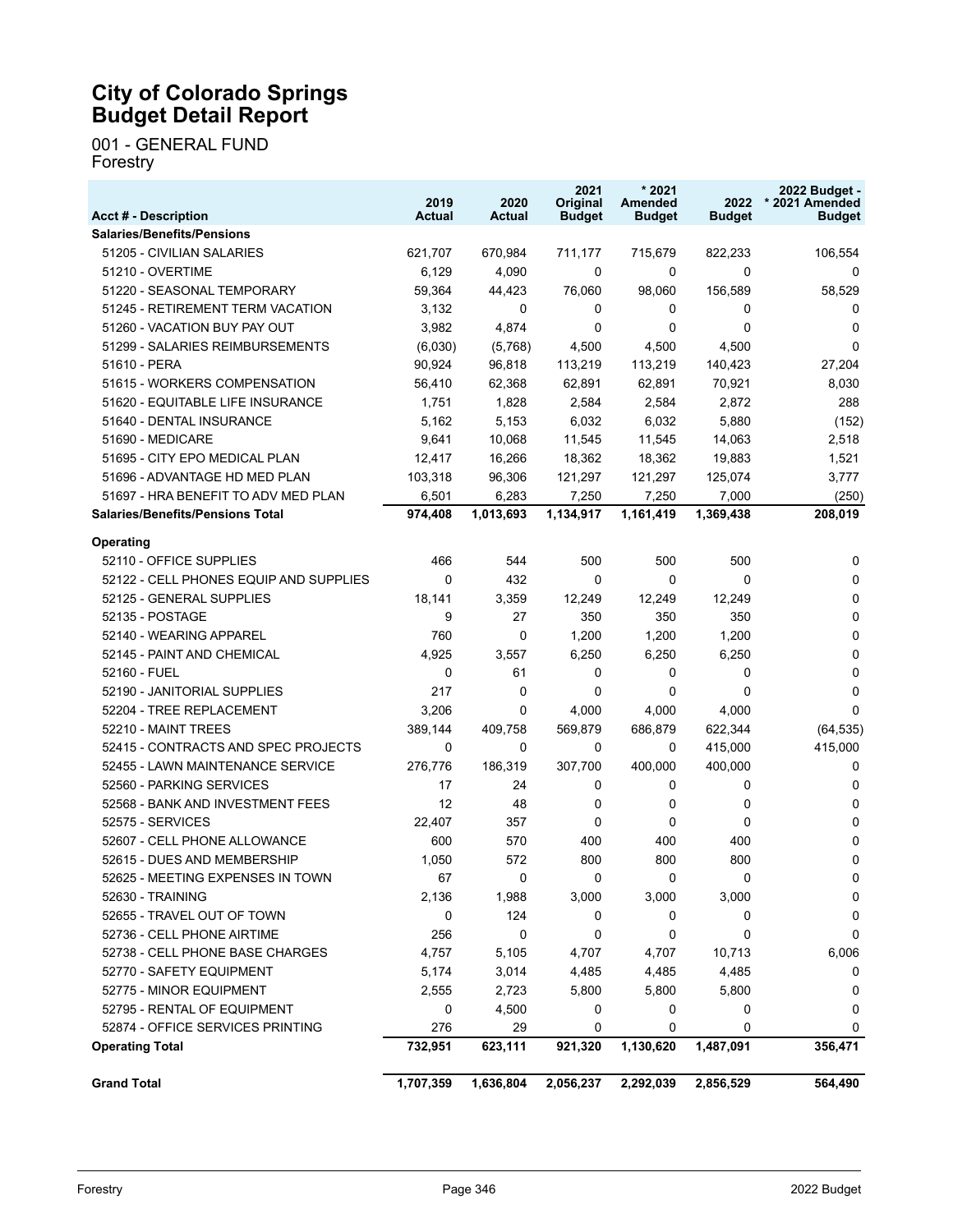# City of Colorado Springs Budget Detail Report

001 - GENERAL FUND
Forestry

| Acct # - Description | 2019 Actual | 2020 Actual | 2021 Original Budget | * 2021 Amended Budget | 2022 Budget | 2022 Budget - * 2021 Amended Budget |
|---|---|---|---|---|---|---|
| **Salaries/Benefits/Pensions** | | | | | | |
| 51205 - CIVILIAN SALARIES | 621,707 | 670,984 | 711,177 | 715,679 | 822,233 | 106,554 |
| 51210 - OVERTIME | 6,129 | 4,090 | 0 | 0 | 0 | 0 |
| 51220 - SEASONAL TEMPORARY | 59,364 | 44,423 | 76,060 | 98,060 | 156,589 | 58,529 |
| 51245 - RETIREMENT TERM VACATION | 3,132 | 0 | 0 | 0 | 0 | 0 |
| 51260 - VACATION BUY PAY OUT | 3,982 | 4,874 | 0 | 0 | 0 | 0 |
| 51299 - SALARIES REIMBURSEMENTS | (6,030) | (5,768) | 4,500 | 4,500 | 4,500 | 0 |
| 51610 - PERA | 90,924 | 96,818 | 113,219 | 113,219 | 140,423 | 27,204 |
| 51615 - WORKERS COMPENSATION | 56,410 | 62,368 | 62,891 | 62,891 | 70,921 | 8,030 |
| 51620 - EQUITABLE LIFE INSURANCE | 1,751 | 1,828 | 2,584 | 2,584 | 2,872 | 288 |
| 51640 - DENTAL INSURANCE | 5,162 | 5,153 | 6,032 | 6,032 | 5,880 | (152) |
| 51690 - MEDICARE | 9,641 | 10,068 | 11,545 | 11,545 | 14,063 | 2,518 |
| 51695 - CITY EPO MEDICAL PLAN | 12,417 | 16,266 | 18,362 | 18,362 | 19,883 | 1,521 |
| 51696 - ADVANTAGE HD MED PLAN | 103,318 | 96,306 | 121,297 | 121,297 | 125,074 | 3,777 |
| 51697 - HRA BENEFIT TO ADV MED PLAN | 6,501 | 6,283 | 7,250 | 7,250 | 7,000 | (250) |
| **Salaries/Benefits/Pensions Total** | **974,408** | **1,013,693** | **1,134,917** | **1,161,419** | **1,369,438** | **208,019** |
| **Operating** | | | | | | |
| 52110 - OFFICE SUPPLIES | 466 | 544 | 500 | 500 | 500 | 0 |
| 52122 - CELL PHONES EQUIP AND SUPPLIES | 0 | 432 | 0 | 0 | 0 | 0 |
| 52125 - GENERAL SUPPLIES | 18,141 | 3,359 | 12,249 | 12,249 | 12,249 | 0 |
| 52135 - POSTAGE | 9 | 27 | 350 | 350 | 350 | 0 |
| 52140 - WEARING APPAREL | 760 | 0 | 1,200 | 1,200 | 1,200 | 0 |
| 52145 - PAINT AND CHEMICAL | 4,925 | 3,557 | 6,250 | 6,250 | 6,250 | 0 |
| 52160 - FUEL | 0 | 61 | 0 | 0 | 0 | 0 |
| 52190 - JANITORIAL SUPPLIES | 217 | 0 | 0 | 0 | 0 | 0 |
| 52204 - TREE REPLACEMENT | 3,206 | 0 | 4,000 | 4,000 | 4,000 | 0 |
| 52210 - MAINT TREES | 389,144 | 409,758 | 569,879 | 686,879 | 622,344 | (64,535) |
| 52415 - CONTRACTS AND SPEC PROJECTS | 0 | 0 | 0 | 0 | 415,000 | 415,000 |
| 52455 - LAWN MAINTENANCE SERVICE | 276,776 | 186,319 | 307,700 | 400,000 | 400,000 | 0 |
| 52560 - PARKING SERVICES | 17 | 24 | 0 | 0 | 0 | 0 |
| 52568 - BANK AND INVESTMENT FEES | 12 | 48 | 0 | 0 | 0 | 0 |
| 52575 - SERVICES | 22,407 | 357 | 0 | 0 | 0 | 0 |
| 52607 - CELL PHONE ALLOWANCE | 600 | 570 | 400 | 400 | 400 | 0 |
| 52615 - DUES AND MEMBERSHIP | 1,050 | 572 | 800 | 800 | 800 | 0 |
| 52625 - MEETING EXPENSES IN TOWN | 67 | 0 | 0 | 0 | 0 | 0 |
| 52630 - TRAINING | 2,136 | 1,988 | 3,000 | 3,000 | 3,000 | 0 |
| 52655 - TRAVEL OUT OF TOWN | 0 | 124 | 0 | 0 | 0 | 0 |
| 52736 - CELL PHONE AIRTIME | 256 | 0 | 0 | 0 | 0 | 0 |
| 52738 - CELL PHONE BASE CHARGES | 4,757 | 5,105 | 4,707 | 4,707 | 10,713 | 6,006 |
| 52770 - SAFETY EQUIPMENT | 5,174 | 3,014 | 4,485 | 4,485 | 4,485 | 0 |
| 52775 - MINOR EQUIPMENT | 2,555 | 2,723 | 5,800 | 5,800 | 5,800 | 0 |
| 52795 - RENTAL OF EQUIPMENT | 0 | 4,500 | 0 | 0 | 0 | 0 |
| 52874 - OFFICE SERVICES PRINTING | 276 | 29 | 0 | 0 | 0 | 0 |
| **Operating Total** | **732,951** | **623,111** | **921,320** | **1,130,620** | **1,487,091** | **356,471** |
| **Grand Total** | **1,707,359** | **1,636,804** | **2,056,237** | **2,292,039** | **2,856,529** | **564,490** |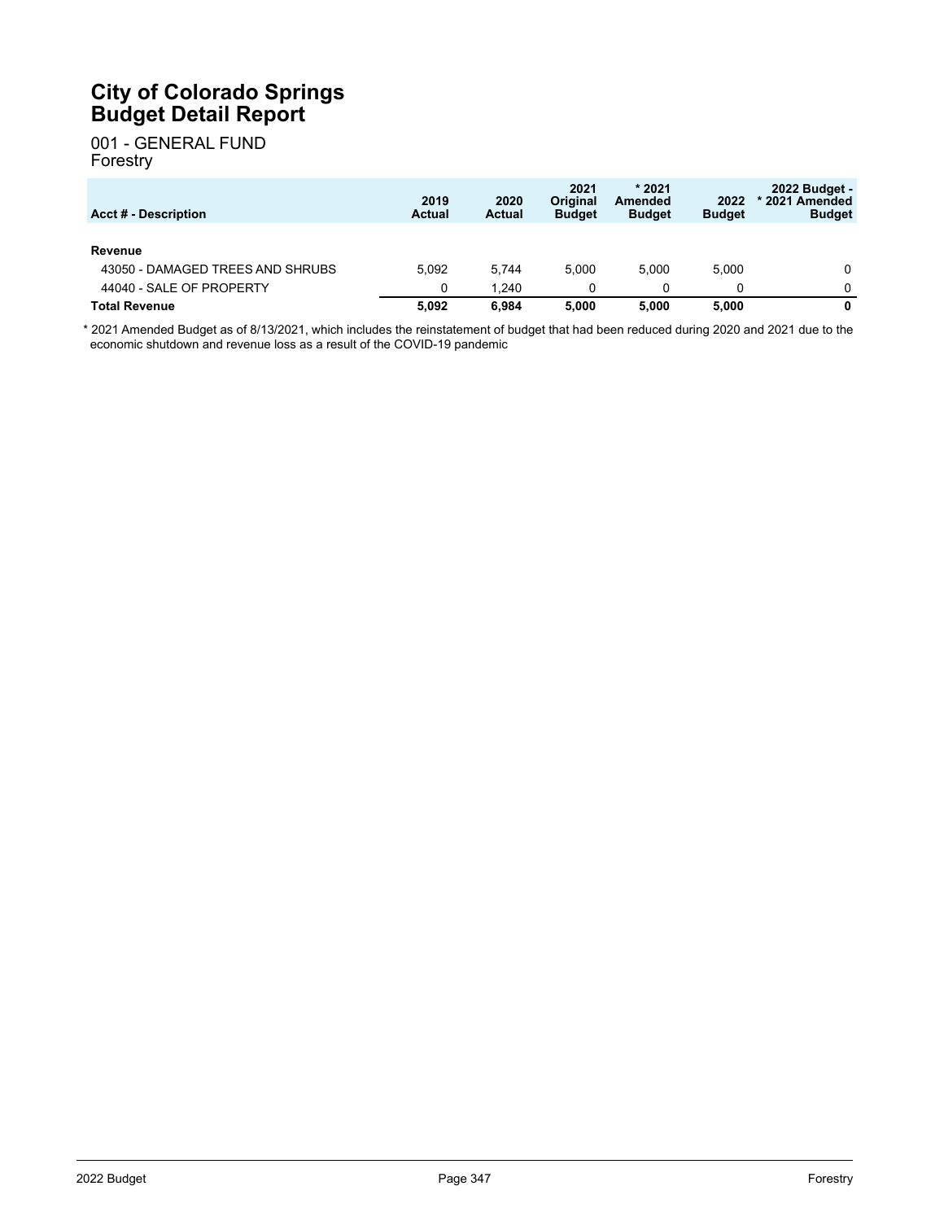# City of Colorado Springs
# Budget Detail Report

001 - GENERAL FUND
Forestry

| Acct # - Description | 2019 Actual | 2020 Actual | 2021 Original Budget | * 2021 Amended Budget | 2022 Budget | 2022 Budget - * 2021 Amended Budget |
|---|---|---|---|---|---|---|
| **Revenue** | | | | | | |
| 43050 - DAMAGED TREES AND SHRUBS | 5,092 | 5,744 | 5,000 | 5,000 | 5,000 | 0 |
| 44040 - SALE OF PROPERTY | 0 | 1,240 | 0 | 0 | 0 | 0 |
| **Total Revenue** | **5,092** | **6,984** | **5,000** | **5,000** | **5,000** | **0** |

\* 2021 Amended Budget as of 8/13/2021, which includes the reinstatement of budget that had been reduced during 2020 and 2021 due to the economic shutdown and revenue loss as a result of the COVID-19 pandemic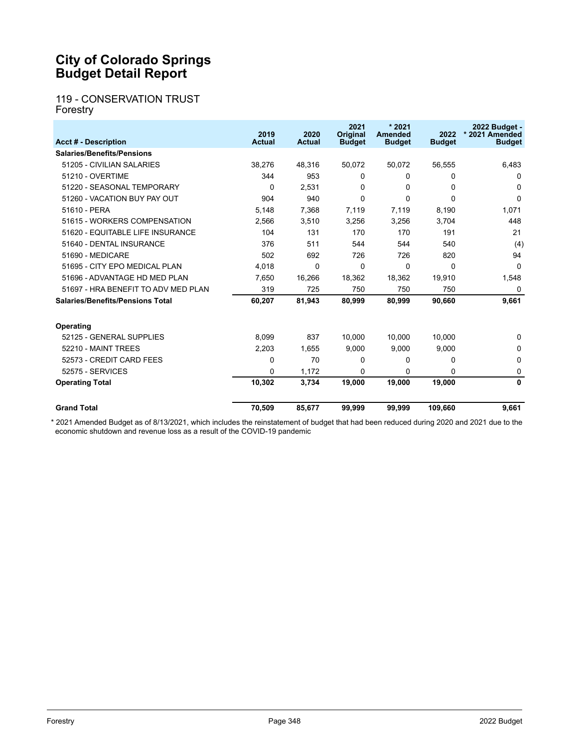# City of Colorado Springs
# Budget Detail Report

## 119 - CONSERVATION TRUST
### Forestry

| Acct # - Description | 2019 Actual | 2020 Actual | 2021 Original Budget | * 2021 Amended Budget | 2022 Budget | 2022 Budget - * 2021 Amended Budget |
|---|---|---|---|---|---|---|
| **Salaries/Benefits/Pensions** | | | | | | |
| 51205 - CIVILIAN SALARIES | 38,276 | 48,316 | 50,072 | 50,072 | 56,555 | 6,483 |
| 51210 - OVERTIME | 344 | 953 | 0 | 0 | 0 | 0 |
| 51220 - SEASONAL TEMPORARY | 0 | 2,531 | 0 | 0 | 0 | 0 |
| 51260 - VACATION BUY PAY OUT | 904 | 940 | 0 | 0 | 0 | 0 |
| 51610 - PERA | 5,148 | 7,368 | 7,119 | 7,119 | 8,190 | 1,071 |
| 51615 - WORKERS COMPENSATION | 2,566 | 3,510 | 3,256 | 3,256 | 3,704 | 448 |
| 51620 - EQUITABLE LIFE INSURANCE | 104 | 131 | 170 | 170 | 191 | 21 |
| 51640 - DENTAL INSURANCE | 376 | 511 | 544 | 544 | 540 | (4) |
| 51690 - MEDICARE | 502 | 692 | 726 | 726 | 820 | 94 |
| 51695 - CITY EPO MEDICAL PLAN | 4,018 | 0 | 0 | 0 | 0 | 0 |
| 51696 - ADVANTAGE HD MED PLAN | 7,650 | 16,266 | 18,362 | 18,362 | 19,910 | 1,548 |
| 51697 - HRA BENEFIT TO ADV MED PLAN | 319 | 725 | 750 | 750 | 750 | 0 |
| **Salaries/Benefits/Pensions Total** | **60,207** | **81,943** | **80,999** | **80,999** | **90,660** | **9,661** |
| | | | | | | |
| **Operating** | | | | | | |
| 52125 - GENERAL SUPPLIES | 8,099 | 837 | 10,000 | 10,000 | 10,000 | 0 |
| 52210 - MAINT TREES | 2,203 | 1,655 | 9,000 | 9,000 | 9,000 | 0 |
| 52573 - CREDIT CARD FEES | 0 | 70 | 0 | 0 | 0 | 0 |
| 52575 - SERVICES | 0 | 1,172 | 0 | 0 | 0 | 0 |
| **Operating Total** | **10,302** | **3,734** | **19,000** | **19,000** | **19,000** | **0** |
| | | | | | | |
| **Grand Total** | **70,509** | **85,677** | **99,999** | **99,999** | **109,660** | **9,661** |

* 2021 Amended Budget as of 8/13/2021, which includes the reinstatement of budget that had been reduced during 2020 and 2021 due to the economic shutdown and revenue loss as a result of the COVID-19 pandemic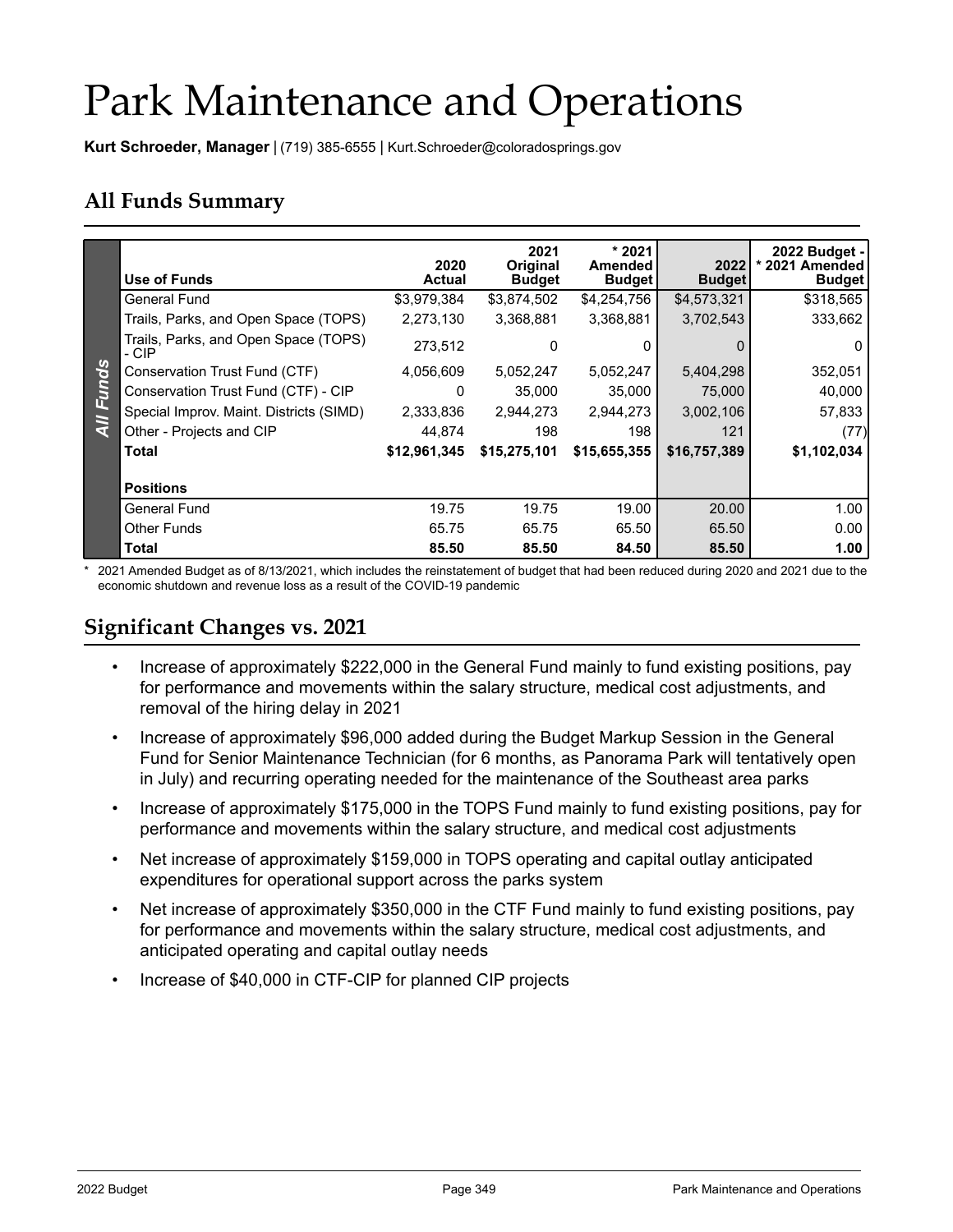# Park Maintenance and Operations

**Kurt Schroeder, Manager** | (719) 385-6555 | Kurt.Schroeder@coloradosprings.gov

## All Funds Summary

| Use of Funds | 2020 Actual | 2021 Original Budget | * 2021 Amended Budget | 2022 Budget | 2022 Budget - * 2021 Amended Budget |
|---|---|---|---|---|---|
| General Fund | $3,979,384 | $3,874,502 | $4,254,756 | $4,573,321 | $318,565 |
| Trails, Parks, and Open Space (TOPS) | 2,273,130 | 3,368,881 | 3,368,881 | 3,702,543 | 333,662 |
| Trails, Parks, and Open Space (TOPS) - CIP | 273,512 | 0 | 0 | 0 | 0 |
| Conservation Trust Fund (CTF) | 4,056,609 | 5,052,247 | 5,052,247 | 5,404,298 | 352,051 |
| Conservation Trust Fund (CTF) - CIP | 0 | 35,000 | 35,000 | 75,000 | 40,000 |
| Special Improv. Maint. Districts (SIMD) | 2,333,836 | 2,944,273 | 2,944,273 | 3,002,106 | 57,833 |
| Other - Projects and CIP | 44,874 | 198 | 198 | 121 | (77) |
| **Total** | **$12,961,345** | **$15,275,101** | **$15,655,355** | **$16,757,389** | **$1,102,034** |
| **Positions** | | | | | |
| General Fund | 19.75 | 19.75 | 19.00 | 20.00 | 1.00 |
| Other Funds | 65.75 | 65.75 | 65.50 | 65.50 | 0.00 |
| **Total** | **85.50** | **85.50** | **84.50** | **85.50** | **1.00** |

\* 2021 Amended Budget as of 8/13/2021, which includes the reinstatement of budget that had been reduced during 2020 and 2021 due to the economic shutdown and revenue loss as a result of the COVID-19 pandemic

## Significant Changes vs. 2021

- Increase of approximately $222,000 in the General Fund mainly to fund existing positions, pay for performance and movements within the salary structure, medical cost adjustments, and removal of the hiring delay in 2021
- Increase of approximately $96,000 added during the Budget Markup Session in the General Fund for Senior Maintenance Technician (for 6 months, as Panorama Park will tentatively open in July) and recurring operating needed for the maintenance of the Southeast area parks
- Increase of approximately $175,000 in the TOPS Fund mainly to fund existing positions, pay for performance and movements within the salary structure, and medical cost adjustments
- Net increase of approximately $159,000 in TOPS operating and capital outlay anticipated expenditures for operational support across the parks system
- Net increase of approximately $350,000 in the CTF Fund mainly to fund existing positions, pay for performance and movements within the salary structure, medical cost adjustments, and anticipated operating and capital outlay needs
- Increase of $40,000 in CTF-CIP for planned CIP projects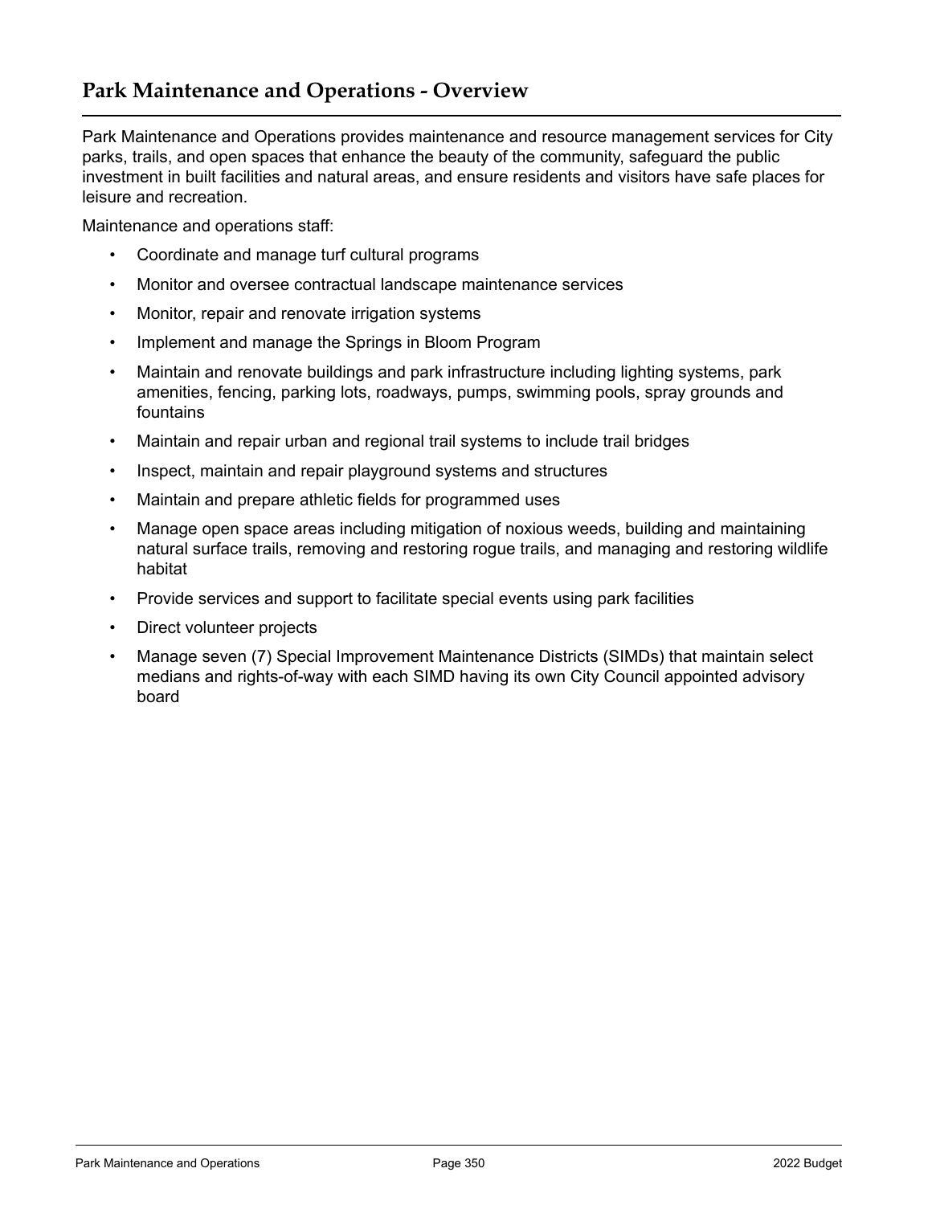## Park Maintenance and Operations - Overview

Park Maintenance and Operations provides maintenance and resource management services for City parks, trails, and open spaces that enhance the beauty of the community, safeguard the public investment in built facilities and natural areas, and ensure residents and visitors have safe places for leisure and recreation.

Maintenance and operations staff:

- Coordinate and manage turf cultural programs
- Monitor and oversee contractual landscape maintenance services
- Monitor, repair and renovate irrigation systems
- Implement and manage the Springs in Bloom Program
- Maintain and renovate buildings and park infrastructure including lighting systems, park amenities, fencing, parking lots, roadways, pumps, swimming pools, spray grounds and fountains
- Maintain and repair urban and regional trail systems to include trail bridges
- Inspect, maintain and repair playground systems and structures
- Maintain and prepare athletic fields for programmed uses
- Manage open space areas including mitigation of noxious weeds, building and maintaining natural surface trails, removing and restoring rogue trails, and managing and restoring wildlife habitat
- Provide services and support to facilitate special events using park facilities
- Direct volunteer projects
- Manage seven (7) Special Improvement Maintenance Districts (SIMDs) that maintain select medians and rights-of-way with each SIMD having its own City Council appointed advisory board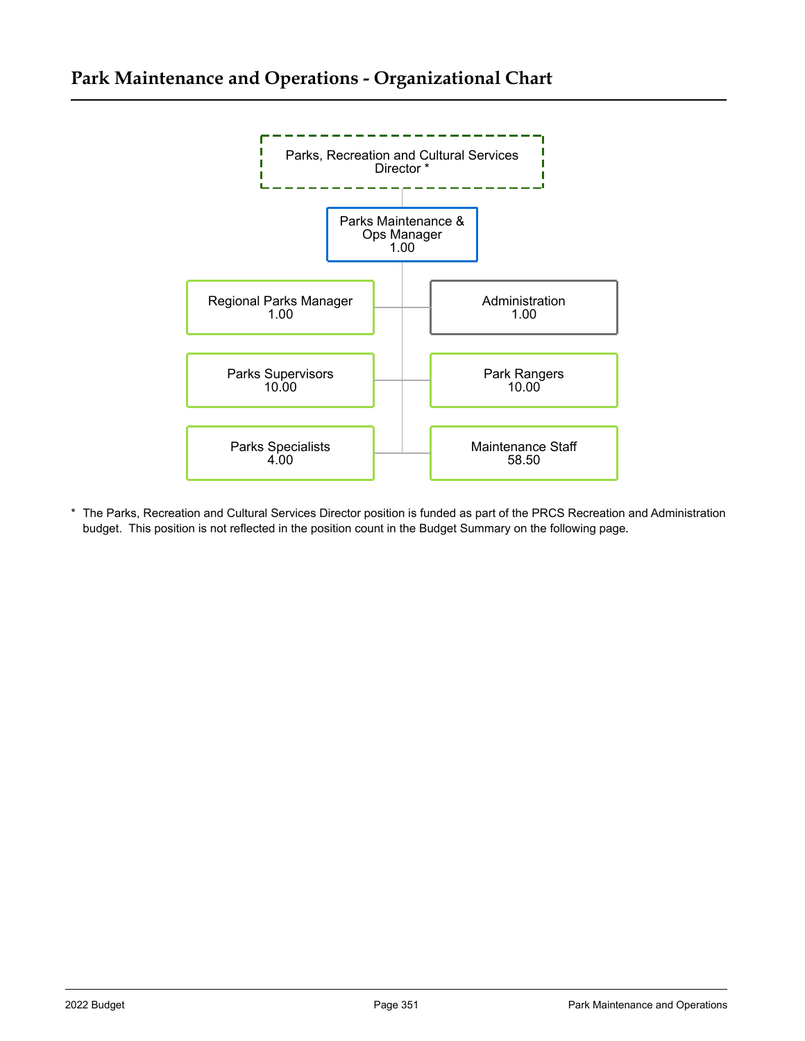# Park Maintenance and Operations - Organizational Chart

- Parks, Recreation and Cultural Services Director *
  - Parks Maintenance & Ops Manager 1.00
    - Regional Parks Manager 1.00
    - Administration 1.00
    - Parks Supervisors 10.00
    - Park Rangers 10.00
    - Parks Specialists 4.00
    - Maintenance Staff 58.50

\* The Parks, Recreation and Cultural Services Director position is funded as part of the PRCS Recreation and Administration budget. This position is not reflected in the position count in the Budget Summary on the following page.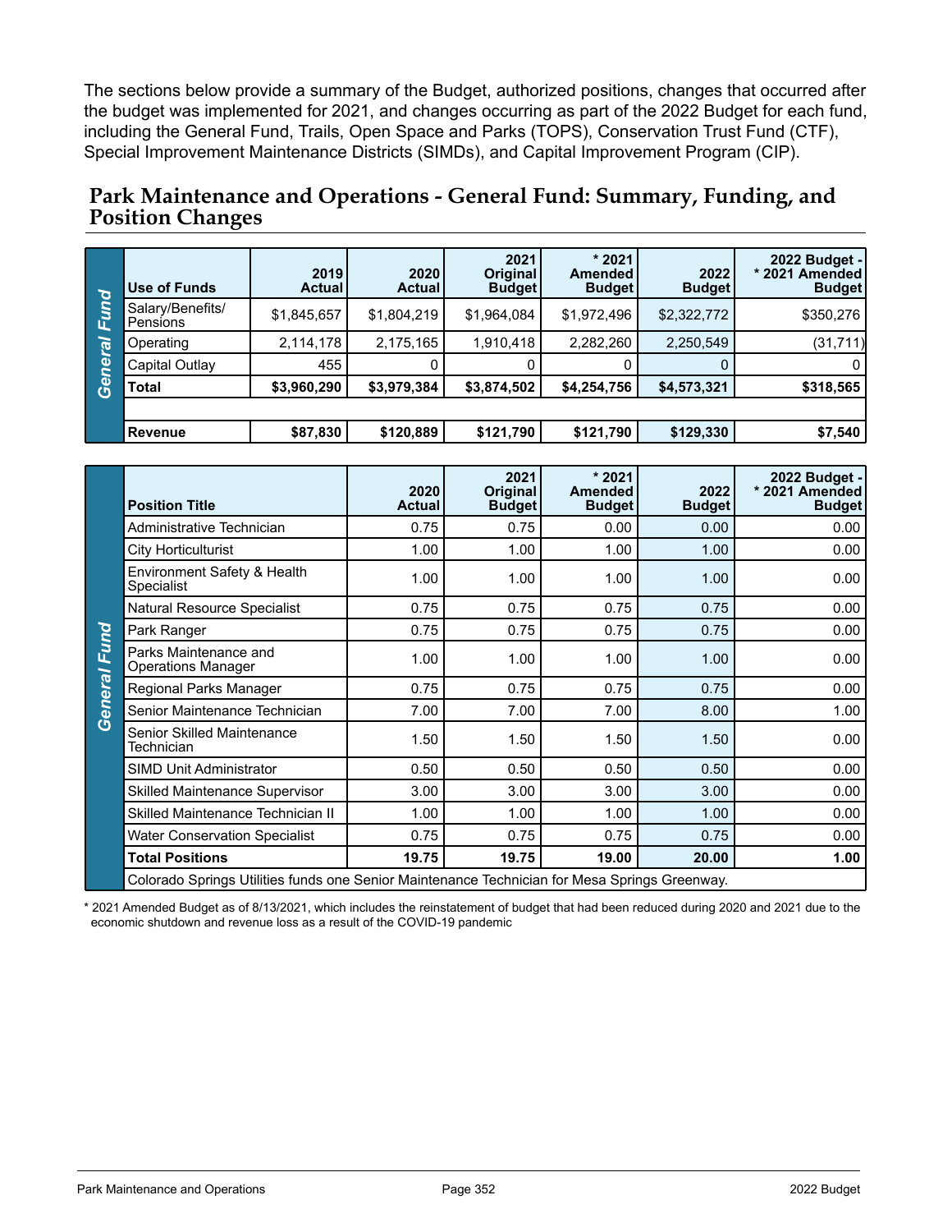The sections below provide a summary of the Budget, authorized positions, changes that occurred after the budget was implemented for 2021, and changes occurring as part of the 2022 Budget for each fund, including the General Fund, Trails, Open Space and Parks (TOPS), Conservation Trust Fund (CTF), Special Improvement Maintenance Districts (SIMDs), and Capital Improvement Program (CIP).

## Park Maintenance and Operations - General Fund: Summary, Funding, and Position Changes

**General Fund**

| Use of Funds | 2019 Actual | 2020 Actual | 2021 Original Budget | * 2021 Amended Budget | 2022 Budget | 2022 Budget - * 2021 Amended Budget |
|---|---|---|---|---|---|---|
| Salary/Benefits/ Pensions | $1,845,657 | $1,804,219 | $1,964,084 | $1,972,496 | $2,322,772 | $350,276 |
| Operating | 2,114,178 | 2,175,165 | 1,910,418 | 2,282,260 | 2,250,549 | (31,711) |
| Capital Outlay | 455 | 0 | 0 | 0 | 0 | 0 |
| **Total** | **$3,960,290** | **$3,979,384** | **$3,874,502** | **$4,254,756** | **$4,573,321** | **$318,565** |
| | | | | | | |
| **Revenue** | **$87,830** | **$120,889** | **$121,790** | **$121,790** | **$129,330** | **$7,540** |

**General Fund**

| Position Title | 2020 Actual | 2021 Original Budget | * 2021 Amended Budget | 2022 Budget | 2022 Budget - * 2021 Amended Budget |
|---|---|---|---|---|---|
| Administrative Technician | 0.75 | 0.75 | 0.00 | 0.00 | 0.00 |
| City Horticulturist | 1.00 | 1.00 | 1.00 | 1.00 | 0.00 |
| Environment Safety & Health Specialist | 1.00 | 1.00 | 1.00 | 1.00 | 0.00 |
| Natural Resource Specialist | 0.75 | 0.75 | 0.75 | 0.75 | 0.00 |
| Park Ranger | 0.75 | 0.75 | 0.75 | 0.75 | 0.00 |
| Parks Maintenance and Operations Manager | 1.00 | 1.00 | 1.00 | 1.00 | 0.00 |
| Regional Parks Manager | 0.75 | 0.75 | 0.75 | 0.75 | 0.00 |
| Senior Maintenance Technician | 7.00 | 7.00 | 7.00 | 8.00 | 1.00 |
| Senior Skilled Maintenance Technician | 1.50 | 1.50 | 1.50 | 1.50 | 0.00 |
| SIMD Unit Administrator | 0.50 | 0.50 | 0.50 | 0.50 | 0.00 |
| Skilled Maintenance Supervisor | 3.00 | 3.00 | 3.00 | 3.00 | 0.00 |
| Skilled Maintenance Technician II | 1.00 | 1.00 | 1.00 | 1.00 | 0.00 |
| Water Conservation Specialist | 0.75 | 0.75 | 0.75 | 0.75 | 0.00 |
| **Total Positions** | **19.75** | **19.75** | **19.00** | **20.00** | **1.00** |
| Colorado Springs Utilities funds one Senior Maintenance Technician for Mesa Springs Greenway. | | | | | |

* 2021 Amended Budget as of 8/13/2021, which includes the reinstatement of budget that had been reduced during 2020 and 2021 due to the economic shutdown and revenue loss as a result of the COVID-19 pandemic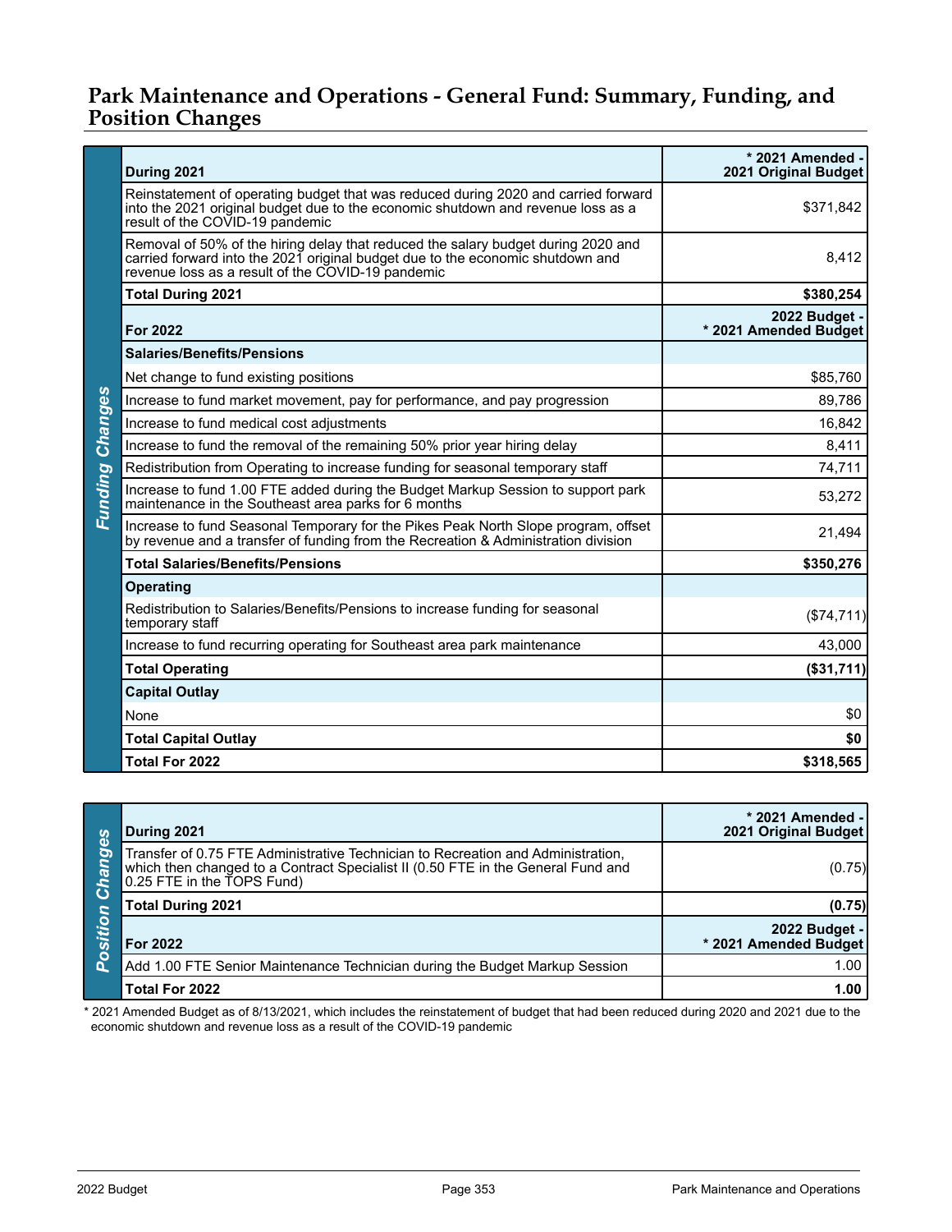## Park Maintenance and Operations - General Fund: Summary, Funding, and Position Changes

**Funding Changes**

| During 2021 | * 2021 Amended - 2021 Original Budget |
|---|---|
| Reinstatement of operating budget that was reduced during 2020 and carried forward into the 2021 original budget due to the economic shutdown and revenue loss as a result of the COVID-19 pandemic | $371,842 |
| Removal of 50% of the hiring delay that reduced the salary budget during 2020 and carried forward into the 2021 original budget due to the economic shutdown and revenue loss as a result of the COVID-19 pandemic | 8,412 |
| **Total During 2021** | **$380,254** |
| **For 2022** | **2022 Budget - * 2021 Amended Budget** |
| **Salaries/Benefits/Pensions** | |
| Net change to fund existing positions | $85,760 |
| Increase to fund market movement, pay for performance, and pay progression | 89,786 |
| Increase to fund medical cost adjustments | 16,842 |
| Increase to fund the removal of the remaining 50% prior year hiring delay | 8,411 |
| Redistribution from Operating to increase funding for seasonal temporary staff | 74,711 |
| Increase to fund 1.00 FTE added during the Budget Markup Session to support park maintenance in the Southeast area parks for 6 months | 53,272 |
| Increase to fund Seasonal Temporary for the Pikes Peak North Slope program, offset by revenue and a transfer of funding from the Recreation & Administration division | 21,494 |
| **Total Salaries/Benefits/Pensions** | **$350,276** |
| **Operating** | |
| Redistribution to Salaries/Benefits/Pensions to increase funding for seasonal temporary staff | ($74,711) |
| Increase to fund recurring operating for Southeast area park maintenance | 43,000 |
| **Total Operating** | **($31,711)** |
| **Capital Outlay** | |
| None | $0 |
| **Total Capital Outlay** | **$0** |
| **Total For 2022** | **$318,565** |

**Position Changes**

| During 2021 | * 2021 Amended - 2021 Original Budget |
|---|---|
| Transfer of 0.75 FTE Administrative Technician to Recreation and Administration, which then changed to a Contract Specialist II (0.50 FTE in the General Fund and 0.25 FTE in the TOPS Fund) | (0.75) |
| **Total During 2021** | **(0.75)** |
| **For 2022** | **2022 Budget - * 2021 Amended Budget** |
| Add 1.00 FTE Senior Maintenance Technician during the Budget Markup Session | 1.00 |
| **Total For 2022** | **1.00** |

* 2021 Amended Budget as of 8/13/2021, which includes the reinstatement of budget that had been reduced during 2020 and 2021 due to the economic shutdown and revenue loss as a result of the COVID-19 pandemic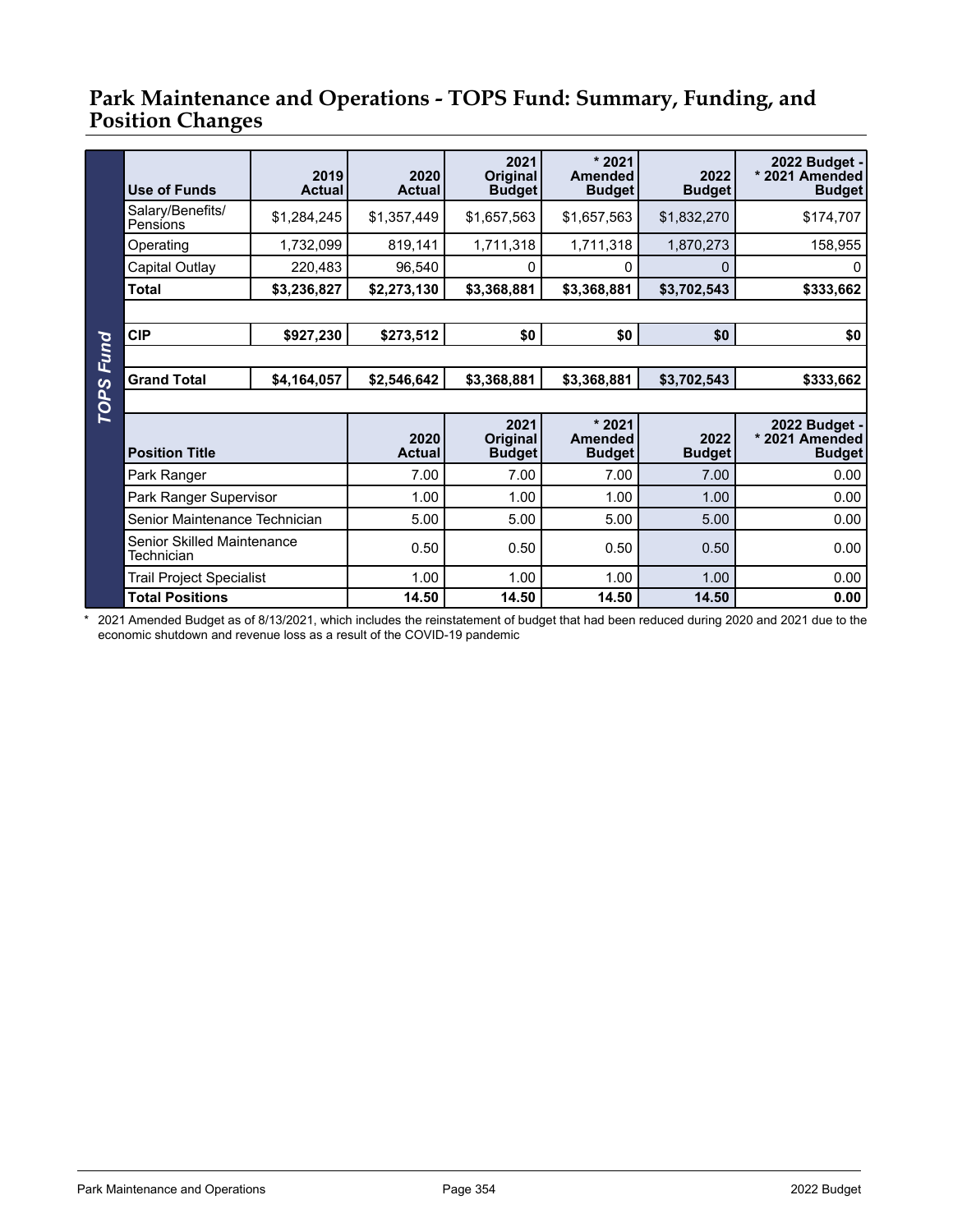# Park Maintenance and Operations - TOPS Fund: Summary, Funding, and Position Changes

**TOPS Fund**

| Use of Funds | 2019 Actual | 2020 Actual | 2021 Original Budget | * 2021 Amended Budget | 2022 Budget | 2022 Budget - * 2021 Amended Budget |
|---|---|---|---|---|---|---|
| Salary/Benefits/ Pensions | $1,284,245 | $1,357,449 | $1,657,563 | $1,657,563 | $1,832,270 | $174,707 |
| Operating | 1,732,099 | 819,141 | 1,711,318 | 1,711,318 | 1,870,273 | 158,955 |
| Capital Outlay | 220,483 | 96,540 | 0 | 0 | 0 | 0 |
| **Total** | **$3,236,827** | **$2,273,130** | **$3,368,881** | **$3,368,881** | **$3,702,543** | **$333,662** |
| | | | | | | |
| **CIP** | **$927,230** | **$273,512** | **$0** | **$0** | **$0** | **$0** |
| | | | | | | |
| **Grand Total** | **$4,164,057** | **$2,546,642** | **$3,368,881** | **$3,368,881** | **$3,702,543** | **$333,662** |

| Position Title | 2020 Actual | 2021 Original Budget | * 2021 Amended Budget | 2022 Budget | 2022 Budget - * 2021 Amended Budget |
|---|---|---|---|---|---|
| Park Ranger | 7.00 | 7.00 | 7.00 | 7.00 | 0.00 |
| Park Ranger Supervisor | 1.00 | 1.00 | 1.00 | 1.00 | 0.00 |
| Senior Maintenance Technician | 5.00 | 5.00 | 5.00 | 5.00 | 0.00 |
| Senior Skilled Maintenance Technician | 0.50 | 0.50 | 0.50 | 0.50 | 0.00 |
| Trail Project Specialist | 1.00 | 1.00 | 1.00 | 1.00 | 0.00 |
| **Total Positions** | **14.50** | **14.50** | **14.50** | **14.50** | **0.00** |

* 2021 Amended Budget as of 8/13/2021, which includes the reinstatement of budget that had been reduced during 2020 and 2021 due to the economic shutdown and revenue loss as a result of the COVID-19 pandemic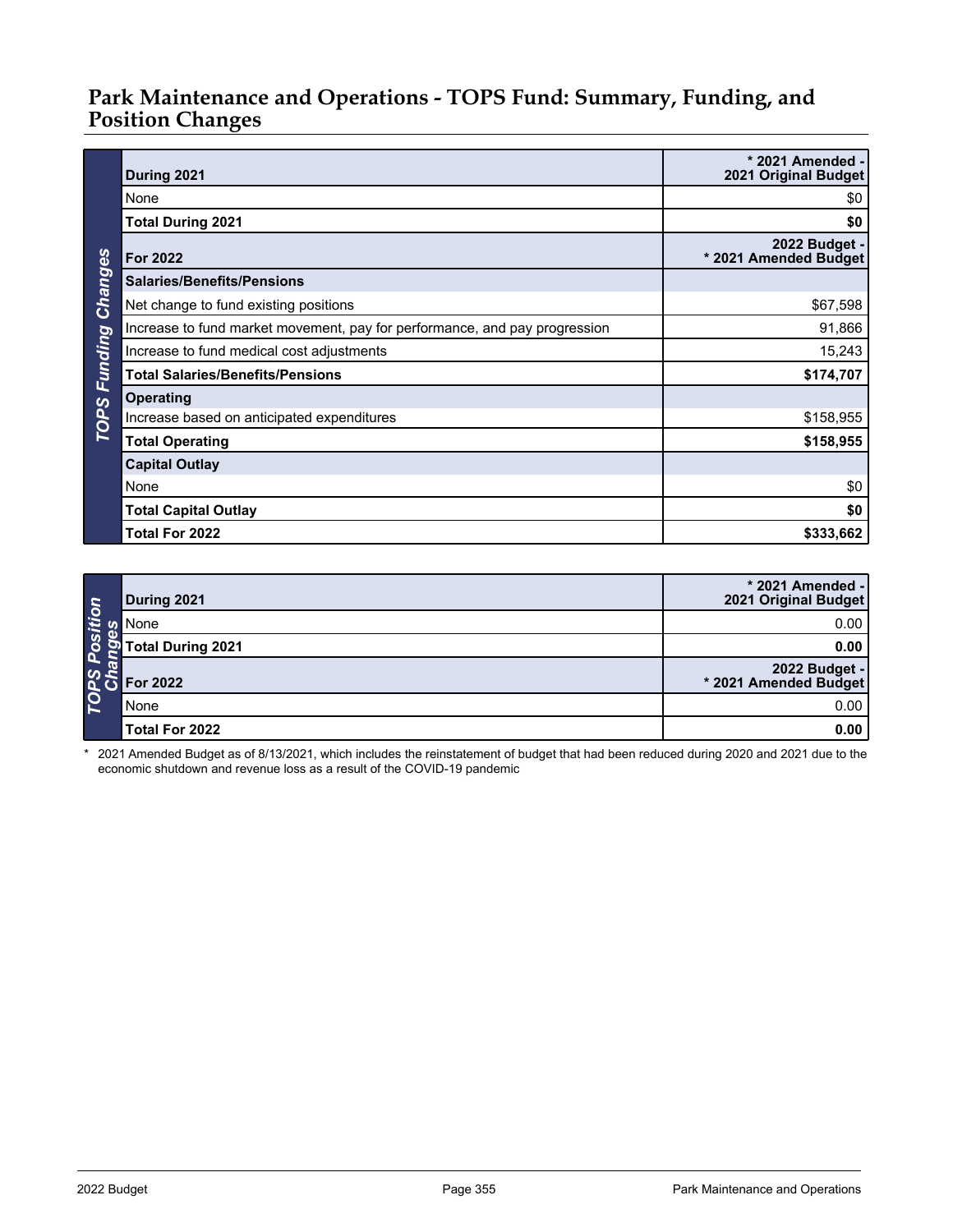## Park Maintenance and Operations - TOPS Fund: Summary, Funding, and Position Changes

**TOPS Funding Changes**

| During 2021 | * 2021 Amended - 2021 Original Budget |
|---|---:|
| None | $0 |
| **Total During 2021** | **$0** |
| **For 2022** | **2022 Budget - * 2021 Amended Budget** |
| **Salaries/Benefits/Pensions** | |
| Net change to fund existing positions | $67,598 |
| Increase to fund market movement, pay for performance, and pay progression | 91,866 |
| Increase to fund medical cost adjustments | 15,243 |
| **Total Salaries/Benefits/Pensions** | **$174,707** |
| **Operating** | |
| Increase based on anticipated expenditures | $158,955 |
| **Total Operating** | **$158,955** |
| **Capital Outlay** | |
| None | $0 |
| **Total Capital Outlay** | **$0** |
| **Total For 2022** | **$333,662** |

**TOPS Position Changes**

| During 2021 | * 2021 Amended - 2021 Original Budget |
|---|---:|
| None | 0.00 |
| **Total During 2021** | **0.00** |
| **For 2022** | **2022 Budget - * 2021 Amended Budget** |
| None | 0.00 |
| **Total For 2022** | **0.00** |

\* 2021 Amended Budget as of 8/13/2021, which includes the reinstatement of budget that had been reduced during 2020 and 2021 due to the economic shutdown and revenue loss as a result of the COVID-19 pandemic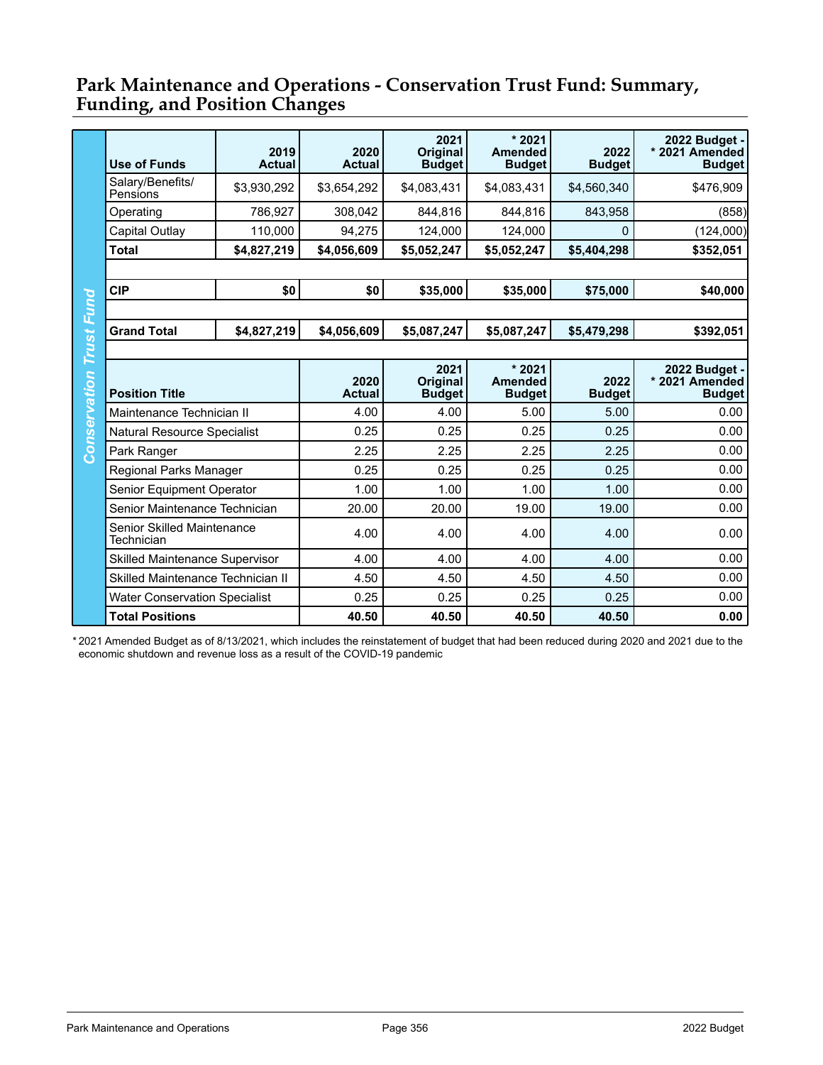## Park Maintenance and Operations - Conservation Trust Fund: Summary, Funding, and Position Changes

**Conservation Trust Fund**

| Use of Funds | 2019 Actual | 2020 Actual | 2021 Original Budget | * 2021 Amended Budget | 2022 Budget | 2022 Budget - * 2021 Amended Budget |
|---|---|---|---|---|---|---|
| Salary/Benefits/ Pensions | $3,930,292 | $3,654,292 | $4,083,431 | $4,083,431 | $4,560,340 | $476,909 |
| Operating | 786,927 | 308,042 | 844,816 | 844,816 | 843,958 | (858) |
| Capital Outlay | 110,000 | 94,275 | 124,000 | 124,000 | 0 | (124,000) |
| **Total** | **$4,827,219** | **$4,056,609** | **$5,052,247** | **$5,052,247** | **$5,404,298** | **$352,051** |
| | | | | | | |
| **CIP** | **$0** | **$0** | **$35,000** | **$35,000** | **$75,000** | **$40,000** |
| | | | | | | |
| **Grand Total** | **$4,827,219** | **$4,056,609** | **$5,087,247** | **$5,087,247** | **$5,479,298** | **$392,051** |

| Position Title | 2020 Actual | 2021 Original Budget | * 2021 Amended Budget | 2022 Budget | 2022 Budget - * 2021 Amended Budget |
|---|---|---|---|---|---|
| Maintenance Technician II | 4.00 | 4.00 | 5.00 | 5.00 | 0.00 |
| Natural Resource Specialist | 0.25 | 0.25 | 0.25 | 0.25 | 0.00 |
| Park Ranger | 2.25 | 2.25 | 2.25 | 2.25 | 0.00 |
| Regional Parks Manager | 0.25 | 0.25 | 0.25 | 0.25 | 0.00 |
| Senior Equipment Operator | 1.00 | 1.00 | 1.00 | 1.00 | 0.00 |
| Senior Maintenance Technician | 20.00 | 20.00 | 19.00 | 19.00 | 0.00 |
| Senior Skilled Maintenance Technician | 4.00 | 4.00 | 4.00 | 4.00 | 0.00 |
| Skilled Maintenance Supervisor | 4.00 | 4.00 | 4.00 | 4.00 | 0.00 |
| Skilled Maintenance Technician II | 4.50 | 4.50 | 4.50 | 4.50 | 0.00 |
| Water Conservation Specialist | 0.25 | 0.25 | 0.25 | 0.25 | 0.00 |
| **Total Positions** | **40.50** | **40.50** | **40.50** | **40.50** | **0.00** |

* 2021 Amended Budget as of 8/13/2021, which includes the reinstatement of budget that had been reduced during 2020 and 2021 due to the economic shutdown and revenue loss as a result of the COVID-19 pandemic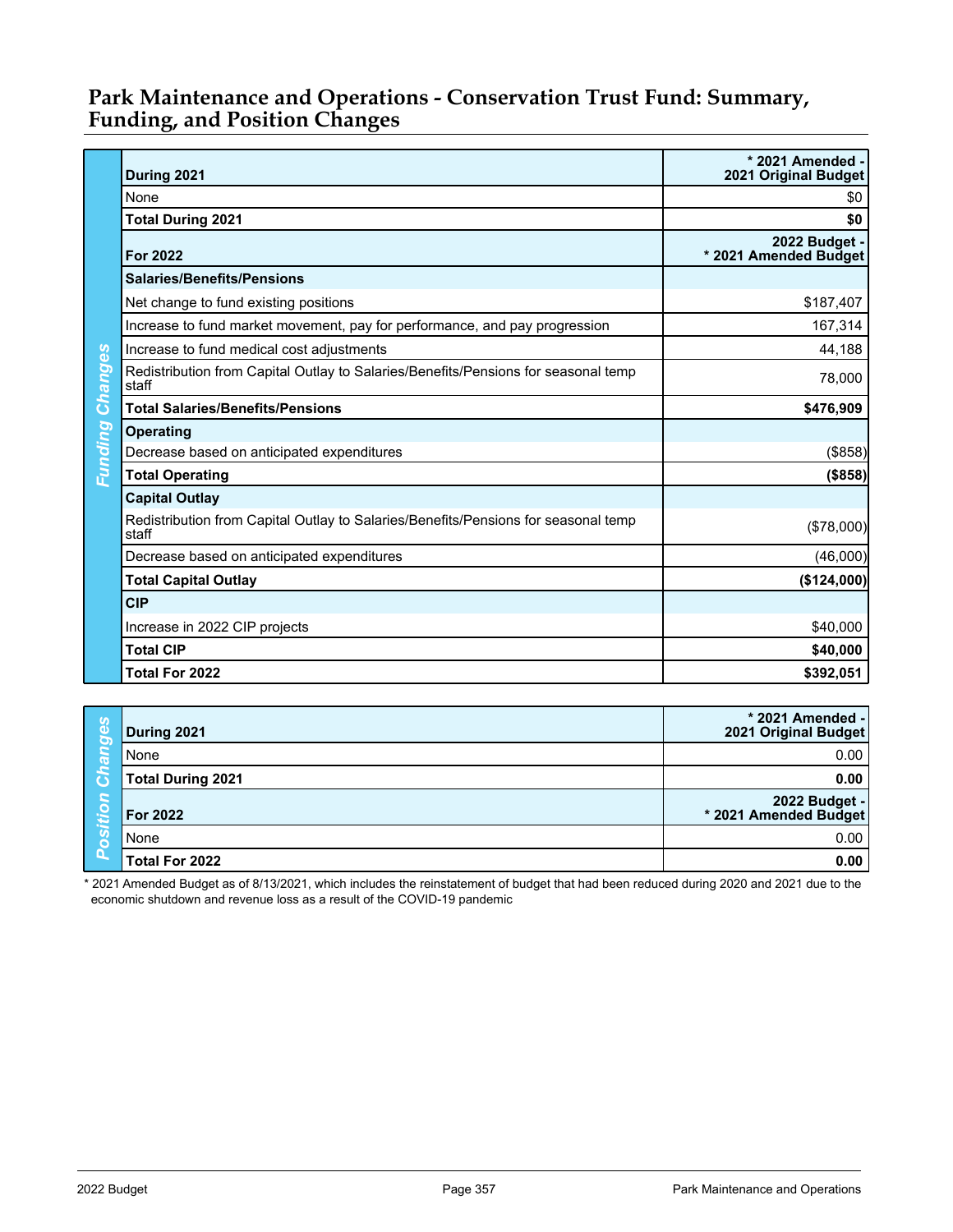# Park Maintenance and Operations - Conservation Trust Fund: Summary, Funding, and Position Changes

| Funding Changes | | |
|---|---|---|
| | **During 2021** | **\* 2021 Amended - 2021 Original Budget** |
| | None | $0 |
| | **Total During 2021** | **$0** |
| | **For 2022** | **2022 Budget - \* 2021 Amended Budget** |
| | **Salaries/Benefits/Pensions** | |
| | Net change to fund existing positions | $187,407 |
| | Increase to fund market movement, pay for performance, and pay progression | 167,314 |
| | Increase to fund medical cost adjustments | 44,188 |
| | Redistribution from Capital Outlay to Salaries/Benefits/Pensions for seasonal temp staff | 78,000 |
| | **Total Salaries/Benefits/Pensions** | **$476,909** |
| | **Operating** | |
| | Decrease based on anticipated expenditures | ($858) |
| | **Total Operating** | **($858)** |
| | **Capital Outlay** | |
| | Redistribution from Capital Outlay to Salaries/Benefits/Pensions for seasonal temp staff | ($78,000) |
| | Decrease based on anticipated expenditures | (46,000) |
| | **Total Capital Outlay** | **($124,000)** |
| | **CIP** | |
| | Increase in 2022 CIP projects | $40,000 |
| | **Total CIP** | **$40,000** |
| | **Total For 2022** | **$392,051** |

| Position Changes | | |
|---|---|---|
| | **During 2021** | **\* 2021 Amended - 2021 Original Budget** |
| | None | 0.00 |
| | **Total During 2021** | **0.00** |
| | **For 2022** | **2022 Budget - \* 2021 Amended Budget** |
| | None | 0.00 |
| | **Total For 2022** | **0.00** |

\* 2021 Amended Budget as of 8/13/2021, which includes the reinstatement of budget that had been reduced during 2020 and 2021 due to the economic shutdown and revenue loss as a result of the COVID-19 pandemic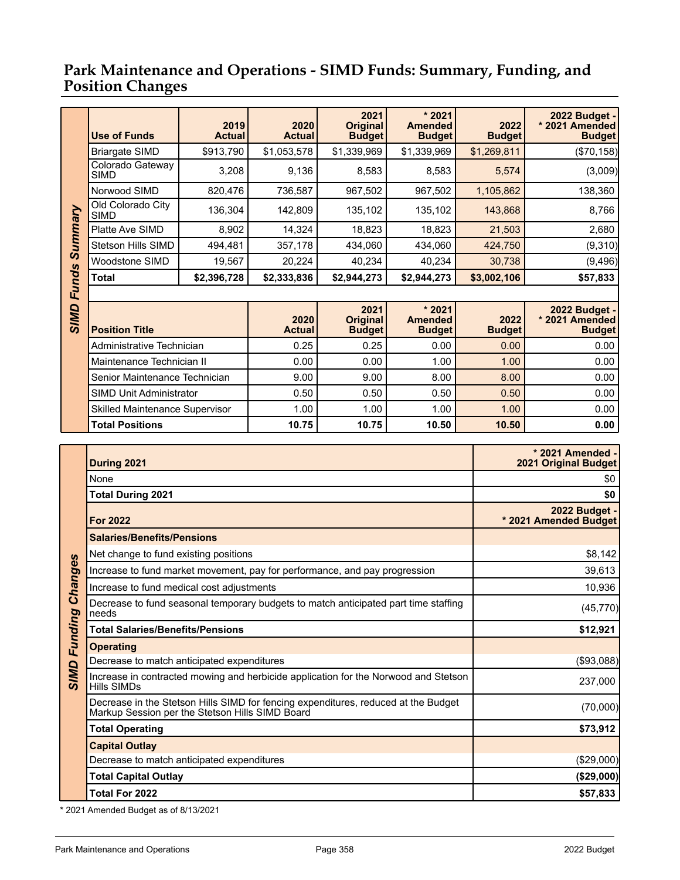## Park Maintenance and Operations - SIMD Funds: Summary, Funding, and Position Changes

**SIMD Funds Summary**

| Use of Funds | 2019 Actual | 2020 Actual | 2021 Original Budget | * 2021 Amended Budget | 2022 Budget | 2022 Budget - * 2021 Amended Budget |
|---|---|---|---|---|---|---|
| Briargate SIMD | $913,790 | $1,053,578 | $1,339,969 | $1,339,969 | $1,269,811 | ($70,158) |
| Colorado Gateway SIMD | 3,208 | 9,136 | 8,583 | 8,583 | 5,574 | (3,009) |
| Norwood SIMD | 820,476 | 736,587 | 967,502 | 967,502 | 1,105,862 | 138,360 |
| Old Colorado City SIMD | 136,304 | 142,809 | 135,102 | 135,102 | 143,868 | 8,766 |
| Platte Ave SIMD | 8,902 | 14,324 | 18,823 | 18,823 | 21,503 | 2,680 |
| Stetson Hills SIMD | 494,481 | 357,178 | 434,060 | 434,060 | 424,750 | (9,310) |
| Woodstone SIMD | 19,567 | 20,224 | 40,234 | 40,234 | 30,738 | (9,496) |
| **Total** | **$2,396,728** | **$2,333,836** | **$2,944,273** | **$2,944,273** | **$3,002,106** | **$57,833** |

| Position Title | 2020 Actual | 2021 Original Budget | * 2021 Amended Budget | 2022 Budget | 2022 Budget - * 2021 Amended Budget |
|---|---|---|---|---|---|
| Administrative Technician | 0.25 | 0.25 | 0.00 | 0.00 | 0.00 |
| Maintenance Technician II | 0.00 | 0.00 | 1.00 | 1.00 | 0.00 |
| Senior Maintenance Technician | 9.00 | 9.00 | 8.00 | 8.00 | 0.00 |
| SIMD Unit Administrator | 0.50 | 0.50 | 0.50 | 0.50 | 0.00 |
| Skilled Maintenance Supervisor | 1.00 | 1.00 | 1.00 | 1.00 | 0.00 |
| **Total Positions** | **10.75** | **10.75** | **10.50** | **10.50** | **0.00** |

**SIMD Funding Changes**

| During 2021 | * 2021 Amended - 2021 Original Budget |
|---|---|
| None | $0 |
| **Total During 2021** | **$0** |
| **For 2022** | **2022 Budget - * 2021 Amended Budget** |
| **Salaries/Benefits/Pensions** | |
| Net change to fund existing positions | $8,142 |
| Increase to fund market movement, pay for performance, and pay progression | 39,613 |
| Increase to fund medical cost adjustments | 10,936 |
| Decrease to fund seasonal temporary budgets to match anticipated part time staffing needs | (45,770) |
| **Total Salaries/Benefits/Pensions** | **$12,921** |
| **Operating** | |
| Decrease to match anticipated expenditures | ($93,088) |
| Increase in contracted mowing and herbicide application for the Norwood and Stetson Hills SIMDs | 237,000 |
| Decrease in the Stetson Hills SIMD for fencing expenditures, reduced at the Budget Markup Session per the Stetson Hills SIMD Board | (70,000) |
| **Total Operating** | **$73,912** |
| **Capital Outlay** | |
| Decrease to match anticipated expenditures | ($29,000) |
| **Total Capital Outlay** | **($29,000)** |
| **Total For 2022** | **$57,833** |

* 2021 Amended Budget as of 8/13/2021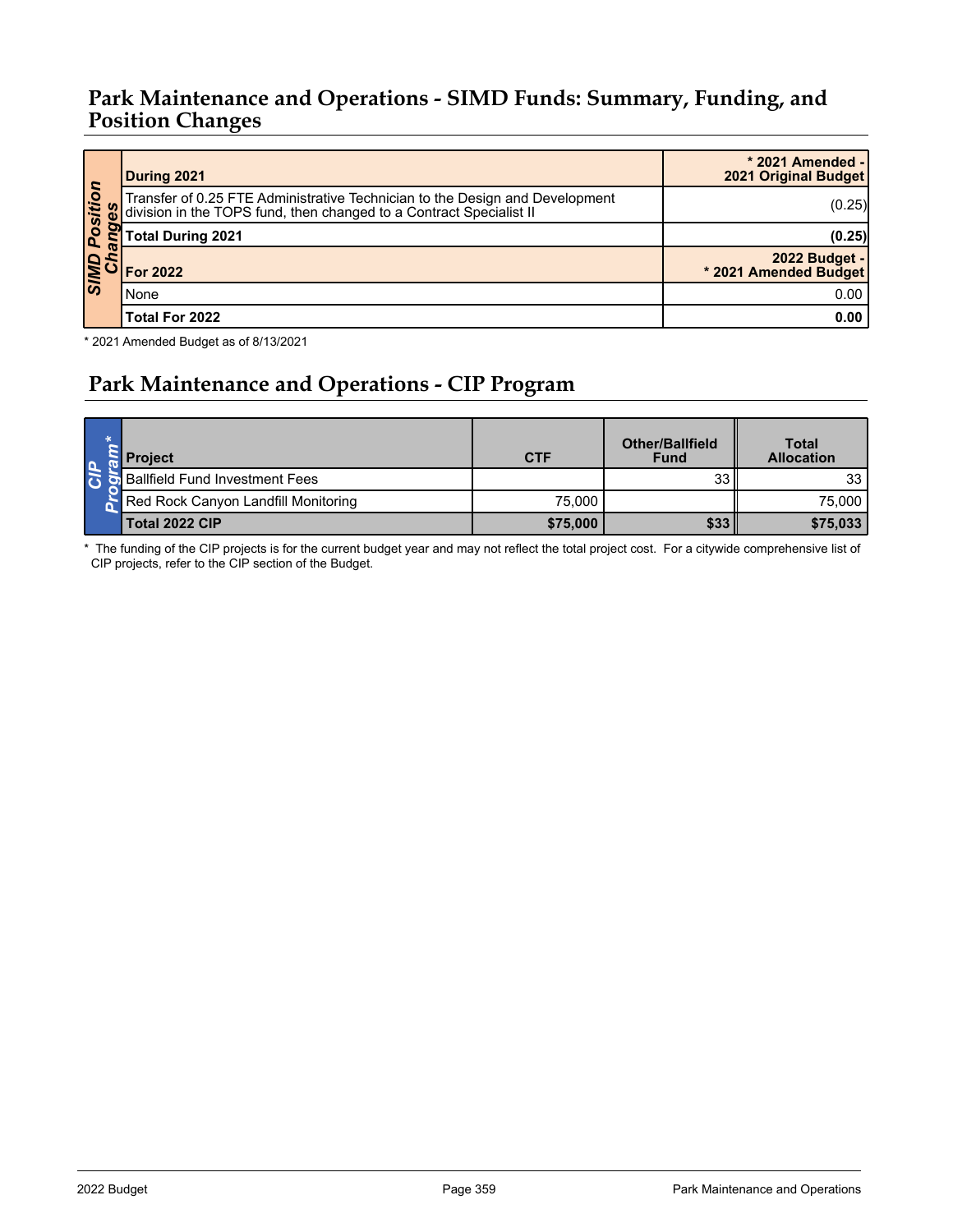## Park Maintenance and Operations - SIMD Funds: Summary, Funding, and Position Changes

| SIMD Position Changes | During 2021 | * 2021 Amended - 2021 Original Budget |
|---|---|---|
| | Transfer of 0.25 FTE Administrative Technician to the Design and Development division in the TOPS fund, then changed to a Contract Specialist II | (0.25) |
| | **Total During 2021** | **(0.25)** |
| | **For 2022** | **2022 Budget - * 2021 Amended Budget** |
| | None | 0.00 |
| | **Total For 2022** | **0.00** |

\* 2021 Amended Budget as of 8/13/2021

## Park Maintenance and Operations - CIP Program

| CIP Program* | Project | CTF | Other/Ballfield Fund | Total Allocation |
|---|---|---|---|---|
| | Ballfield Fund Investment Fees | | 33 | 33 |
| | Red Rock Canyon Landfill Monitoring | 75,000 | | 75,000 |
| | **Total 2022 CIP** | **$75,000** | **$33** | **$75,033** |

\* The funding of the CIP projects is for the current budget year and may not reflect the total project cost. For a citywide comprehensive list of CIP projects, refer to the CIP section of the Budget.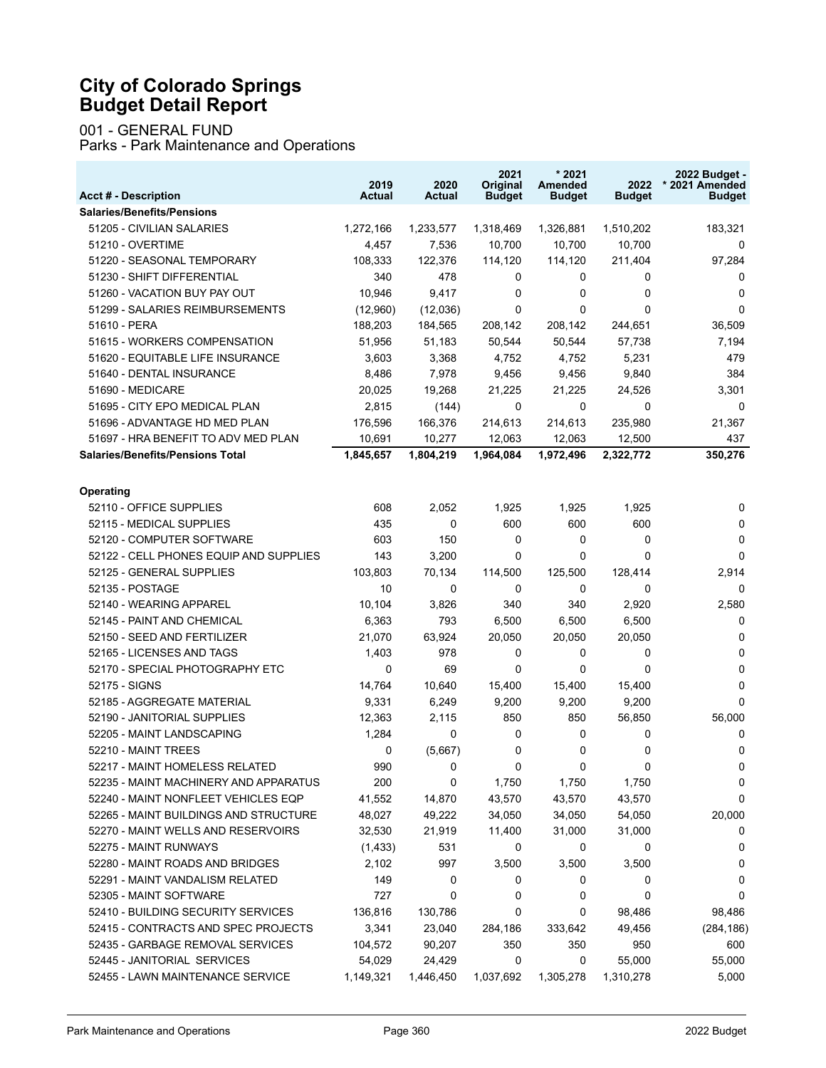# City of Colorado Springs
# Budget Detail Report

001 - GENERAL FUND
Parks - Park Maintenance and Operations

| Acct # - Description | 2019 Actual | 2020 Actual | 2021 Original Budget | * 2021 Amended Budget | 2022 Budget | 2022 Budget - * 2021 Amended Budget |
|---|---|---|---|---|---|---|
| **Salaries/Benefits/Pensions** | | | | | | |
| 51205 - CIVILIAN SALARIES | 1,272,166 | 1,233,577 | 1,318,469 | 1,326,881 | 1,510,202 | 183,321 |
| 51210 - OVERTIME | 4,457 | 7,536 | 10,700 | 10,700 | 10,700 | 0 |
| 51220 - SEASONAL TEMPORARY | 108,333 | 122,376 | 114,120 | 114,120 | 211,404 | 97,284 |
| 51230 - SHIFT DIFFERENTIAL | 340 | 478 | 0 | 0 | 0 | 0 |
| 51260 - VACATION BUY PAY OUT | 10,946 | 9,417 | 0 | 0 | 0 | 0 |
| 51299 - SALARIES REIMBURSEMENTS | (12,960) | (12,036) | 0 | 0 | 0 | 0 |
| 51610 - PERA | 188,203 | 184,565 | 208,142 | 208,142 | 244,651 | 36,509 |
| 51615 - WORKERS COMPENSATION | 51,956 | 51,183 | 50,544 | 50,544 | 57,738 | 7,194 |
| 51620 - EQUITABLE LIFE INSURANCE | 3,603 | 3,368 | 4,752 | 4,752 | 5,231 | 479 |
| 51640 - DENTAL INSURANCE | 8,486 | 7,978 | 9,456 | 9,456 | 9,840 | 384 |
| 51690 - MEDICARE | 20,025 | 19,268 | 21,225 | 21,225 | 24,526 | 3,301 |
| 51695 - CITY EPO MEDICAL PLAN | 2,815 | (144) | 0 | 0 | 0 | 0 |
| 51696 - ADVANTAGE HD MED PLAN | 176,596 | 166,376 | 214,613 | 214,613 | 235,980 | 21,367 |
| 51697 - HRA BENEFIT TO ADV MED PLAN | 10,691 | 10,277 | 12,063 | 12,063 | 12,500 | 437 |
| **Salaries/Benefits/Pensions Total** | **1,845,657** | **1,804,219** | **1,964,084** | **1,972,496** | **2,322,772** | **350,276** |
| | | | | | | |
| **Operating** | | | | | | |
| 52110 - OFFICE SUPPLIES | 608 | 2,052 | 1,925 | 1,925 | 1,925 | 0 |
| 52115 - MEDICAL SUPPLIES | 435 | 0 | 600 | 600 | 600 | 0 |
| 52120 - COMPUTER SOFTWARE | 603 | 150 | 0 | 0 | 0 | 0 |
| 52122 - CELL PHONES EQUIP AND SUPPLIES | 143 | 3,200 | 0 | 0 | 0 | 0 |
| 52125 - GENERAL SUPPLIES | 103,803 | 70,134 | 114,500 | 125,500 | 128,414 | 2,914 |
| 52135 - POSTAGE | 10 | 0 | 0 | 0 | 0 | 0 |
| 52140 - WEARING APPAREL | 10,104 | 3,826 | 340 | 340 | 2,920 | 2,580 |
| 52145 - PAINT AND CHEMICAL | 6,363 | 793 | 6,500 | 6,500 | 6,500 | 0 |
| 52150 - SEED AND FERTILIZER | 21,070 | 63,924 | 20,050 | 20,050 | 20,050 | 0 |
| 52165 - LICENSES AND TAGS | 1,403 | 978 | 0 | 0 | 0 | 0 |
| 52170 - SPECIAL PHOTOGRAPHY ETC | 0 | 69 | 0 | 0 | 0 | 0 |
| 52175 - SIGNS | 14,764 | 10,640 | 15,400 | 15,400 | 15,400 | 0 |
| 52185 - AGGREGATE MATERIAL | 9,331 | 6,249 | 9,200 | 9,200 | 9,200 | 0 |
| 52190 - JANITORIAL SUPPLIES | 12,363 | 2,115 | 850 | 850 | 56,850 | 56,000 |
| 52205 - MAINT LANDSCAPING | 1,284 | 0 | 0 | 0 | 0 | 0 |
| 52210 - MAINT TREES | 0 | (5,667) | 0 | 0 | 0 | 0 |
| 52217 - MAINT HOMELESS RELATED | 990 | 0 | 0 | 0 | 0 | 0 |
| 52235 - MAINT MACHINERY AND APPARATUS | 200 | 0 | 1,750 | 1,750 | 1,750 | 0 |
| 52240 - MAINT NONFLEET VEHICLES EQP | 41,552 | 14,870 | 43,570 | 43,570 | 43,570 | 0 |
| 52265 - MAINT BUILDINGS AND STRUCTURE | 48,027 | 49,222 | 34,050 | 34,050 | 54,050 | 20,000 |
| 52270 - MAINT WELLS AND RESERVOIRS | 32,530 | 21,919 | 11,400 | 31,000 | 31,000 | 0 |
| 52275 - MAINT RUNWAYS | (1,433) | 531 | 0 | 0 | 0 | 0 |
| 52280 - MAINT ROADS AND BRIDGES | 2,102 | 997 | 3,500 | 3,500 | 3,500 | 0 |
| 52291 - MAINT VANDALISM RELATED | 149 | 0 | 0 | 0 | 0 | 0 |
| 52305 - MAINT SOFTWARE | 727 | 0 | 0 | 0 | 0 | 0 |
| 52410 - BUILDING SECURITY SERVICES | 136,816 | 130,786 | 0 | 0 | 98,486 | 98,486 |
| 52415 - CONTRACTS AND SPEC PROJECTS | 3,341 | 23,040 | 284,186 | 333,642 | 49,456 | (284,186) |
| 52435 - GARBAGE REMOVAL SERVICES | 104,572 | 90,207 | 350 | 350 | 950 | 600 |
| 52445 - JANITORIAL SERVICES | 54,029 | 24,429 | 0 | 0 | 55,000 | 55,000 |
| 52455 - LAWN MAINTENANCE SERVICE | 1,149,321 | 1,446,450 | 1,037,692 | 1,305,278 | 1,310,278 | 5,000 |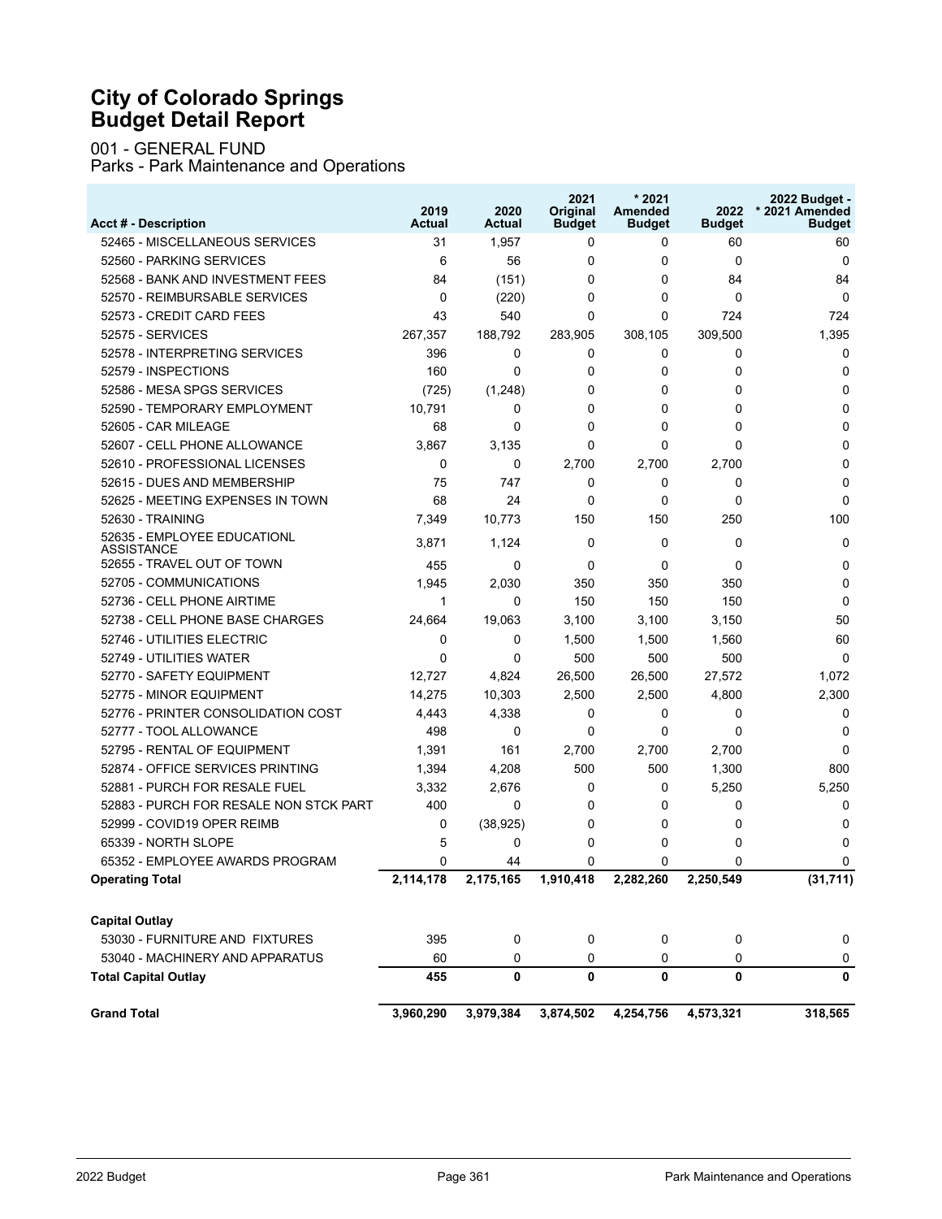# City of Colorado Springs
# Budget Detail Report

001 - GENERAL FUND
Parks - Park Maintenance and Operations

| Acct # - Description | 2019 Actual | 2020 Actual | 2021 Original Budget | * 2021 Amended Budget | 2022 Budget | 2022 Budget - * 2021 Amended Budget |
|---|---|---|---|---|---|---|
| 52465 - MISCELLANEOUS SERVICES | 31 | 1,957 | 0 | 0 | 60 | 60 |
| 52560 - PARKING SERVICES | 6 | 56 | 0 | 0 | 0 | 0 |
| 52568 - BANK AND INVESTMENT FEES | 84 | (151) | 0 | 0 | 84 | 84 |
| 52570 - REIMBURSABLE SERVICES | 0 | (220) | 0 | 0 | 0 | 0 |
| 52573 - CREDIT CARD FEES | 43 | 540 | 0 | 0 | 724 | 724 |
| 52575 - SERVICES | 267,357 | 188,792 | 283,905 | 308,105 | 309,500 | 1,395 |
| 52578 - INTERPRETING SERVICES | 396 | 0 | 0 | 0 | 0 | 0 |
| 52579 - INSPECTIONS | 160 | 0 | 0 | 0 | 0 | 0 |
| 52586 - MESA SPGS SERVICES | (725) | (1,248) | 0 | 0 | 0 | 0 |
| 52590 - TEMPORARY EMPLOYMENT | 10,791 | 0 | 0 | 0 | 0 | 0 |
| 52605 - CAR MILEAGE | 68 | 0 | 0 | 0 | 0 | 0 |
| 52607 - CELL PHONE ALLOWANCE | 3,867 | 3,135 | 0 | 0 | 0 | 0 |
| 52610 - PROFESSIONAL LICENSES | 0 | 0 | 2,700 | 2,700 | 2,700 | 0 |
| 52615 - DUES AND MEMBERSHIP | 75 | 747 | 0 | 0 | 0 | 0 |
| 52625 - MEETING EXPENSES IN TOWN | 68 | 24 | 0 | 0 | 0 | 0 |
| 52630 - TRAINING | 7,349 | 10,773 | 150 | 150 | 250 | 100 |
| 52635 - EMPLOYEE EDUCATIONL ASSISTANCE | 3,871 | 1,124 | 0 | 0 | 0 | 0 |
| 52655 - TRAVEL OUT OF TOWN | 455 | 0 | 0 | 0 | 0 | 0 |
| 52705 - COMMUNICATIONS | 1,945 | 2,030 | 350 | 350 | 350 | 0 |
| 52736 - CELL PHONE AIRTIME | 1 | 0 | 150 | 150 | 150 | 0 |
| 52738 - CELL PHONE BASE CHARGES | 24,664 | 19,063 | 3,100 | 3,100 | 3,150 | 50 |
| 52746 - UTILITIES ELECTRIC | 0 | 0 | 1,500 | 1,500 | 1,560 | 60 |
| 52749 - UTILITIES WATER | 0 | 0 | 500 | 500 | 500 | 0 |
| 52770 - SAFETY EQUIPMENT | 12,727 | 4,824 | 26,500 | 26,500 | 27,572 | 1,072 |
| 52775 - MINOR EQUIPMENT | 14,275 | 10,303 | 2,500 | 2,500 | 4,800 | 2,300 |
| 52776 - PRINTER CONSOLIDATION COST | 4,443 | 4,338 | 0 | 0 | 0 | 0 |
| 52777 - TOOL ALLOWANCE | 498 | 0 | 0 | 0 | 0 | 0 |
| 52795 - RENTAL OF EQUIPMENT | 1,391 | 161 | 2,700 | 2,700 | 2,700 | 0 |
| 52874 - OFFICE SERVICES PRINTING | 1,394 | 4,208 | 500 | 500 | 1,300 | 800 |
| 52881 - PURCH FOR RESALE FUEL | 3,332 | 2,676 | 0 | 0 | 5,250 | 5,250 |
| 52883 - PURCH FOR RESALE NON STCK PART | 400 | 0 | 0 | 0 | 0 | 0 |
| 52999 - COVID19 OPER REIMB | 0 | (38,925) | 0 | 0 | 0 | 0 |
| 65339 - NORTH SLOPE | 5 | 0 | 0 | 0 | 0 | 0 |
| 65352 - EMPLOYEE AWARDS PROGRAM | 0 | 44 | 0 | 0 | 0 | 0 |
| **Operating Total** | **2,114,178** | **2,175,165** | **1,910,418** | **2,282,260** | **2,250,549** | **(31,711)** |
| **Capital Outlay** | | | | | | |
| 53030 - FURNITURE AND FIXTURES | 395 | 0 | 0 | 0 | 0 | 0 |
| 53040 - MACHINERY AND APPARATUS | 60 | 0 | 0 | 0 | 0 | 0 |
| **Total Capital Outlay** | **455** | **0** | **0** | **0** | **0** | **0** |
| **Grand Total** | **3,960,290** | **3,979,384** | **3,874,502** | **4,254,756** | **4,573,321** | **318,565** |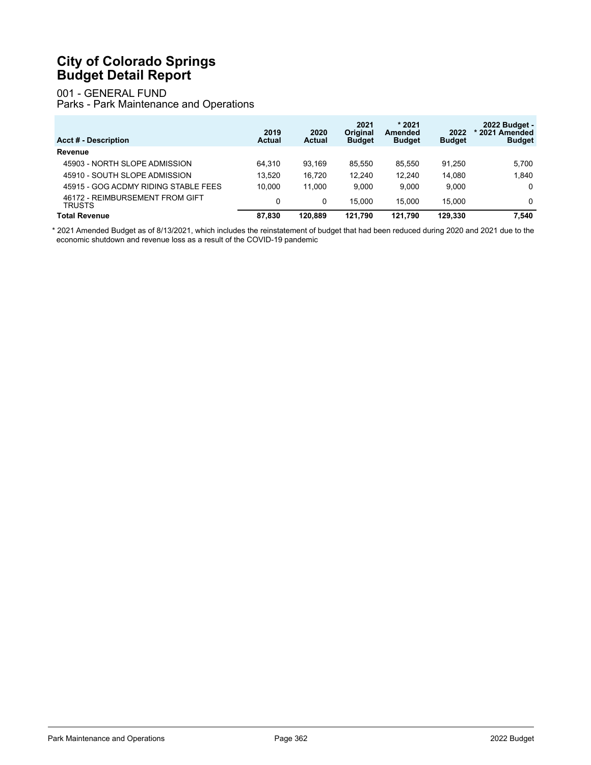# City of Colorado Springs
# Budget Detail Report

001 - GENERAL FUND
Parks - Park Maintenance and Operations

| Acct # - Description | 2019 Actual | 2020 Actual | 2021 Original Budget | * 2021 Amended Budget | 2022 Budget | 2022 Budget - * 2021 Amended Budget |
|---|---|---|---|---|---|---|
| **Revenue** | | | | | | |
| 45903 - NORTH SLOPE ADMISSION | 64,310 | 93,169 | 85,550 | 85,550 | 91,250 | 5,700 |
| 45910 - SOUTH SLOPE ADMISSION | 13,520 | 16,720 | 12,240 | 12,240 | 14,080 | 1,840 |
| 45915 - GOG ACDMY RIDING STABLE FEES | 10,000 | 11,000 | 9,000 | 9,000 | 9,000 | 0 |
| 46172 - REIMBURSEMENT FROM GIFT TRUSTS | 0 | 0 | 15,000 | 15,000 | 15,000 | 0 |
| **Total Revenue** | **87,830** | **120,889** | **121,790** | **121,790** | **129,330** | **7,540** |

* 2021 Amended Budget as of 8/13/2021, which includes the reinstatement of budget that had been reduced during 2020 and 2021 due to the economic shutdown and revenue loss as a result of the COVID-19 pandemic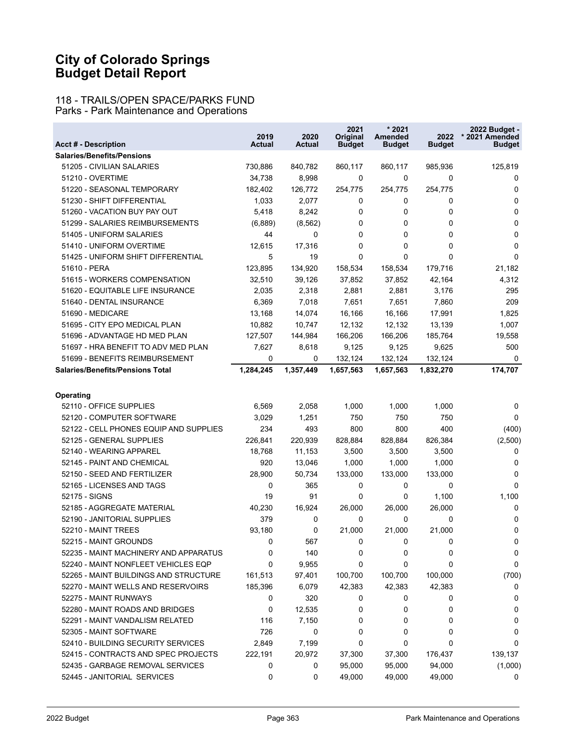# City of Colorado Springs
# Budget Detail Report

## 118 - TRAILS/OPEN SPACE/PARKS FUND
### Parks - Park Maintenance and Operations

| Acct # - Description | 2019 Actual | 2020 Actual | 2021 Original Budget | * 2021 Amended Budget | 2022 Budget | 2022 Budget - * 2021 Amended Budget |
|---|---|---|---|---|---|---|
| **Salaries/Benefits/Pensions** | | | | | | |
| 51205 - CIVILIAN SALARIES | 730,886 | 840,782 | 860,117 | 860,117 | 985,936 | 125,819 |
| 51210 - OVERTIME | 34,738 | 8,998 | 0 | 0 | 0 | 0 |
| 51220 - SEASONAL TEMPORARY | 182,402 | 126,772 | 254,775 | 254,775 | 254,775 | 0 |
| 51230 - SHIFT DIFFERENTIAL | 1,033 | 2,077 | 0 | 0 | 0 | 0 |
| 51260 - VACATION BUY PAY OUT | 5,418 | 8,242 | 0 | 0 | 0 | 0 |
| 51299 - SALARIES REIMBURSEMENTS | (6,889) | (8,562) | 0 | 0 | 0 | 0 |
| 51405 - UNIFORM SALARIES | 44 | 0 | 0 | 0 | 0 | 0 |
| 51410 - UNIFORM OVERTIME | 12,615 | 17,316 | 0 | 0 | 0 | 0 |
| 51425 - UNIFORM SHIFT DIFFERENTIAL | 5 | 19 | 0 | 0 | 0 | 0 |
| 51610 - PERA | 123,895 | 134,920 | 158,534 | 158,534 | 179,716 | 21,182 |
| 51615 - WORKERS COMPENSATION | 32,510 | 39,126 | 37,852 | 37,852 | 42,164 | 4,312 |
| 51620 - EQUITABLE LIFE INSURANCE | 2,035 | 2,318 | 2,881 | 2,881 | 3,176 | 295 |
| 51640 - DENTAL INSURANCE | 6,369 | 7,018 | 7,651 | 7,651 | 7,860 | 209 |
| 51690 - MEDICARE | 13,168 | 14,074 | 16,166 | 16,166 | 17,991 | 1,825 |
| 51695 - CITY EPO MEDICAL PLAN | 10,882 | 10,747 | 12,132 | 12,132 | 13,139 | 1,007 |
| 51696 - ADVANTAGE HD MED PLAN | 127,507 | 144,984 | 166,206 | 166,206 | 185,764 | 19,558 |
| 51697 - HRA BENEFIT TO ADV MED PLAN | 7,627 | 8,618 | 9,125 | 9,125 | 9,625 | 500 |
| 51699 - BENEFITS REIMBURSEMENT | 0 | 0 | 132,124 | 132,124 | 132,124 | 0 |
| **Salaries/Benefits/Pensions Total** | **1,284,245** | **1,357,449** | **1,657,563** | **1,657,563** | **1,832,270** | **174,707** |
| **Operating** | | | | | | |
| 52110 - OFFICE SUPPLIES | 6,569 | 2,058 | 1,000 | 1,000 | 1,000 | 0 |
| 52120 - COMPUTER SOFTWARE | 3,029 | 1,251 | 750 | 750 | 750 | 0 |
| 52122 - CELL PHONES EQUIP AND SUPPLIES | 234 | 493 | 800 | 800 | 400 | (400) |
| 52125 - GENERAL SUPPLIES | 226,841 | 220,939 | 828,884 | 828,884 | 826,384 | (2,500) |
| 52140 - WEARING APPAREL | 18,768 | 11,153 | 3,500 | 3,500 | 3,500 | 0 |
| 52145 - PAINT AND CHEMICAL | 920 | 13,046 | 1,000 | 1,000 | 1,000 | 0 |
| 52150 - SEED AND FERTILIZER | 28,900 | 50,734 | 133,000 | 133,000 | 133,000 | 0 |
| 52165 - LICENSES AND TAGS | 0 | 365 | 0 | 0 | 0 | 0 |
| 52175 - SIGNS | 19 | 91 | 0 | 0 | 1,100 | 1,100 |
| 52185 - AGGREGATE MATERIAL | 40,230 | 16,924 | 26,000 | 26,000 | 26,000 | 0 |
| 52190 - JANITORIAL SUPPLIES | 379 | 0 | 0 | 0 | 0 | 0 |
| 52210 - MAINT TREES | 93,180 | 0 | 21,000 | 21,000 | 21,000 | 0 |
| 52215 - MAINT GROUNDS | 0 | 567 | 0 | 0 | 0 | 0 |
| 52235 - MAINT MACHINERY AND APPARATUS | 0 | 140 | 0 | 0 | 0 | 0 |
| 52240 - MAINT NONFLEET VEHICLES EQP | 0 | 9,955 | 0 | 0 | 0 | 0 |
| 52265 - MAINT BUILDINGS AND STRUCTURE | 161,513 | 97,401 | 100,700 | 100,700 | 100,000 | (700) |
| 52270 - MAINT WELLS AND RESERVOIRS | 185,396 | 6,079 | 42,383 | 42,383 | 42,383 | 0 |
| 52275 - MAINT RUNWAYS | 0 | 320 | 0 | 0 | 0 | 0 |
| 52280 - MAINT ROADS AND BRIDGES | 0 | 12,535 | 0 | 0 | 0 | 0 |
| 52291 - MAINT VANDALISM RELATED | 116 | 7,150 | 0 | 0 | 0 | 0 |
| 52305 - MAINT SOFTWARE | 726 | 0 | 0 | 0 | 0 | 0 |
| 52410 - BUILDING SECURITY SERVICES | 2,849 | 7,199 | 0 | 0 | 0 | 0 |
| 52415 - CONTRACTS AND SPEC PROJECTS | 222,191 | 20,972 | 37,300 | 37,300 | 176,437 | 139,137 |
| 52435 - GARBAGE REMOVAL SERVICES | 0 | 0 | 95,000 | 95,000 | 94,000 | (1,000) |
| 52445 - JANITORIAL SERVICES | 0 | 0 | 49,000 | 49,000 | 49,000 | 0 |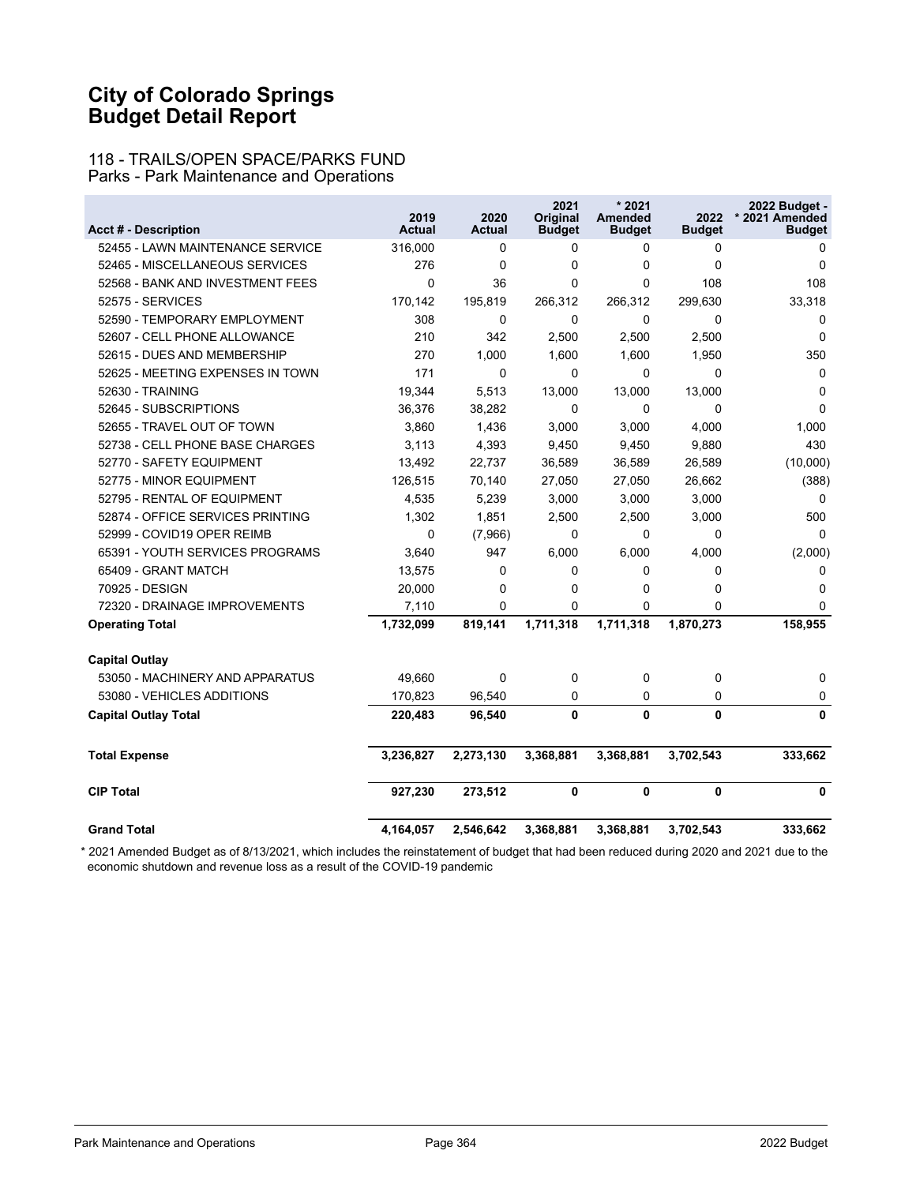# City of Colorado Springs
# Budget Detail Report

## 118 - TRAILS/OPEN SPACE/PARKS FUND
Parks - Park Maintenance and Operations

| Acct # - Description | 2019 Actual | 2020 Actual | 2021 Original Budget | * 2021 Amended Budget | 2022 Budget | 2022 Budget - * 2021 Amended Budget |
|---|---|---|---|---|---|---|
| 52455 - LAWN MAINTENANCE SERVICE | 316,000 | 0 | 0 | 0 | 0 | 0 |
| 52465 - MISCELLANEOUS SERVICES | 276 | 0 | 0 | 0 | 0 | 0 |
| 52568 - BANK AND INVESTMENT FEES | 0 | 36 | 0 | 0 | 108 | 108 |
| 52575 - SERVICES | 170,142 | 195,819 | 266,312 | 266,312 | 299,630 | 33,318 |
| 52590 - TEMPORARY EMPLOYMENT | 308 | 0 | 0 | 0 | 0 | 0 |
| 52607 - CELL PHONE ALLOWANCE | 210 | 342 | 2,500 | 2,500 | 2,500 | 0 |
| 52615 - DUES AND MEMBERSHIP | 270 | 1,000 | 1,600 | 1,600 | 1,950 | 350 |
| 52625 - MEETING EXPENSES IN TOWN | 171 | 0 | 0 | 0 | 0 | 0 |
| 52630 - TRAINING | 19,344 | 5,513 | 13,000 | 13,000 | 13,000 | 0 |
| 52645 - SUBSCRIPTIONS | 36,376 | 38,282 | 0 | 0 | 0 | 0 |
| 52655 - TRAVEL OUT OF TOWN | 3,860 | 1,436 | 3,000 | 3,000 | 4,000 | 1,000 |
| 52738 - CELL PHONE BASE CHARGES | 3,113 | 4,393 | 9,450 | 9,450 | 9,880 | 430 |
| 52770 - SAFETY EQUIPMENT | 13,492 | 22,737 | 36,589 | 36,589 | 26,589 | (10,000) |
| 52775 - MINOR EQUIPMENT | 126,515 | 70,140 | 27,050 | 27,050 | 26,662 | (388) |
| 52795 - RENTAL OF EQUIPMENT | 4,535 | 5,239 | 3,000 | 3,000 | 3,000 | 0 |
| 52874 - OFFICE SERVICES PRINTING | 1,302 | 1,851 | 2,500 | 2,500 | 3,000 | 500 |
| 52999 - COVID19 OPER REIMB | 0 | (7,966) | 0 | 0 | 0 | 0 |
| 65391 - YOUTH SERVICES PROGRAMS | 3,640 | 947 | 6,000 | 6,000 | 4,000 | (2,000) |
| 65409 - GRANT MATCH | 13,575 | 0 | 0 | 0 | 0 | 0 |
| 70925 - DESIGN | 20,000 | 0 | 0 | 0 | 0 | 0 |
| 72320 - DRAINAGE IMPROVEMENTS | 7,110 | 0 | 0 | 0 | 0 | 0 |
| **Operating Total** | **1,732,099** | **819,141** | **1,711,318** | **1,711,318** | **1,870,273** | **158,955** |
| **Capital Outlay** | | | | | | |
| 53050 - MACHINERY AND APPARATUS | 49,660 | 0 | 0 | 0 | 0 | 0 |
| 53080 - VEHICLES ADDITIONS | 170,823 | 96,540 | 0 | 0 | 0 | 0 |
| **Capital Outlay Total** | **220,483** | **96,540** | **0** | **0** | **0** | **0** |
| **Total Expense** | **3,236,827** | **2,273,130** | **3,368,881** | **3,368,881** | **3,702,543** | **333,662** |
| **CIP Total** | **927,230** | **273,512** | **0** | **0** | **0** | **0** |
| **Grand Total** | **4,164,057** | **2,546,642** | **3,368,881** | **3,368,881** | **3,702,543** | **333,662** |

* 2021 Amended Budget as of 8/13/2021, which includes the reinstatement of budget that had been reduced during 2020 and 2021 due to the economic shutdown and revenue loss as a result of the COVID-19 pandemic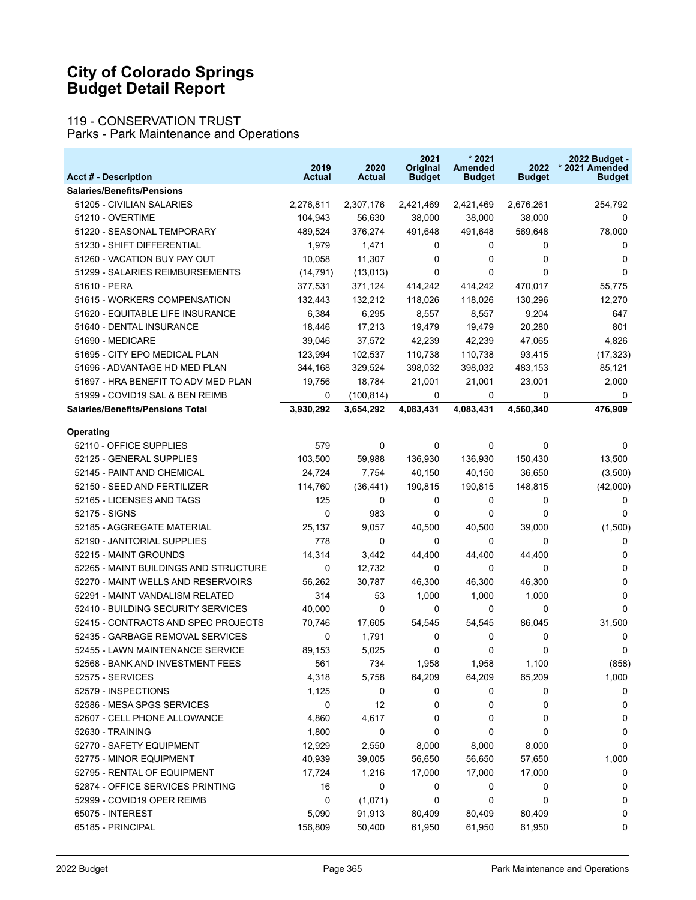# City of Colorado Springs
# Budget Detail Report

## 119 - CONSERVATION TRUST
### Parks - Park Maintenance and Operations

| Acct # - Description | 2019 Actual | 2020 Actual | 2021 Original Budget | * 2021 Amended Budget | 2022 Budget | 2022 Budget - * 2021 Amended Budget |
|---|---|---|---|---|---|---|
| **Salaries/Benefits/Pensions** | | | | | | |
| 51205 - CIVILIAN SALARIES | 2,276,811 | 2,307,176 | 2,421,469 | 2,421,469 | 2,676,261 | 254,792 |
| 51210 - OVERTIME | 104,943 | 56,630 | 38,000 | 38,000 | 38,000 | 0 |
| 51220 - SEASONAL TEMPORARY | 489,524 | 376,274 | 491,648 | 491,648 | 569,648 | 78,000 |
| 51230 - SHIFT DIFFERENTIAL | 1,979 | 1,471 | 0 | 0 | 0 | 0 |
| 51260 - VACATION BUY PAY OUT | 10,058 | 11,307 | 0 | 0 | 0 | 0 |
| 51299 - SALARIES REIMBURSEMENTS | (14,791) | (13,013) | 0 | 0 | 0 | 0 |
| 51610 - PERA | 377,531 | 371,124 | 414,242 | 414,242 | 470,017 | 55,775 |
| 51615 - WORKERS COMPENSATION | 132,443 | 132,212 | 118,026 | 118,026 | 130,296 | 12,270 |
| 51620 - EQUITABLE LIFE INSURANCE | 6,384 | 6,295 | 8,557 | 8,557 | 9,204 | 647 |
| 51640 - DENTAL INSURANCE | 18,446 | 17,213 | 19,479 | 19,479 | 20,280 | 801 |
| 51690 - MEDICARE | 39,046 | 37,572 | 42,239 | 42,239 | 47,065 | 4,826 |
| 51695 - CITY EPO MEDICAL PLAN | 123,994 | 102,537 | 110,738 | 110,738 | 93,415 | (17,323) |
| 51696 - ADVANTAGE HD MED PLAN | 344,168 | 329,524 | 398,032 | 398,032 | 483,153 | 85,121 |
| 51697 - HRA BENEFIT TO ADV MED PLAN | 19,756 | 18,784 | 21,001 | 21,001 | 23,001 | 2,000 |
| 51999 - COVID19 SAL & BEN REIMB | 0 | (100,814) | 0 | 0 | 0 | 0 |
| **Salaries/Benefits/Pensions Total** | **3,930,292** | **3,654,292** | **4,083,431** | **4,083,431** | **4,560,340** | **476,909** |
| **Operating** | | | | | | |
| 52110 - OFFICE SUPPLIES | 579 | 0 | 0 | 0 | 0 | 0 |
| 52125 - GENERAL SUPPLIES | 103,500 | 59,988 | 136,930 | 136,930 | 150,430 | 13,500 |
| 52145 - PAINT AND CHEMICAL | 24,724 | 7,754 | 40,150 | 40,150 | 36,650 | (3,500) |
| 52150 - SEED AND FERTILIZER | 114,760 | (36,441) | 190,815 | 190,815 | 148,815 | (42,000) |
| 52165 - LICENSES AND TAGS | 125 | 0 | 0 | 0 | 0 | 0 |
| 52175 - SIGNS | 0 | 983 | 0 | 0 | 0 | 0 |
| 52185 - AGGREGATE MATERIAL | 25,137 | 9,057 | 40,500 | 40,500 | 39,000 | (1,500) |
| 52190 - JANITORIAL SUPPLIES | 778 | 0 | 0 | 0 | 0 | 0 |
| 52215 - MAINT GROUNDS | 14,314 | 3,442 | 44,400 | 44,400 | 44,400 | 0 |
| 52265 - MAINT BUILDINGS AND STRUCTURE | 0 | 12,732 | 0 | 0 | 0 | 0 |
| 52270 - MAINT WELLS AND RESERVOIRS | 56,262 | 30,787 | 46,300 | 46,300 | 46,300 | 0 |
| 52291 - MAINT VANDALISM RELATED | 314 | 53 | 1,000 | 1,000 | 1,000 | 0 |
| 52410 - BUILDING SECURITY SERVICES | 40,000 | 0 | 0 | 0 | 0 | 0 |
| 52415 - CONTRACTS AND SPEC PROJECTS | 70,746 | 17,605 | 54,545 | 54,545 | 86,045 | 31,500 |
| 52435 - GARBAGE REMOVAL SERVICES | 0 | 1,791 | 0 | 0 | 0 | 0 |
| 52455 - LAWN MAINTENANCE SERVICE | 89,153 | 5,025 | 0 | 0 | 0 | 0 |
| 52568 - BANK AND INVESTMENT FEES | 561 | 734 | 1,958 | 1,958 | 1,100 | (858) |
| 52575 - SERVICES | 4,318 | 5,758 | 64,209 | 64,209 | 65,209 | 1,000 |
| 52579 - INSPECTIONS | 1,125 | 0 | 0 | 0 | 0 | 0 |
| 52586 - MESA SPGS SERVICES | 0 | 12 | 0 | 0 | 0 | 0 |
| 52607 - CELL PHONE ALLOWANCE | 4,860 | 4,617 | 0 | 0 | 0 | 0 |
| 52630 - TRAINING | 1,800 | 0 | 0 | 0 | 0 | 0 |
| 52770 - SAFETY EQUIPMENT | 12,929 | 2,550 | 8,000 | 8,000 | 8,000 | 0 |
| 52775 - MINOR EQUIPMENT | 40,939 | 39,005 | 56,650 | 56,650 | 57,650 | 1,000 |
| 52795 - RENTAL OF EQUIPMENT | 17,724 | 1,216 | 17,000 | 17,000 | 17,000 | 0 |
| 52874 - OFFICE SERVICES PRINTING | 16 | 0 | 0 | 0 | 0 | 0 |
| 52999 - COVID19 OPER REIMB | 0 | (1,071) | 0 | 0 | 0 | 0 |
| 65075 - INTEREST | 5,090 | 91,913 | 80,409 | 80,409 | 80,409 | 0 |
| 65185 - PRINCIPAL | 156,809 | 50,400 | 61,950 | 61,950 | 61,950 | 0 |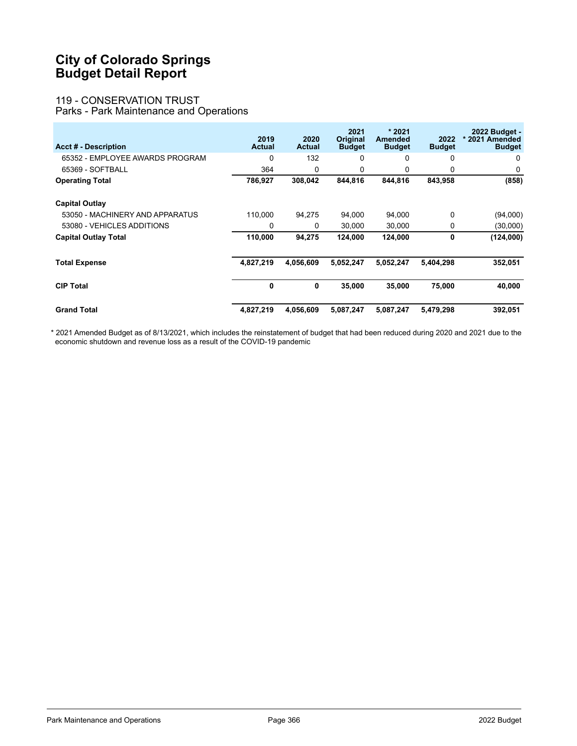# City of Colorado Springs
# Budget Detail Report

## 119 - CONSERVATION TRUST
### Parks - Park Maintenance and Operations

| Acct # - Description | 2019 Actual | 2020 Actual | 2021 Original Budget | * 2021 Amended Budget | 2022 Budget | 2022 Budget - * 2021 Amended Budget |
|---|---|---|---|---|---|---|
| 65352 - EMPLOYEE AWARDS PROGRAM | 0 | 132 | 0 | 0 | 0 | 0 |
| 65369 - SOFTBALL | 364 | 0 | 0 | 0 | 0 | 0 |
| **Operating Total** | **786,927** | **308,042** | **844,816** | **844,816** | **843,958** | **(858)** |
| **Capital Outlay** | | | | | | |
| 53050 - MACHINERY AND APPARATUS | 110,000 | 94,275 | 94,000 | 94,000 | 0 | (94,000) |
| 53080 - VEHICLES ADDITIONS | 0 | 0 | 30,000 | 30,000 | 0 | (30,000) |
| **Capital Outlay Total** | **110,000** | **94,275** | **124,000** | **124,000** | **0** | **(124,000)** |
| **Total Expense** | **4,827,219** | **4,056,609** | **5,052,247** | **5,052,247** | **5,404,298** | **352,051** |
| **CIP Total** | **0** | **0** | **35,000** | **35,000** | **75,000** | **40,000** |
| **Grand Total** | **4,827,219** | **4,056,609** | **5,087,247** | **5,087,247** | **5,479,298** | **392,051** |

* 2021 Amended Budget as of 8/13/2021, which includes the reinstatement of budget that had been reduced during 2020 and 2021 due to the economic shutdown and revenue loss as a result of the COVID-19 pandemic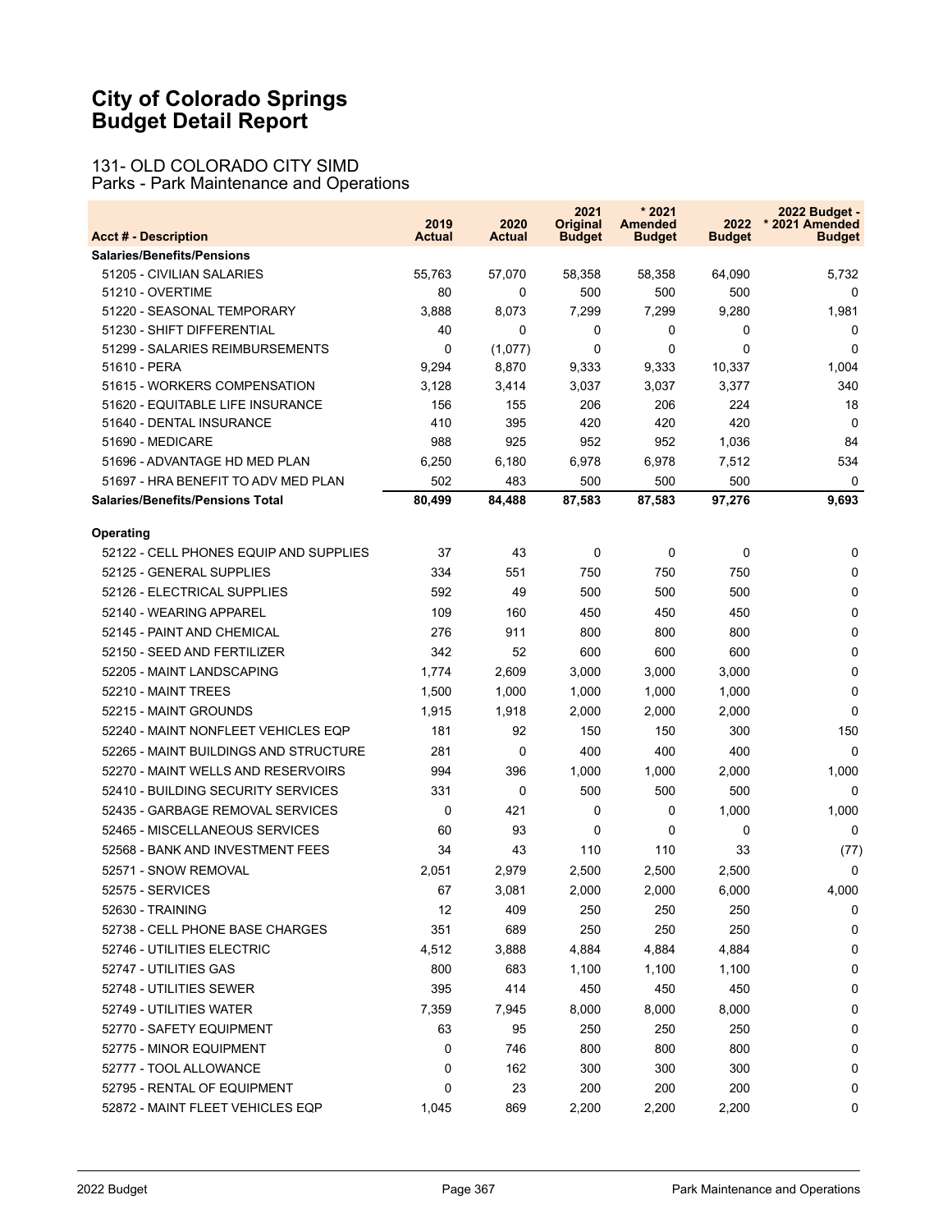# City of Colorado Springs
# Budget Detail Report

## 131- OLD COLORADO CITY SIMD
Parks - Park Maintenance and Operations

| Acct # - Description | 2019 Actual | 2020 Actual | 2021 Original Budget | * 2021 Amended Budget | 2022 Budget | 2022 Budget - * 2021 Amended Budget |
|---|---|---|---|---|---|---|
| **Salaries/Benefits/Pensions** | | | | | | |
| 51205 - CIVILIAN SALARIES | 55,763 | 57,070 | 58,358 | 58,358 | 64,090 | 5,732 |
| 51210 - OVERTIME | 80 | 0 | 500 | 500 | 500 | 0 |
| 51220 - SEASONAL TEMPORARY | 3,888 | 8,073 | 7,299 | 7,299 | 9,280 | 1,981 |
| 51230 - SHIFT DIFFERENTIAL | 40 | 0 | 0 | 0 | 0 | 0 |
| 51299 - SALARIES REIMBURSEMENTS | 0 | (1,077) | 0 | 0 | 0 | 0 |
| 51610 - PERA | 9,294 | 8,870 | 9,333 | 9,333 | 10,337 | 1,004 |
| 51615 - WORKERS COMPENSATION | 3,128 | 3,414 | 3,037 | 3,037 | 3,377 | 340 |
| 51620 - EQUITABLE LIFE INSURANCE | 156 | 155 | 206 | 206 | 224 | 18 |
| 51640 - DENTAL INSURANCE | 410 | 395 | 420 | 420 | 420 | 0 |
| 51690 - MEDICARE | 988 | 925 | 952 | 952 | 1,036 | 84 |
| 51696 - ADVANTAGE HD MED PLAN | 6,250 | 6,180 | 6,978 | 6,978 | 7,512 | 534 |
| 51697 - HRA BENEFIT TO ADV MED PLAN | 502 | 483 | 500 | 500 | 500 | 0 |
| **Salaries/Benefits/Pensions Total** | **80,499** | **84,488** | **87,583** | **87,583** | **97,276** | **9,693** |
| **Operating** | | | | | | |
| 52122 - CELL PHONES EQUIP AND SUPPLIES | 37 | 43 | 0 | 0 | 0 | 0 |
| 52125 - GENERAL SUPPLIES | 334 | 551 | 750 | 750 | 750 | 0 |
| 52126 - ELECTRICAL SUPPLIES | 592 | 49 | 500 | 500 | 500 | 0 |
| 52140 - WEARING APPAREL | 109 | 160 | 450 | 450 | 450 | 0 |
| 52145 - PAINT AND CHEMICAL | 276 | 911 | 800 | 800 | 800 | 0 |
| 52150 - SEED AND FERTILIZER | 342 | 52 | 600 | 600 | 600 | 0 |
| 52205 - MAINT LANDSCAPING | 1,774 | 2,609 | 3,000 | 3,000 | 3,000 | 0 |
| 52210 - MAINT TREES | 1,500 | 1,000 | 1,000 | 1,000 | 1,000 | 0 |
| 52215 - MAINT GROUNDS | 1,915 | 1,918 | 2,000 | 2,000 | 2,000 | 0 |
| 52240 - MAINT NONFLEET VEHICLES EQP | 181 | 92 | 150 | 150 | 300 | 150 |
| 52265 - MAINT BUILDINGS AND STRUCTURE | 281 | 0 | 400 | 400 | 400 | 0 |
| 52270 - MAINT WELLS AND RESERVOIRS | 994 | 396 | 1,000 | 1,000 | 2,000 | 1,000 |
| 52410 - BUILDING SECURITY SERVICES | 331 | 0 | 500 | 500 | 500 | 0 |
| 52435 - GARBAGE REMOVAL SERVICES | 0 | 421 | 0 | 0 | 1,000 | 1,000 |
| 52465 - MISCELLANEOUS SERVICES | 60 | 93 | 0 | 0 | 0 | 0 |
| 52568 - BANK AND INVESTMENT FEES | 34 | 43 | 110 | 110 | 33 | (77) |
| 52571 - SNOW REMOVAL | 2,051 | 2,979 | 2,500 | 2,500 | 2,500 | 0 |
| 52575 - SERVICES | 67 | 3,081 | 2,000 | 2,000 | 6,000 | 4,000 |
| 52630 - TRAINING | 12 | 409 | 250 | 250 | 250 | 0 |
| 52738 - CELL PHONE BASE CHARGES | 351 | 689 | 250 | 250 | 250 | 0 |
| 52746 - UTILITIES ELECTRIC | 4,512 | 3,888 | 4,884 | 4,884 | 4,884 | 0 |
| 52747 - UTILITIES GAS | 800 | 683 | 1,100 | 1,100 | 1,100 | 0 |
| 52748 - UTILITIES SEWER | 395 | 414 | 450 | 450 | 450 | 0 |
| 52749 - UTILITIES WATER | 7,359 | 7,945 | 8,000 | 8,000 | 8,000 | 0 |
| 52770 - SAFETY EQUIPMENT | 63 | 95 | 250 | 250 | 250 | 0 |
| 52775 - MINOR EQUIPMENT | 0 | 746 | 800 | 800 | 800 | 0 |
| 52777 - TOOL ALLOWANCE | 0 | 162 | 300 | 300 | 300 | 0 |
| 52795 - RENTAL OF EQUIPMENT | 0 | 23 | 200 | 200 | 200 | 0 |
| 52872 - MAINT FLEET VEHICLES EQP | 1,045 | 869 | 2,200 | 2,200 | 2,200 | 0 |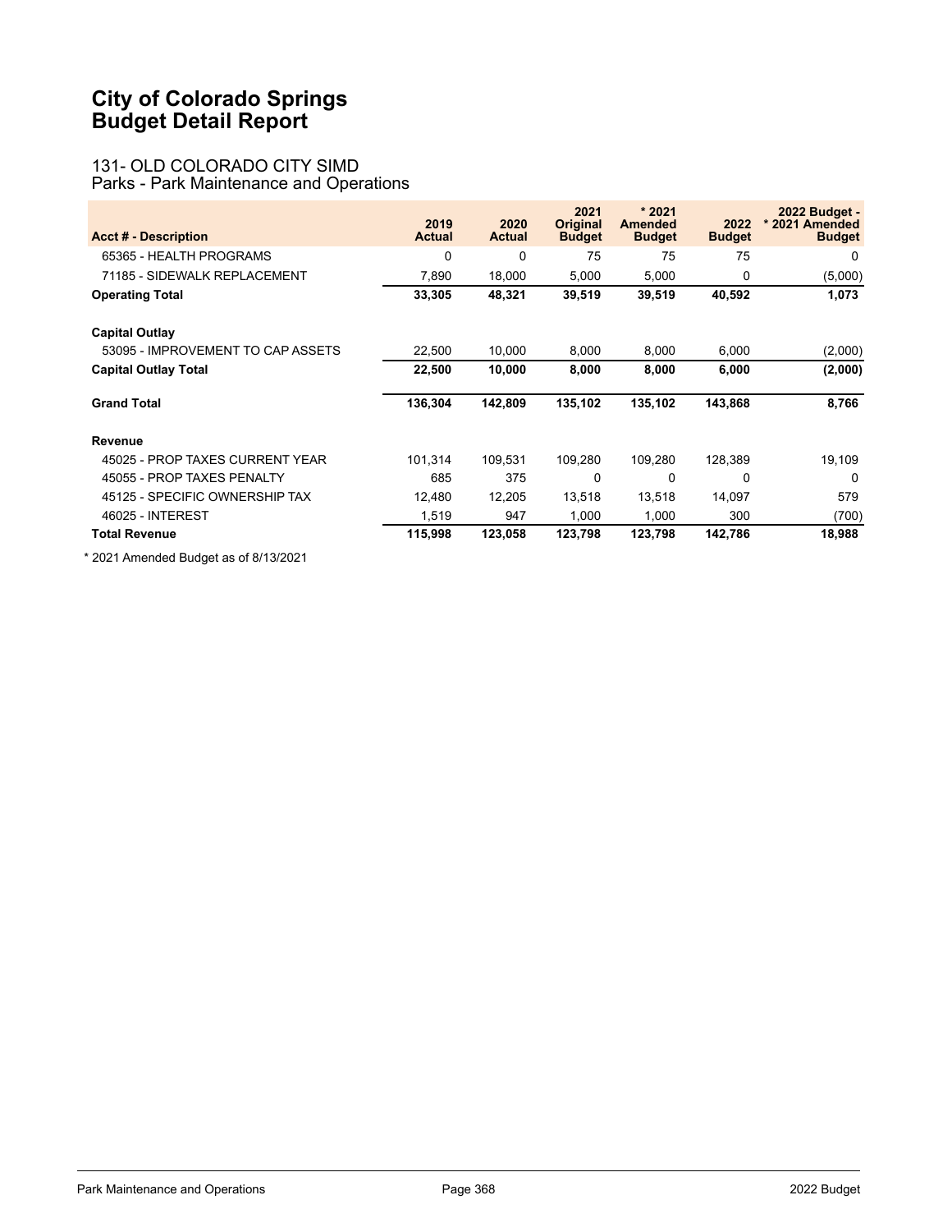# City of Colorado Springs
# Budget Detail Report

## 131- OLD COLORADO CITY SIMD
### Parks - Park Maintenance and Operations

| Acct # - Description | 2019 Actual | 2020 Actual | 2021 Original Budget | * 2021 Amended Budget | 2022 Budget | 2022 Budget - * 2021 Amended Budget |
|---|---|---|---|---|---|---|
| 65365 - HEALTH PROGRAMS | 0 | 0 | 75 | 75 | 75 | 0 |
| 71185 - SIDEWALK REPLACEMENT | 7,890 | 18,000 | 5,000 | 5,000 | 0 | (5,000) |
| **Operating Total** | **33,305** | **48,321** | **39,519** | **39,519** | **40,592** | **1,073** |
| **Capital Outlay** | | | | | | |
| 53095 - IMPROVEMENT TO CAP ASSETS | 22,500 | 10,000 | 8,000 | 8,000 | 6,000 | (2,000) |
| **Capital Outlay Total** | **22,500** | **10,000** | **8,000** | **8,000** | **6,000** | **(2,000)** |
| **Grand Total** | **136,304** | **142,809** | **135,102** | **135,102** | **143,868** | **8,766** |
| **Revenue** | | | | | | |
| 45025 - PROP TAXES CURRENT YEAR | 101,314 | 109,531 | 109,280 | 109,280 | 128,389 | 19,109 |
| 45055 - PROP TAXES PENALTY | 685 | 375 | 0 | 0 | 0 | 0 |
| 45125 - SPECIFIC OWNERSHIP TAX | 12,480 | 12,205 | 13,518 | 13,518 | 14,097 | 579 |
| 46025 - INTEREST | 1,519 | 947 | 1,000 | 1,000 | 300 | (700) |
| **Total Revenue** | **115,998** | **123,058** | **123,798** | **123,798** | **142,786** | **18,988** |

* 2021 Amended Budget as of 8/13/2021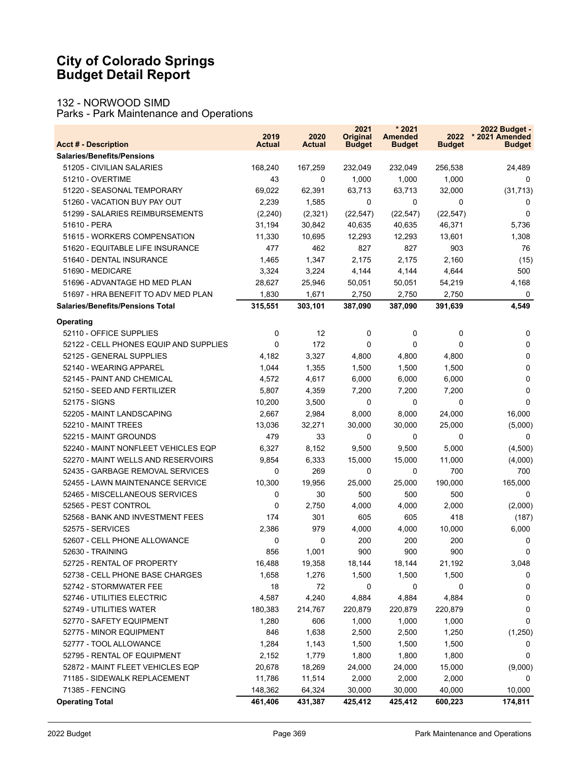# City of Colorado Springs
# Budget Detail Report

## 132 - NORWOOD SIMD
Parks - Park Maintenance and Operations

| Acct # - Description | 2019 Actual | 2020 Actual | 2021 Original Budget | * 2021 Amended Budget | 2022 Budget | 2022 Budget - * 2021 Amended Budget |
|---|---|---|---|---|---|---|
| **Salaries/Benefits/Pensions** | | | | | | |
| 51205 - CIVILIAN SALARIES | 168,240 | 167,259 | 232,049 | 232,049 | 256,538 | 24,489 |
| 51210 - OVERTIME | 43 | 0 | 1,000 | 1,000 | 1,000 | 0 |
| 51220 - SEASONAL TEMPORARY | 69,022 | 62,391 | 63,713 | 63,713 | 32,000 | (31,713) |
| 51260 - VACATION BUY PAY OUT | 2,239 | 1,585 | 0 | 0 | 0 | 0 |
| 51299 - SALARIES REIMBURSEMENTS | (2,240) | (2,321) | (22,547) | (22,547) | (22,547) | 0 |
| 51610 - PERA | 31,194 | 30,842 | 40,635 | 40,635 | 46,371 | 5,736 |
| 51615 - WORKERS COMPENSATION | 11,330 | 10,695 | 12,293 | 12,293 | 13,601 | 1,308 |
| 51620 - EQUITABLE LIFE INSURANCE | 477 | 462 | 827 | 827 | 903 | 76 |
| 51640 - DENTAL INSURANCE | 1,465 | 1,347 | 2,175 | 2,175 | 2,160 | (15) |
| 51690 - MEDICARE | 3,324 | 3,224 | 4,144 | 4,144 | 4,644 | 500 |
| 51696 - ADVANTAGE HD MED PLAN | 28,627 | 25,946 | 50,051 | 50,051 | 54,219 | 4,168 |
| 51697 - HRA BENEFIT TO ADV MED PLAN | 1,830 | 1,671 | 2,750 | 2,750 | 2,750 | 0 |
| **Salaries/Benefits/Pensions Total** | **315,551** | **303,101** | **387,090** | **387,090** | **391,639** | **4,549** |
| **Operating** | | | | | | |
| 52110 - OFFICE SUPPLIES | 0 | 12 | 0 | 0 | 0 | 0 |
| 52122 - CELL PHONES EQUIP AND SUPPLIES | 0 | 172 | 0 | 0 | 0 | 0 |
| 52125 - GENERAL SUPPLIES | 4,182 | 3,327 | 4,800 | 4,800 | 4,800 | 0 |
| 52140 - WEARING APPAREL | 1,044 | 1,355 | 1,500 | 1,500 | 1,500 | 0 |
| 52145 - PAINT AND CHEMICAL | 4,572 | 4,617 | 6,000 | 6,000 | 6,000 | 0 |
| 52150 - SEED AND FERTILIZER | 5,807 | 4,359 | 7,200 | 7,200 | 7,200 | 0 |
| 52175 - SIGNS | 10,200 | 3,500 | 0 | 0 | 0 | 0 |
| 52205 - MAINT LANDSCAPING | 2,667 | 2,984 | 8,000 | 8,000 | 24,000 | 16,000 |
| 52210 - MAINT TREES | 13,036 | 32,271 | 30,000 | 30,000 | 25,000 | (5,000) |
| 52215 - MAINT GROUNDS | 479 | 33 | 0 | 0 | 0 | 0 |
| 52240 - MAINT NONFLEET VEHICLES EQP | 6,327 | 8,152 | 9,500 | 9,500 | 5,000 | (4,500) |
| 52270 - MAINT WELLS AND RESERVOIRS | 9,854 | 6,333 | 15,000 | 15,000 | 11,000 | (4,000) |
| 52435 - GARBAGE REMOVAL SERVICES | 0 | 269 | 0 | 0 | 700 | 700 |
| 52455 - LAWN MAINTENANCE SERVICE | 10,300 | 19,956 | 25,000 | 25,000 | 190,000 | 165,000 |
| 52465 - MISCELLANEOUS SERVICES | 0 | 30 | 500 | 500 | 500 | 0 |
| 52565 - PEST CONTROL | 0 | 2,750 | 4,000 | 4,000 | 2,000 | (2,000) |
| 52568 - BANK AND INVESTMENT FEES | 174 | 301 | 605 | 605 | 418 | (187) |
| 52575 - SERVICES | 2,386 | 979 | 4,000 | 4,000 | 10,000 | 6,000 |
| 52607 - CELL PHONE ALLOWANCE | 0 | 0 | 200 | 200 | 200 | 0 |
| 52630 - TRAINING | 856 | 1,001 | 900 | 900 | 900 | 0 |
| 52725 - RENTAL OF PROPERTY | 16,488 | 19,358 | 18,144 | 18,144 | 21,192 | 3,048 |
| 52738 - CELL PHONE BASE CHARGES | 1,658 | 1,276 | 1,500 | 1,500 | 1,500 | 0 |
| 52742 - STORMWATER FEE | 18 | 72 | 0 | 0 | 0 | 0 |
| 52746 - UTILITIES ELECTRIC | 4,587 | 4,240 | 4,884 | 4,884 | 4,884 | 0 |
| 52749 - UTILITIES WATER | 180,383 | 214,767 | 220,879 | 220,879 | 220,879 | 0 |
| 52770 - SAFETY EQUIPMENT | 1,280 | 606 | 1,000 | 1,000 | 1,000 | 0 |
| 52775 - MINOR EQUIPMENT | 846 | 1,638 | 2,500 | 2,500 | 1,250 | (1,250) |
| 52777 - TOOL ALLOWANCE | 1,284 | 1,143 | 1,500 | 1,500 | 1,500 | 0 |
| 52795 - RENTAL OF EQUIPMENT | 2,152 | 1,779 | 1,800 | 1,800 | 1,800 | 0 |
| 52872 - MAINT FLEET VEHICLES EQP | 20,678 | 18,269 | 24,000 | 24,000 | 15,000 | (9,000) |
| 71185 - SIDEWALK REPLACEMENT | 11,786 | 11,514 | 2,000 | 2,000 | 2,000 | 0 |
| 71385 - FENCING | 148,362 | 64,324 | 30,000 | 30,000 | 40,000 | 10,000 |
| **Operating Total** | **461,406** | **431,387** | **425,412** | **425,412** | **600,223** | **174,811** |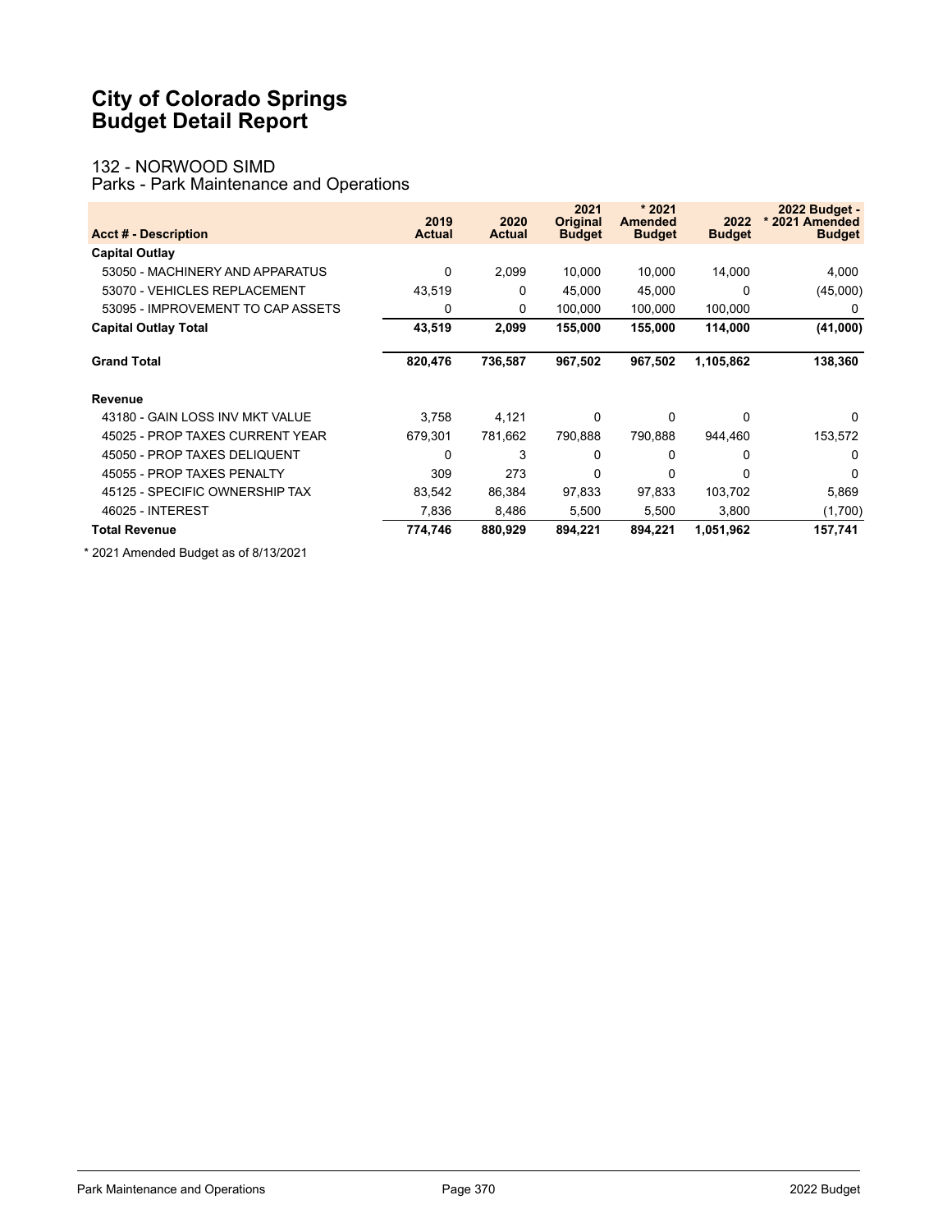# City of Colorado Springs
# Budget Detail Report

## 132 - NORWOOD SIMD
Parks - Park Maintenance and Operations

| Acct # - Description | 2019 Actual | 2020 Actual | 2021 Original Budget | * 2021 Amended Budget | 2022 Budget | 2022 Budget - * 2021 Amended Budget |
|---|---|---|---|---|---|---|
| **Capital Outlay** | | | | | | |
| 53050 - MACHINERY AND APPARATUS | 0 | 2,099 | 10,000 | 10,000 | 14,000 | 4,000 |
| 53070 - VEHICLES REPLACEMENT | 43,519 | 0 | 45,000 | 45,000 | 0 | (45,000) |
| 53095 - IMPROVEMENT TO CAP ASSETS | 0 | 0 | 100,000 | 100,000 | 100,000 | 0 |
| **Capital Outlay Total** | **43,519** | **2,099** | **155,000** | **155,000** | **114,000** | **(41,000)** |
| **Grand Total** | **820,476** | **736,587** | **967,502** | **967,502** | **1,105,862** | **138,360** |
| **Revenue** | | | | | | |
| 43180 - GAIN LOSS INV MKT VALUE | 3,758 | 4,121 | 0 | 0 | 0 | 0 |
| 45025 - PROP TAXES CURRENT YEAR | 679,301 | 781,662 | 790,888 | 790,888 | 944,460 | 153,572 |
| 45050 - PROP TAXES DELIQUENT | 0 | 3 | 0 | 0 | 0 | 0 |
| 45055 - PROP TAXES PENALTY | 309 | 273 | 0 | 0 | 0 | 0 |
| 45125 - SPECIFIC OWNERSHIP TAX | 83,542 | 86,384 | 97,833 | 97,833 | 103,702 | 5,869 |
| 46025 - INTEREST | 7,836 | 8,486 | 5,500 | 5,500 | 3,800 | (1,700) |
| **Total Revenue** | **774,746** | **880,929** | **894,221** | **894,221** | **1,051,962** | **157,741** |

* 2021 Amended Budget as of 8/13/2021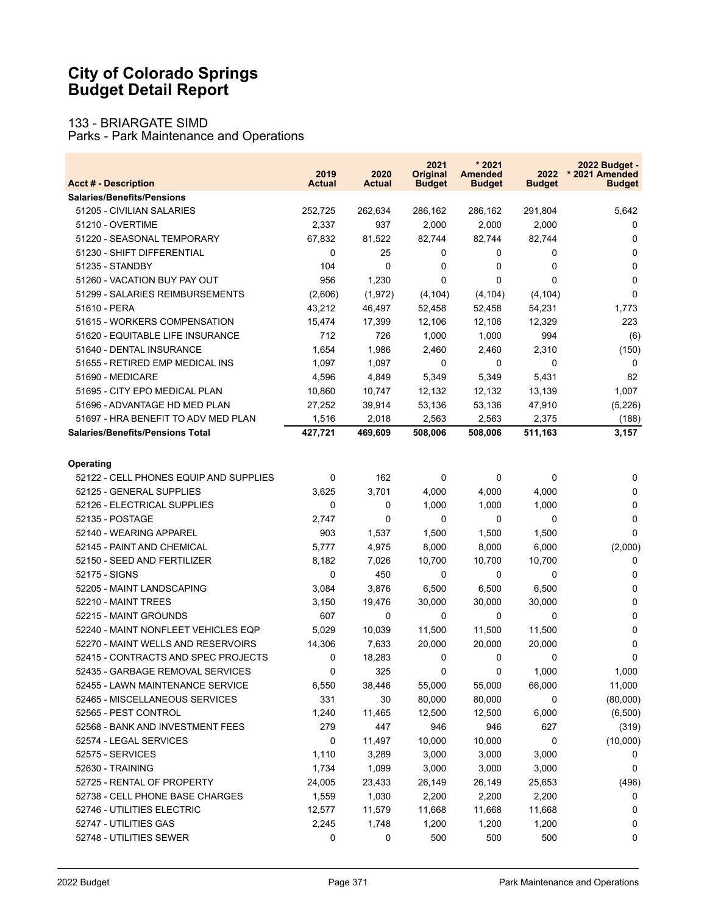# City of Colorado Springs
# Budget Detail Report

## 133 - BRIARGATE SIMD
Parks - Park Maintenance and Operations

| Acct # - Description | 2019 Actual | 2020 Actual | 2021 Original Budget | * 2021 Amended Budget | 2022 Budget | 2022 Budget - * 2021 Amended Budget |
|---|---|---|---|---|---|---|
| **Salaries/Benefits/Pensions** | | | | | | |
| 51205 - CIVILIAN SALARIES | 252,725 | 262,634 | 286,162 | 286,162 | 291,804 | 5,642 |
| 51210 - OVERTIME | 2,337 | 937 | 2,000 | 2,000 | 2,000 | 0 |
| 51220 - SEASONAL TEMPORARY | 67,832 | 81,522 | 82,744 | 82,744 | 82,744 | 0 |
| 51230 - SHIFT DIFFERENTIAL | 0 | 25 | 0 | 0 | 0 | 0 |
| 51235 - STANDBY | 104 | 0 | 0 | 0 | 0 | 0 |
| 51260 - VACATION BUY PAY OUT | 956 | 1,230 | 0 | 0 | 0 | 0 |
| 51299 - SALARIES REIMBURSEMENTS | (2,606) | (1,972) | (4,104) | (4,104) | (4,104) | 0 |
| 51610 - PERA | 43,212 | 46,497 | 52,458 | 52,458 | 54,231 | 1,773 |
| 51615 - WORKERS COMPENSATION | 15,474 | 17,399 | 12,106 | 12,106 | 12,329 | 223 |
| 51620 - EQUITABLE LIFE INSURANCE | 712 | 726 | 1,000 | 1,000 | 994 | (6) |
| 51640 - DENTAL INSURANCE | 1,654 | 1,986 | 2,460 | 2,460 | 2,310 | (150) |
| 51655 - RETIRED EMP MEDICAL INS | 1,097 | 1,097 | 0 | 0 | 0 | 0 |
| 51690 - MEDICARE | 4,596 | 4,849 | 5,349 | 5,349 | 5,431 | 82 |
| 51695 - CITY EPO MEDICAL PLAN | 10,860 | 10,747 | 12,132 | 12,132 | 13,139 | 1,007 |
| 51696 - ADVANTAGE HD MED PLAN | 27,252 | 39,914 | 53,136 | 53,136 | 47,910 | (5,226) |
| 51697 - HRA BENEFIT TO ADV MED PLAN | 1,516 | 2,018 | 2,563 | 2,563 | 2,375 | (188) |
| **Salaries/Benefits/Pensions Total** | **427,721** | **469,609** | **508,006** | **508,006** | **511,163** | **3,157** |
| | | | | | | |
| **Operating** | | | | | | |
| 52122 - CELL PHONES EQUIP AND SUPPLIES | 0 | 162 | 0 | 0 | 0 | 0 |
| 52125 - GENERAL SUPPLIES | 3,625 | 3,701 | 4,000 | 4,000 | 4,000 | 0 |
| 52126 - ELECTRICAL SUPPLIES | 0 | 0 | 1,000 | 1,000 | 1,000 | 0 |
| 52135 - POSTAGE | 2,747 | 0 | 0 | 0 | 0 | 0 |
| 52140 - WEARING APPAREL | 903 | 1,537 | 1,500 | 1,500 | 1,500 | 0 |
| 52145 - PAINT AND CHEMICAL | 5,777 | 4,975 | 8,000 | 8,000 | 6,000 | (2,000) |
| 52150 - SEED AND FERTILIZER | 8,182 | 7,026 | 10,700 | 10,700 | 10,700 | 0 |
| 52175 - SIGNS | 0 | 450 | 0 | 0 | 0 | 0 |
| 52205 - MAINT LANDSCAPING | 3,084 | 3,876 | 6,500 | 6,500 | 6,500 | 0 |
| 52210 - MAINT TREES | 3,150 | 19,476 | 30,000 | 30,000 | 30,000 | 0 |
| 52215 - MAINT GROUNDS | 607 | 0 | 0 | 0 | 0 | 0 |
| 52240 - MAINT NONFLEET VEHICLES EQP | 5,029 | 10,039 | 11,500 | 11,500 | 11,500 | 0 |
| 52270 - MAINT WELLS AND RESERVOIRS | 14,306 | 7,633 | 20,000 | 20,000 | 20,000 | 0 |
| 52415 - CONTRACTS AND SPEC PROJECTS | 0 | 18,283 | 0 | 0 | 0 | 0 |
| 52435 - GARBAGE REMOVAL SERVICES | 0 | 325 | 0 | 0 | 1,000 | 1,000 |
| 52455 - LAWN MAINTENANCE SERVICE | 6,550 | 38,446 | 55,000 | 55,000 | 66,000 | 11,000 |
| 52465 - MISCELLANEOUS SERVICES | 331 | 30 | 80,000 | 80,000 | 0 | (80,000) |
| 52565 - PEST CONTROL | 1,240 | 11,465 | 12,500 | 12,500 | 6,000 | (6,500) |
| 52568 - BANK AND INVESTMENT FEES | 279 | 447 | 946 | 946 | 627 | (319) |
| 52574 - LEGAL SERVICES | 0 | 11,497 | 10,000 | 10,000 | 0 | (10,000) |
| 52575 - SERVICES | 1,110 | 3,289 | 3,000 | 3,000 | 3,000 | 0 |
| 52630 - TRAINING | 1,734 | 1,099 | 3,000 | 3,000 | 3,000 | 0 |
| 52725 - RENTAL OF PROPERTY | 24,005 | 23,433 | 26,149 | 26,149 | 25,653 | (496) |
| 52738 - CELL PHONE BASE CHARGES | 1,559 | 1,030 | 2,200 | 2,200 | 2,200 | 0 |
| 52746 - UTILITIES ELECTRIC | 12,577 | 11,579 | 11,668 | 11,668 | 11,668 | 0 |
| 52747 - UTILITIES GAS | 2,245 | 1,748 | 1,200 | 1,200 | 1,200 | 0 |
| 52748 - UTILITIES SEWER | 0 | 0 | 500 | 500 | 500 | 0 |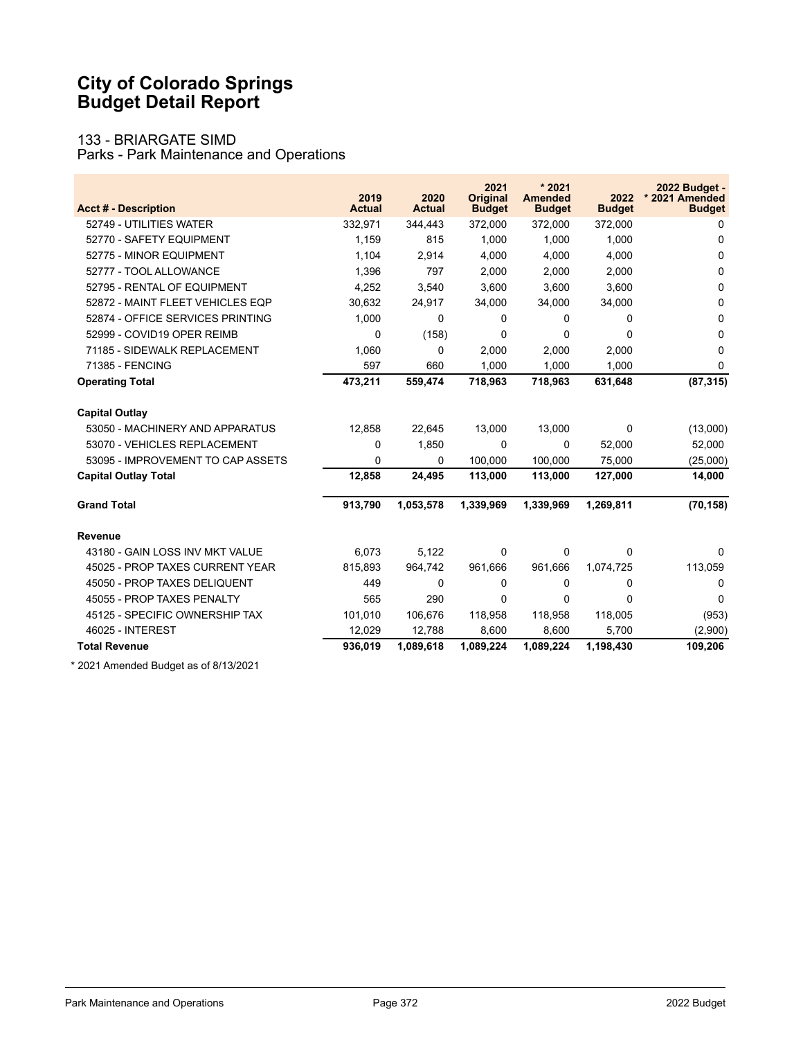# City of Colorado Springs
# Budget Detail Report

## 133 - BRIARGATE SIMD
### Parks - Park Maintenance and Operations

| Acct # - Description | 2019 Actual | 2020 Actual | 2021 Original Budget | * 2021 Amended Budget | 2022 Budget | 2022 Budget - * 2021 Amended Budget |
|---|---|---|---|---|---|---|
| 52749 - UTILITIES WATER | 332,971 | 344,443 | 372,000 | 372,000 | 372,000 | 0 |
| 52770 - SAFETY EQUIPMENT | 1,159 | 815 | 1,000 | 1,000 | 1,000 | 0 |
| 52775 - MINOR EQUIPMENT | 1,104 | 2,914 | 4,000 | 4,000 | 4,000 | 0 |
| 52777 - TOOL ALLOWANCE | 1,396 | 797 | 2,000 | 2,000 | 2,000 | 0 |
| 52795 - RENTAL OF EQUIPMENT | 4,252 | 3,540 | 3,600 | 3,600 | 3,600 | 0 |
| 52872 - MAINT FLEET VEHICLES EQP | 30,632 | 24,917 | 34,000 | 34,000 | 34,000 | 0 |
| 52874 - OFFICE SERVICES PRINTING | 1,000 | 0 | 0 | 0 | 0 | 0 |
| 52999 - COVID19 OPER REIMB | 0 | (158) | 0 | 0 | 0 | 0 |
| 71185 - SIDEWALK REPLACEMENT | 1,060 | 0 | 2,000 | 2,000 | 2,000 | 0 |
| 71385 - FENCING | 597 | 660 | 1,000 | 1,000 | 1,000 | 0 |
| **Operating Total** | **473,211** | **559,474** | **718,963** | **718,963** | **631,648** | **(87,315)** |
| **Capital Outlay** | | | | | | |
| 53050 - MACHINERY AND APPARATUS | 12,858 | 22,645 | 13,000 | 13,000 | 0 | (13,000) |
| 53070 - VEHICLES REPLACEMENT | 0 | 1,850 | 0 | 0 | 52,000 | 52,000 |
| 53095 - IMPROVEMENT TO CAP ASSETS | 0 | 0 | 100,000 | 100,000 | 75,000 | (25,000) |
| **Capital Outlay Total** | **12,858** | **24,495** | **113,000** | **113,000** | **127,000** | **14,000** |
| **Grand Total** | **913,790** | **1,053,578** | **1,339,969** | **1,339,969** | **1,269,811** | **(70,158)** |
| **Revenue** | | | | | | |
| 43180 - GAIN LOSS INV MKT VALUE | 6,073 | 5,122 | 0 | 0 | 0 | 0 |
| 45025 - PROP TAXES CURRENT YEAR | 815,893 | 964,742 | 961,666 | 961,666 | 1,074,725 | 113,059 |
| 45050 - PROP TAXES DELIQUENT | 449 | 0 | 0 | 0 | 0 | 0 |
| 45055 - PROP TAXES PENALTY | 565 | 290 | 0 | 0 | 0 | 0 |
| 45125 - SPECIFIC OWNERSHIP TAX | 101,010 | 106,676 | 118,958 | 118,958 | 118,005 | (953) |
| 46025 - INTEREST | 12,029 | 12,788 | 8,600 | 8,600 | 5,700 | (2,900) |
| **Total Revenue** | **936,019** | **1,089,618** | **1,089,224** | **1,089,224** | **1,198,430** | **109,206** |

* 2021 Amended Budget as of 8/13/2021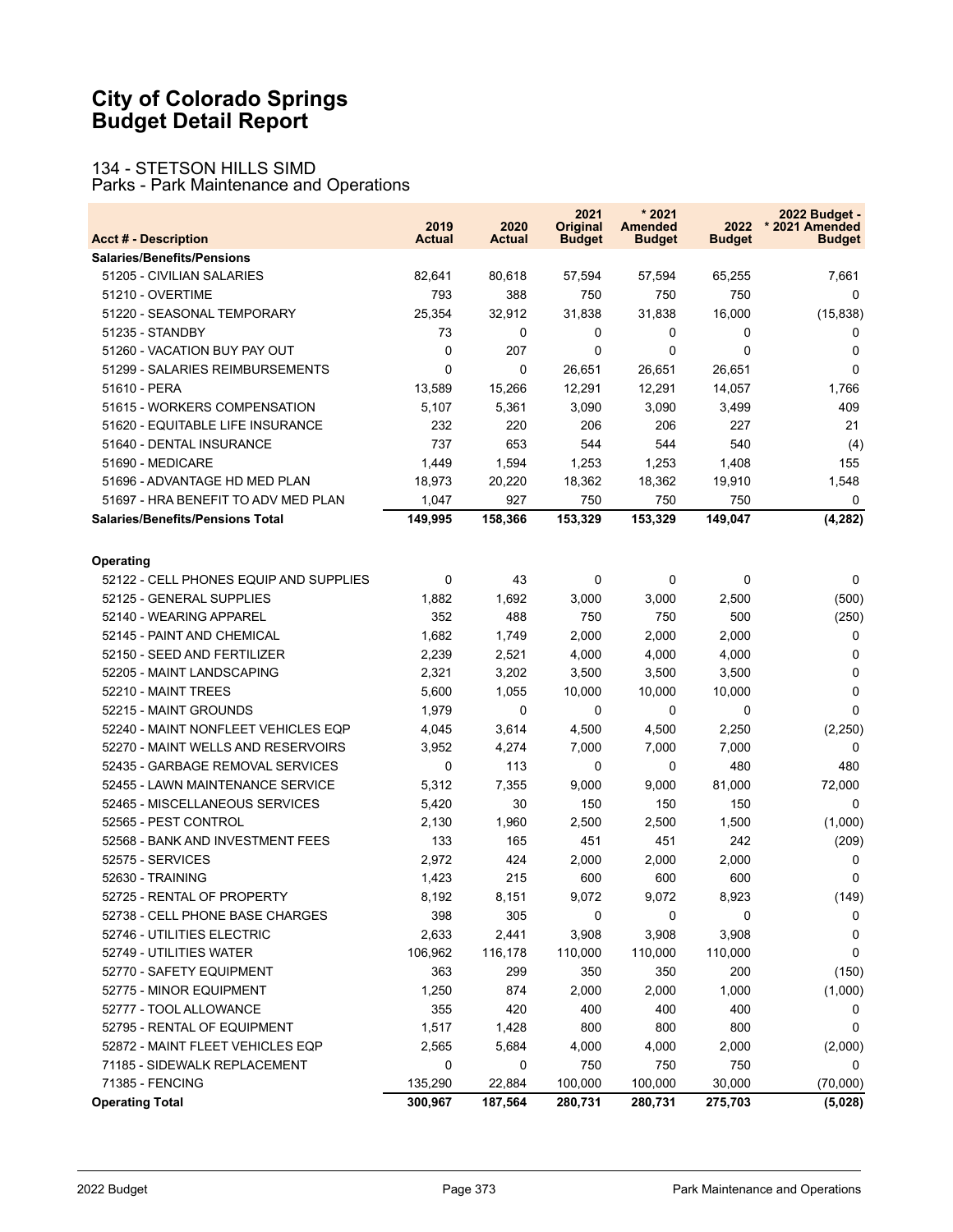# City of Colorado Springs
# Budget Detail Report

## 134 - STETSON HILLS SIMD
## Parks - Park Maintenance and Operations

| Acct # - Description | 2019 Actual | 2020 Actual | 2021 Original Budget | * 2021 Amended Budget | 2022 Budget | 2022 Budget - * 2021 Amended Budget |
|---|---|---|---|---|---|---|
| **Salaries/Benefits/Pensions** | | | | | | |
| 51205 - CIVILIAN SALARIES | 82,641 | 80,618 | 57,594 | 57,594 | 65,255 | 7,661 |
| 51210 - OVERTIME | 793 | 388 | 750 | 750 | 750 | 0 |
| 51220 - SEASONAL TEMPORARY | 25,354 | 32,912 | 31,838 | 31,838 | 16,000 | (15,838) |
| 51235 - STANDBY | 73 | 0 | 0 | 0 | 0 | 0 |
| 51260 - VACATION BUY PAY OUT | 0 | 207 | 0 | 0 | 0 | 0 |
| 51299 - SALARIES REIMBURSEMENTS | 0 | 0 | 26,651 | 26,651 | 26,651 | 0 |
| 51610 - PERA | 13,589 | 15,266 | 12,291 | 12,291 | 14,057 | 1,766 |
| 51615 - WORKERS COMPENSATION | 5,107 | 5,361 | 3,090 | 3,090 | 3,499 | 409 |
| 51620 - EQUITABLE LIFE INSURANCE | 232 | 220 | 206 | 206 | 227 | 21 |
| 51640 - DENTAL INSURANCE | 737 | 653 | 544 | 544 | 540 | (4) |
| 51690 - MEDICARE | 1,449 | 1,594 | 1,253 | 1,253 | 1,408 | 155 |
| 51696 - ADVANTAGE HD MED PLAN | 18,973 | 20,220 | 18,362 | 18,362 | 19,910 | 1,548 |
| 51697 - HRA BENEFIT TO ADV MED PLAN | 1,047 | 927 | 750 | 750 | 750 | 0 |
| **Salaries/Benefits/Pensions Total** | **149,995** | **158,366** | **153,329** | **153,329** | **149,047** | **(4,282)** |
| **Operating** | | | | | | |
| 52122 - CELL PHONES EQUIP AND SUPPLIES | 0 | 43 | 0 | 0 | 0 | 0 |
| 52125 - GENERAL SUPPLIES | 1,882 | 1,692 | 3,000 | 3,000 | 2,500 | (500) |
| 52140 - WEARING APPAREL | 352 | 488 | 750 | 750 | 500 | (250) |
| 52145 - PAINT AND CHEMICAL | 1,682 | 1,749 | 2,000 | 2,000 | 2,000 | 0 |
| 52150 - SEED AND FERTILIZER | 2,239 | 2,521 | 4,000 | 4,000 | 4,000 | 0 |
| 52205 - MAINT LANDSCAPING | 2,321 | 3,202 | 3,500 | 3,500 | 3,500 | 0 |
| 52210 - MAINT TREES | 5,600 | 1,055 | 10,000 | 10,000 | 10,000 | 0 |
| 52215 - MAINT GROUNDS | 1,979 | 0 | 0 | 0 | 0 | 0 |
| 52240 - MAINT NONFLEET VEHICLES EQP | 4,045 | 3,614 | 4,500 | 4,500 | 2,250 | (2,250) |
| 52270 - MAINT WELLS AND RESERVOIRS | 3,952 | 4,274 | 7,000 | 7,000 | 7,000 | 0 |
| 52435 - GARBAGE REMOVAL SERVICES | 0 | 113 | 0 | 0 | 480 | 480 |
| 52455 - LAWN MAINTENANCE SERVICE | 5,312 | 7,355 | 9,000 | 9,000 | 81,000 | 72,000 |
| 52465 - MISCELLANEOUS SERVICES | 5,420 | 30 | 150 | 150 | 150 | 0 |
| 52565 - PEST CONTROL | 2,130 | 1,960 | 2,500 | 2,500 | 1,500 | (1,000) |
| 52568 - BANK AND INVESTMENT FEES | 133 | 165 | 451 | 451 | 242 | (209) |
| 52575 - SERVICES | 2,972 | 424 | 2,000 | 2,000 | 2,000 | 0 |
| 52630 - TRAINING | 1,423 | 215 | 600 | 600 | 600 | 0 |
| 52725 - RENTAL OF PROPERTY | 8,192 | 8,151 | 9,072 | 9,072 | 8,923 | (149) |
| 52738 - CELL PHONE BASE CHARGES | 398 | 305 | 0 | 0 | 0 | 0 |
| 52746 - UTILITIES ELECTRIC | 2,633 | 2,441 | 3,908 | 3,908 | 3,908 | 0 |
| 52749 - UTILITIES WATER | 106,962 | 116,178 | 110,000 | 110,000 | 110,000 | 0 |
| 52770 - SAFETY EQUIPMENT | 363 | 299 | 350 | 350 | 200 | (150) |
| 52775 - MINOR EQUIPMENT | 1,250 | 874 | 2,000 | 2,000 | 1,000 | (1,000) |
| 52777 - TOOL ALLOWANCE | 355 | 420 | 400 | 400 | 400 | 0 |
| 52795 - RENTAL OF EQUIPMENT | 1,517 | 1,428 | 800 | 800 | 800 | 0 |
| 52872 - MAINT FLEET VEHICLES EQP | 2,565 | 5,684 | 4,000 | 4,000 | 2,000 | (2,000) |
| 71185 - SIDEWALK REPLACEMENT | 0 | 0 | 750 | 750 | 750 | 0 |
| 71385 - FENCING | 135,290 | 22,884 | 100,000 | 100,000 | 30,000 | (70,000) |
| **Operating Total** | **300,967** | **187,564** | **280,731** | **280,731** | **275,703** | **(5,028)** |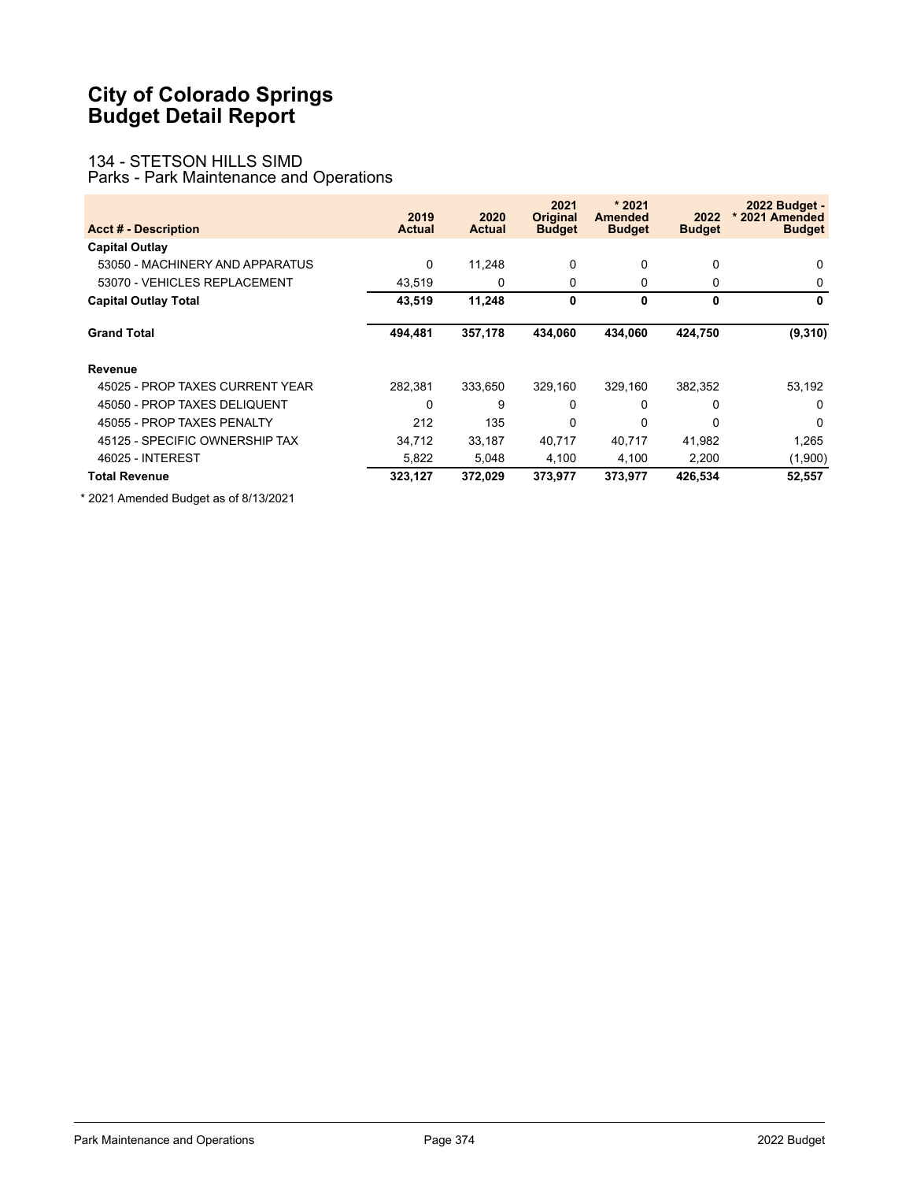# City of Colorado Springs
# Budget Detail Report

## 134 - STETSON HILLS SIMD
### Parks - Park Maintenance and Operations

| Acct # - Description | 2019 Actual | 2020 Actual | 2021 Original Budget | * 2021 Amended Budget | 2022 Budget | 2022 Budget - * 2021 Amended Budget |
|---|---|---|---|---|---|---|
| **Capital Outlay** | | | | | | |
| 53050 - MACHINERY AND APPARATUS | 0 | 11,248 | 0 | 0 | 0 | 0 |
| 53070 - VEHICLES REPLACEMENT | 43,519 | 0 | 0 | 0 | 0 | 0 |
| **Capital Outlay Total** | **43,519** | **11,248** | **0** | **0** | **0** | **0** |
| **Grand Total** | **494,481** | **357,178** | **434,060** | **434,060** | **424,750** | **(9,310)** |
| **Revenue** | | | | | | |
| 45025 - PROP TAXES CURRENT YEAR | 282,381 | 333,650 | 329,160 | 329,160 | 382,352 | 53,192 |
| 45050 - PROP TAXES DELIQUENT | 0 | 9 | 0 | 0 | 0 | 0 |
| 45055 - PROP TAXES PENALTY | 212 | 135 | 0 | 0 | 0 | 0 |
| 45125 - SPECIFIC OWNERSHIP TAX | 34,712 | 33,187 | 40,717 | 40,717 | 41,982 | 1,265 |
| 46025 - INTEREST | 5,822 | 5,048 | 4,100 | 4,100 | 2,200 | (1,900) |
| **Total Revenue** | **323,127** | **372,029** | **373,977** | **373,977** | **426,534** | **52,557** |

* 2021 Amended Budget as of 8/13/2021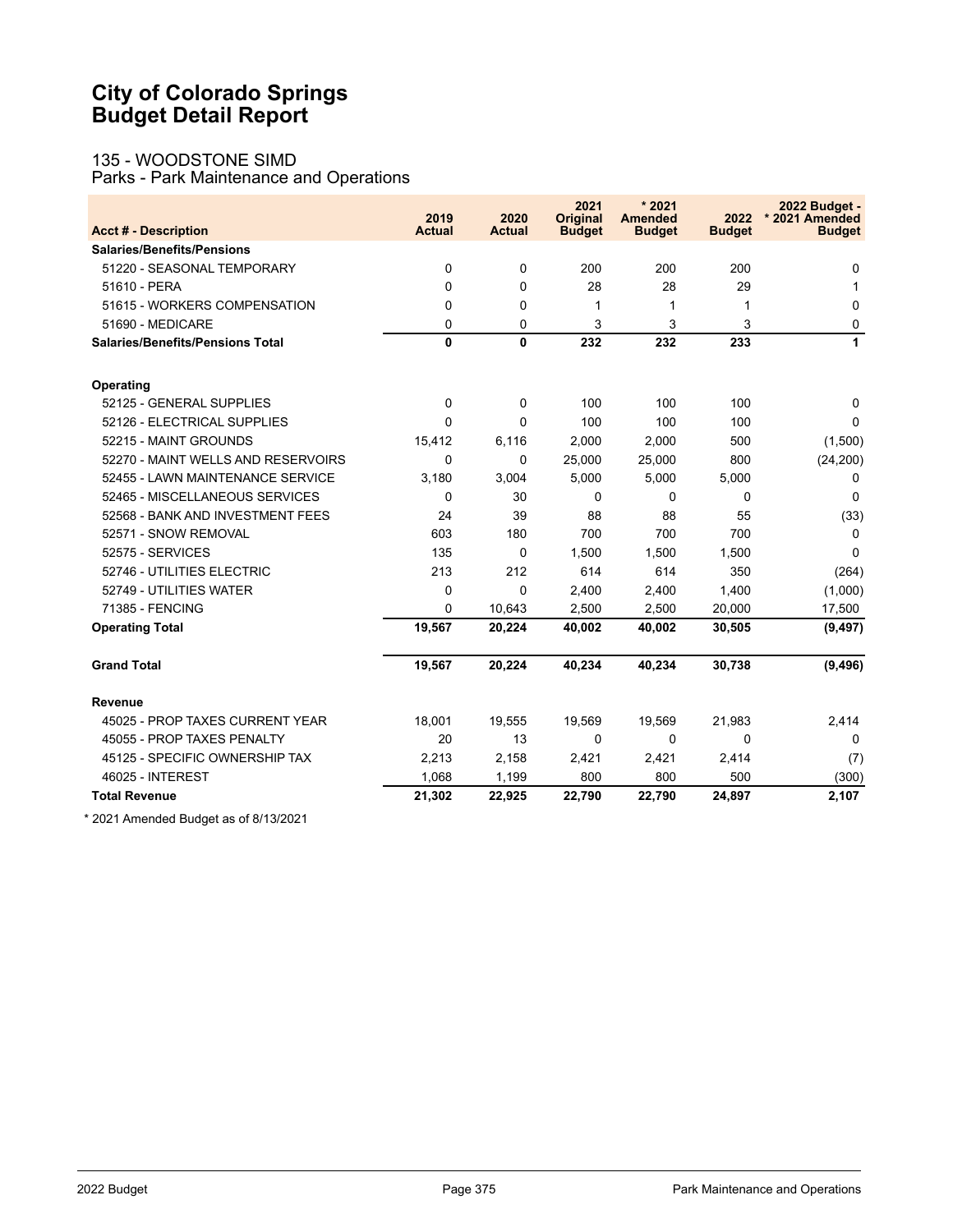# City of Colorado Springs
# Budget Detail Report

## 135 - WOODSTONE SIMD
### Parks - Park Maintenance and Operations

| Acct # - Description | 2019 Actual | 2020 Actual | 2021 Original Budget | * 2021 Amended Budget | 2022 Budget | 2022 Budget - * 2021 Amended Budget |
|---|---|---|---|---|---|---|
| **Salaries/Benefits/Pensions** | | | | | | |
| 51220 - SEASONAL TEMPORARY | 0 | 0 | 200 | 200 | 200 | 0 |
| 51610 - PERA | 0 | 0 | 28 | 28 | 29 | 1 |
| 51615 - WORKERS COMPENSATION | 0 | 0 | 1 | 1 | 1 | 0 |
| 51690 - MEDICARE | 0 | 0 | 3 | 3 | 3 | 0 |
| **Salaries/Benefits/Pensions Total** | **0** | **0** | **232** | **232** | **233** | **1** |
| **Operating** | | | | | | |
| 52125 - GENERAL SUPPLIES | 0 | 0 | 100 | 100 | 100 | 0 |
| 52126 - ELECTRICAL SUPPLIES | 0 | 0 | 100 | 100 | 100 | 0 |
| 52215 - MAINT GROUNDS | 15,412 | 6,116 | 2,000 | 2,000 | 500 | (1,500) |
| 52270 - MAINT WELLS AND RESERVOIRS | 0 | 0 | 25,000 | 25,000 | 800 | (24,200) |
| 52455 - LAWN MAINTENANCE SERVICE | 3,180 | 3,004 | 5,000 | 5,000 | 5,000 | 0 |
| 52465 - MISCELLANEOUS SERVICES | 0 | 30 | 0 | 0 | 0 | 0 |
| 52568 - BANK AND INVESTMENT FEES | 24 | 39 | 88 | 88 | 55 | (33) |
| 52571 - SNOW REMOVAL | 603 | 180 | 700 | 700 | 700 | 0 |
| 52575 - SERVICES | 135 | 0 | 1,500 | 1,500 | 1,500 | 0 |
| 52746 - UTILITIES ELECTRIC | 213 | 212 | 614 | 614 | 350 | (264) |
| 52749 - UTILITIES WATER | 0 | 0 | 2,400 | 2,400 | 1,400 | (1,000) |
| 71385 - FENCING | 0 | 10,643 | 2,500 | 2,500 | 20,000 | 17,500 |
| **Operating Total** | **19,567** | **20,224** | **40,002** | **40,002** | **30,505** | **(9,497)** |
| **Grand Total** | **19,567** | **20,224** | **40,234** | **40,234** | **30,738** | **(9,496)** |
| **Revenue** | | | | | | |
| 45025 - PROP TAXES CURRENT YEAR | 18,001 | 19,555 | 19,569 | 19,569 | 21,983 | 2,414 |
| 45055 - PROP TAXES PENALTY | 20 | 13 | 0 | 0 | 0 | 0 |
| 45125 - SPECIFIC OWNERSHIP TAX | 2,213 | 2,158 | 2,421 | 2,421 | 2,414 | (7) |
| 46025 - INTEREST | 1,068 | 1,199 | 800 | 800 | 500 | (300) |
| **Total Revenue** | **21,302** | **22,925** | **22,790** | **22,790** | **24,897** | **2,107** |

* 2021 Amended Budget as of 8/13/2021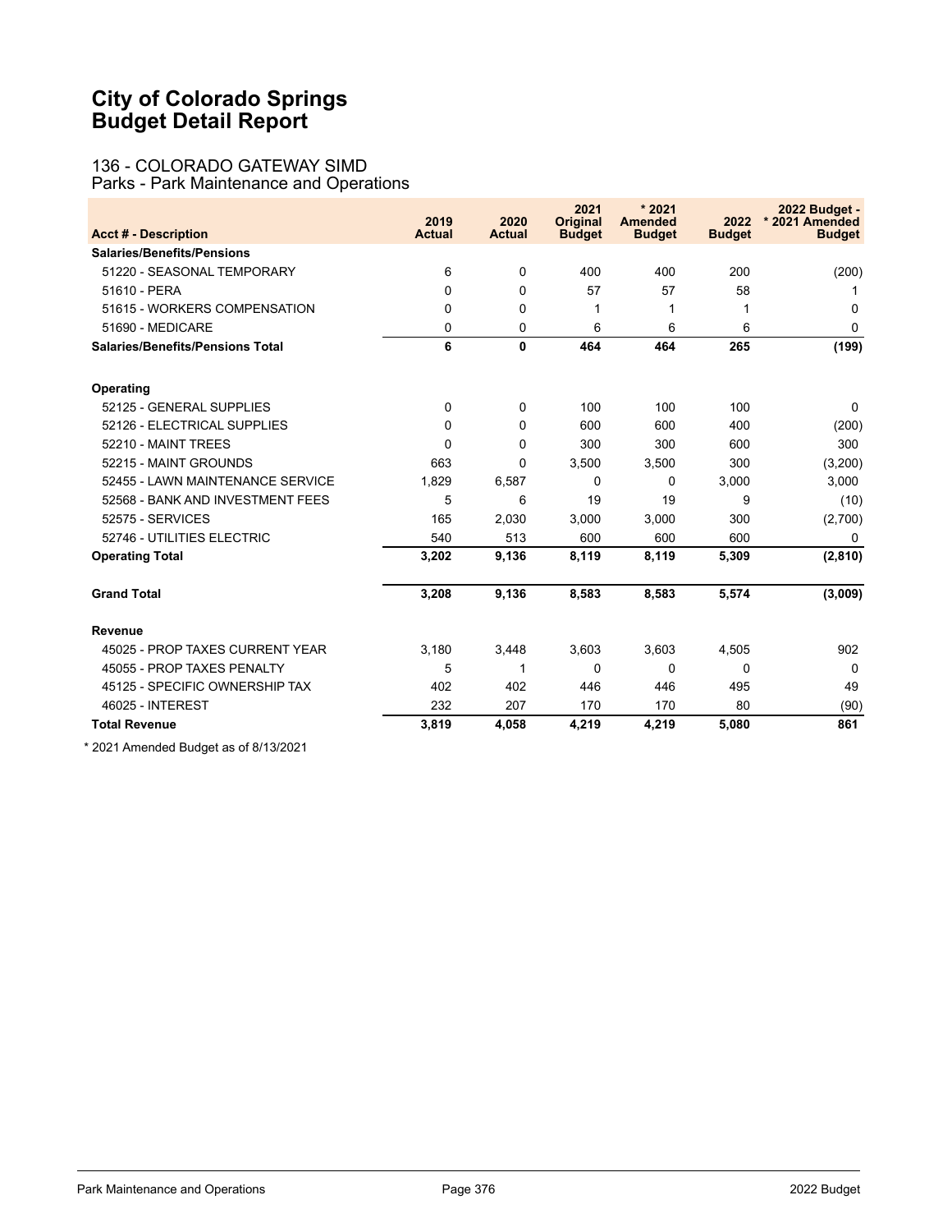# City of Colorado Springs
# Budget Detail Report

## 136 - COLORADO GATEWAY SIMD
### Parks - Park Maintenance and Operations

| Acct # - Description | 2019 Actual | 2020 Actual | 2021 Original Budget | * 2021 Amended Budget | 2022 Budget | 2022 Budget - * 2021 Amended Budget |
|---|---|---|---|---|---|---|
| **Salaries/Benefits/Pensions** | | | | | | |
| 51220 - SEASONAL TEMPORARY | 6 | 0 | 400 | 400 | 200 | (200) |
| 51610 - PERA | 0 | 0 | 57 | 57 | 58 | 1 |
| 51615 - WORKERS COMPENSATION | 0 | 0 | 1 | 1 | 1 | 0 |
| 51690 - MEDICARE | 0 | 0 | 6 | 6 | 6 | 0 |
| **Salaries/Benefits/Pensions Total** | **6** | **0** | **464** | **464** | **265** | **(199)** |
| **Operating** | | | | | | |
| 52125 - GENERAL SUPPLIES | 0 | 0 | 100 | 100 | 100 | 0 |
| 52126 - ELECTRICAL SUPPLIES | 0 | 0 | 600 | 600 | 400 | (200) |
| 52210 - MAINT TREES | 0 | 0 | 300 | 300 | 600 | 300 |
| 52215 - MAINT GROUNDS | 663 | 0 | 3,500 | 3,500 | 300 | (3,200) |
| 52455 - LAWN MAINTENANCE SERVICE | 1,829 | 6,587 | 0 | 0 | 3,000 | 3,000 |
| 52568 - BANK AND INVESTMENT FEES | 5 | 6 | 19 | 19 | 9 | (10) |
| 52575 - SERVICES | 165 | 2,030 | 3,000 | 3,000 | 300 | (2,700) |
| 52746 - UTILITIES ELECTRIC | 540 | 513 | 600 | 600 | 600 | 0 |
| **Operating Total** | **3,202** | **9,136** | **8,119** | **8,119** | **5,309** | **(2,810)** |
| **Grand Total** | **3,208** | **9,136** | **8,583** | **8,583** | **5,574** | **(3,009)** |
| **Revenue** | | | | | | |
| 45025 - PROP TAXES CURRENT YEAR | 3,180 | 3,448 | 3,603 | 3,603 | 4,505 | 902 |
| 45055 - PROP TAXES PENALTY | 5 | 1 | 0 | 0 | 0 | 0 |
| 45125 - SPECIFIC OWNERSHIP TAX | 402 | 402 | 446 | 446 | 495 | 49 |
| 46025 - INTEREST | 232 | 207 | 170 | 170 | 80 | (90) |
| **Total Revenue** | **3,819** | **4,058** | **4,219** | **4,219** | **5,080** | **861** |

* 2021 Amended Budget as of 8/13/2021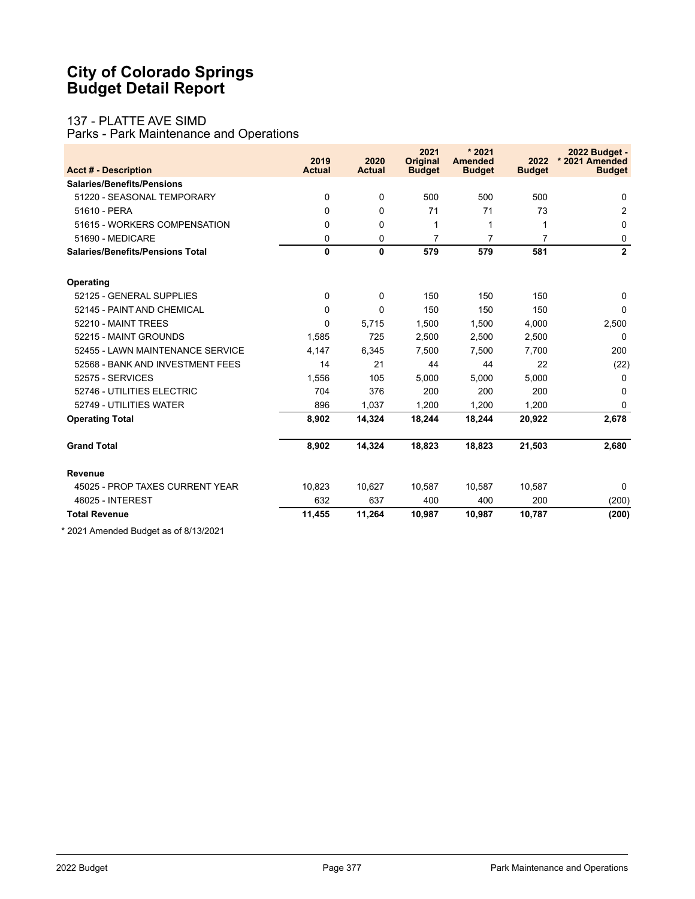# City of Colorado Springs
# Budget Detail Report

## 137 - PLATTE AVE SIMD
### Parks - Park Maintenance and Operations

| Acct # - Description | 2019 Actual | 2020 Actual | 2021 Original Budget | * 2021 Amended Budget | 2022 Budget | 2022 Budget - * 2021 Amended Budget |
|---|---|---|---|---|---|---|
| **Salaries/Benefits/Pensions** | | | | | | |
| 51220 - SEASONAL TEMPORARY | 0 | 0 | 500 | 500 | 500 | 0 |
| 51610 - PERA | 0 | 0 | 71 | 71 | 73 | 2 |
| 51615 - WORKERS COMPENSATION | 0 | 0 | 1 | 1 | 1 | 0 |
| 51690 - MEDICARE | 0 | 0 | 7 | 7 | 7 | 0 |
| **Salaries/Benefits/Pensions Total** | **0** | **0** | **579** | **579** | **581** | **2** |
| **Operating** | | | | | | |
| 52125 - GENERAL SUPPLIES | 0 | 0 | 150 | 150 | 150 | 0 |
| 52145 - PAINT AND CHEMICAL | 0 | 0 | 150 | 150 | 150 | 0 |
| 52210 - MAINT TREES | 0 | 5,715 | 1,500 | 1,500 | 4,000 | 2,500 |
| 52215 - MAINT GROUNDS | 1,585 | 725 | 2,500 | 2,500 | 2,500 | 0 |
| 52455 - LAWN MAINTENANCE SERVICE | 4,147 | 6,345 | 7,500 | 7,500 | 7,700 | 200 |
| 52568 - BANK AND INVESTMENT FEES | 14 | 21 | 44 | 44 | 22 | (22) |
| 52575 - SERVICES | 1,556 | 105 | 5,000 | 5,000 | 5,000 | 0 |
| 52746 - UTILITIES ELECTRIC | 704 | 376 | 200 | 200 | 200 | 0 |
| 52749 - UTILITIES WATER | 896 | 1,037 | 1,200 | 1,200 | 1,200 | 0 |
| **Operating Total** | **8,902** | **14,324** | **18,244** | **18,244** | **20,922** | **2,678** |
| **Grand Total** | **8,902** | **14,324** | **18,823** | **18,823** | **21,503** | **2,680** |
| **Revenue** | | | | | | |
| 45025 - PROP TAXES CURRENT YEAR | 10,823 | 10,627 | 10,587 | 10,587 | 10,587 | 0 |
| 46025 - INTEREST | 632 | 637 | 400 | 400 | 200 | (200) |
| **Total Revenue** | **11,455** | **11,264** | **10,987** | **10,987** | **10,787** | **(200)** |

* 2021 Amended Budget as of 8/13/2021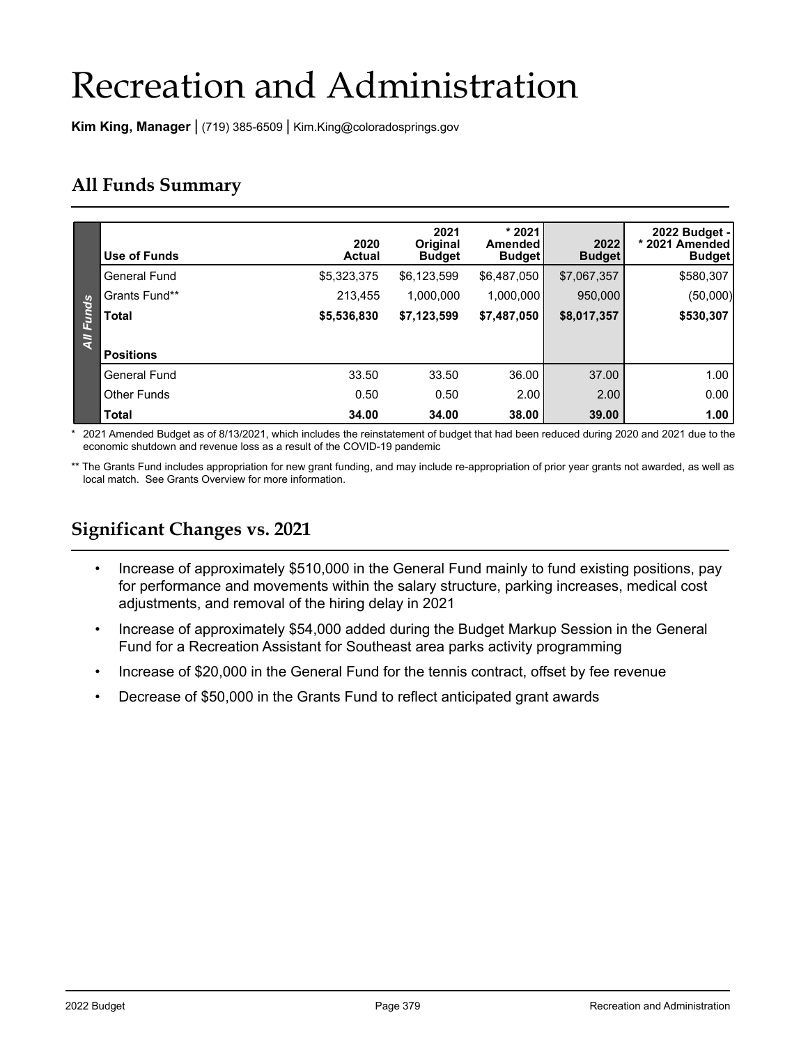# Recreation and Administration

**Kim King, Manager** | (719) 385-6509 | Kim.King@coloradosprings.gov

## All Funds Summary

| Use of Funds | 2020 Actual | 2021 Original Budget | * 2021 Amended Budget | 2022 Budget | 2022 Budget - * 2021 Amended Budget |
|---|---|---|---|---|---|
| General Fund | $5,323,375 | $6,123,599 | $6,487,050 | $7,067,357 | $580,307 |
| Grants Fund** | 213,455 | 1,000,000 | 1,000,000 | 950,000 | (50,000) |
| **Total** | **$5,536,830** | **$7,123,599** | **$7,487,050** | **$8,017,357** | **$530,307** |
| **Positions** | | | | | |
| General Fund | 33.50 | 33.50 | 36.00 | 37.00 | 1.00 |
| Other Funds | 0.50 | 0.50 | 2.00 | 2.00 | 0.00 |
| **Total** | **34.00** | **34.00** | **38.00** | **39.00** | **1.00** |

\* 2021 Amended Budget as of 8/13/2021, which includes the reinstatement of budget that had been reduced during 2020 and 2021 due to the economic shutdown and revenue loss as a result of the COVID-19 pandemic

** The Grants Fund includes appropriation for new grant funding, and may include re-appropriation of prior year grants not awarded, as well as local match. See Grants Overview for more information.

## Significant Changes vs. 2021

- Increase of approximately $510,000 in the General Fund mainly to fund existing positions, pay for performance and movements within the salary structure, parking increases, medical cost adjustments, and removal of the hiring delay in 2021
- Increase of approximately $54,000 added during the Budget Markup Session in the General Fund for a Recreation Assistant for Southeast area parks activity programming
- Increase of $20,000 in the General Fund for the tennis contract, offset by fee revenue
- Decrease of $50,000 in the Grants Fund to reflect anticipated grant awards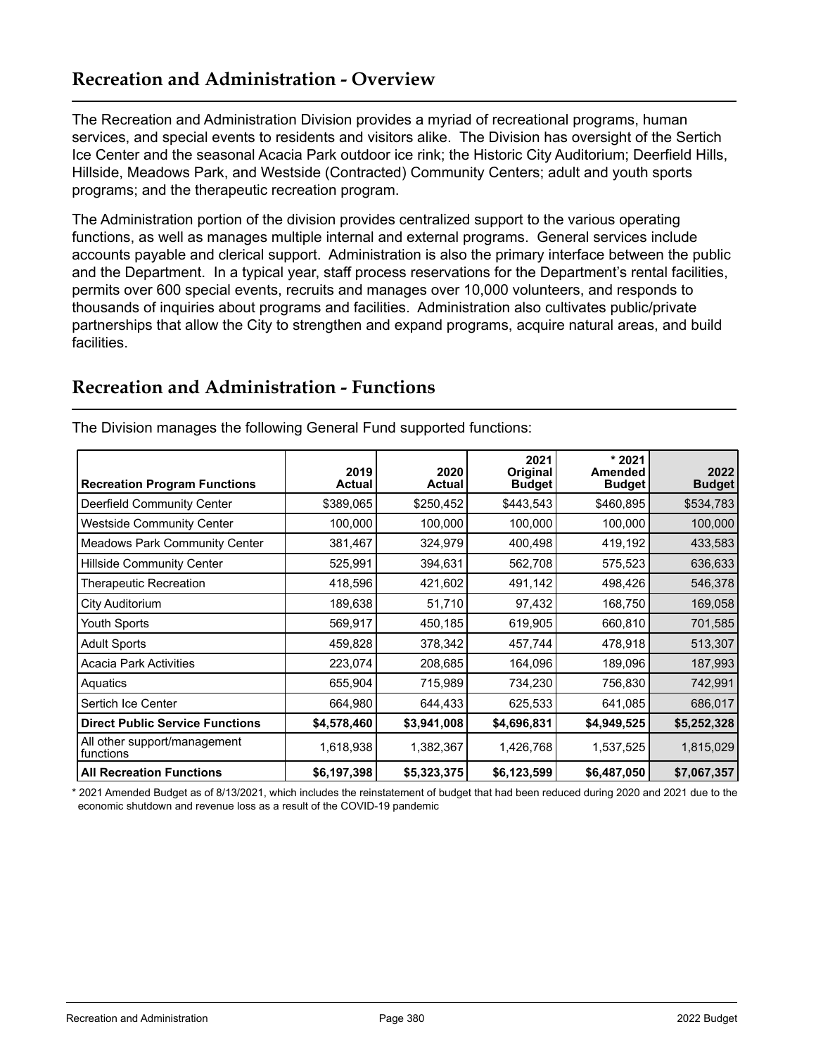## Recreation and Administration - Overview

The Recreation and Administration Division provides a myriad of recreational programs, human services, and special events to residents and visitors alike. The Division has oversight of the Sertich Ice Center and the seasonal Acacia Park outdoor ice rink; the Historic City Auditorium; Deerfield Hills, Hillside, Meadows Park, and Westside (Contracted) Community Centers; adult and youth sports programs; and the therapeutic recreation program.

The Administration portion of the division provides centralized support to the various operating functions, as well as manages multiple internal and external programs. General services include accounts payable and clerical support. Administration is also the primary interface between the public and the Department. In a typical year, staff process reservations for the Department's rental facilities, permits over 600 special events, recruits and manages over 10,000 volunteers, and responds to thousands of inquiries about programs and facilities. Administration also cultivates public/private partnerships that allow the City to strengthen and expand programs, acquire natural areas, and build facilities.

## Recreation and Administration - Functions

The Division manages the following General Fund supported functions:

| Recreation Program Functions | 2019 Actual | 2020 Actual | 2021 Original Budget | * 2021 Amended Budget | 2022 Budget |
|---|---|---|---|---|---|
| Deerfield Community Center | $389,065 | $250,452 | $443,543 | $460,895 | $534,783 |
| Westside Community Center | 100,000 | 100,000 | 100,000 | 100,000 | 100,000 |
| Meadows Park Community Center | 381,467 | 324,979 | 400,498 | 419,192 | 433,583 |
| Hillside Community Center | 525,991 | 394,631 | 562,708 | 575,523 | 636,633 |
| Therapeutic Recreation | 418,596 | 421,602 | 491,142 | 498,426 | 546,378 |
| City Auditorium | 189,638 | 51,710 | 97,432 | 168,750 | 169,058 |
| Youth Sports | 569,917 | 450,185 | 619,905 | 660,810 | 701,585 |
| Adult Sports | 459,828 | 378,342 | 457,744 | 478,918 | 513,307 |
| Acacia Park Activities | 223,074 | 208,685 | 164,096 | 189,096 | 187,993 |
| Aquatics | 655,904 | 715,989 | 734,230 | 756,830 | 742,991 |
| Sertich Ice Center | 664,980 | 644,433 | 625,533 | 641,085 | 686,017 |
| **Direct Public Service Functions** | **$4,578,460** | **$3,941,008** | **$4,696,831** | **$4,949,525** | **$5,252,328** |
| All other support/management functions | 1,618,938 | 1,382,367 | 1,426,768 | 1,537,525 | 1,815,029 |
| **All Recreation Functions** | **$6,197,398** | **$5,323,375** | **$6,123,599** | **$6,487,050** | **$7,067,357** |

* 2021 Amended Budget as of 8/13/2021, which includes the reinstatement of budget that had been reduced during 2020 and 2021 due to the economic shutdown and revenue loss as a result of the COVID-19 pandemic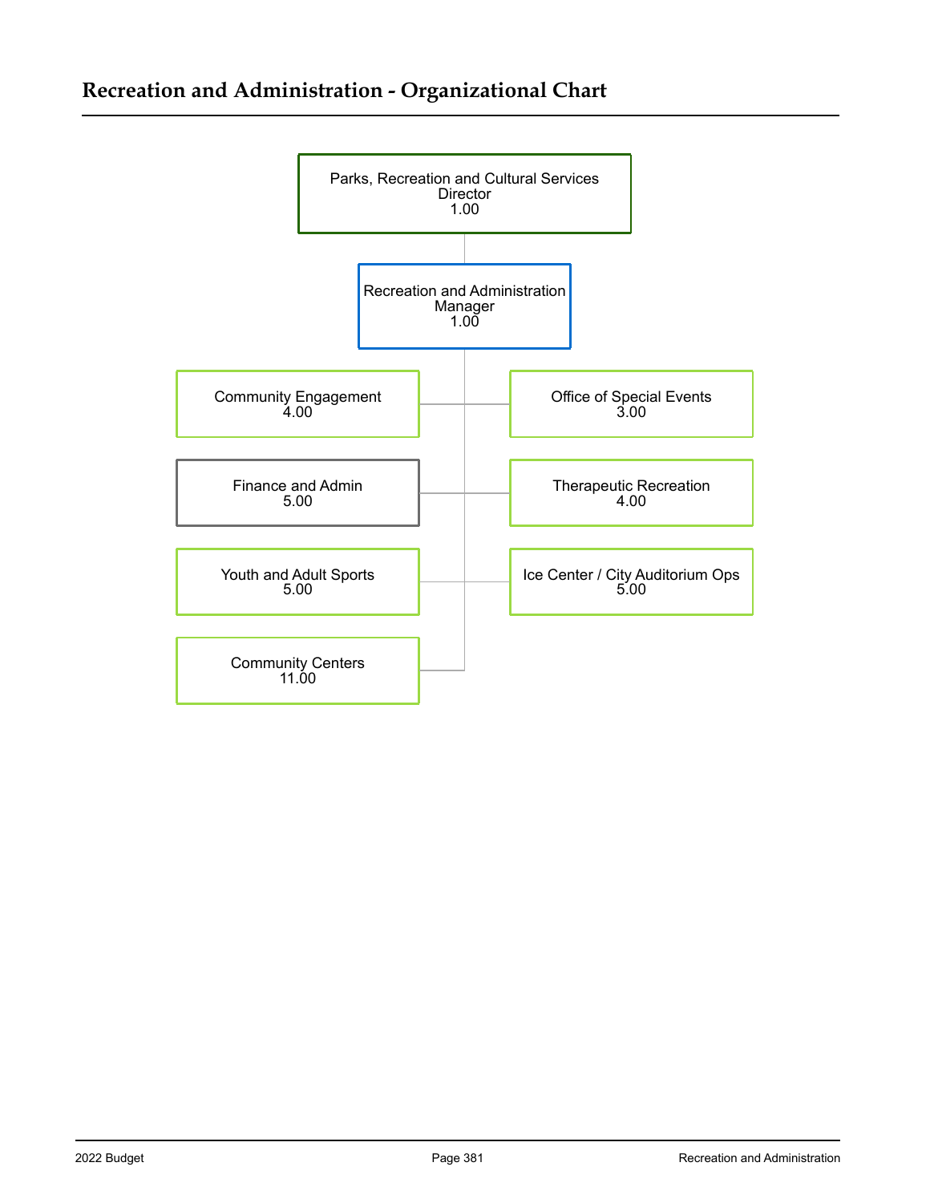## Recreation and Administration - Organizational Chart

- Parks, Recreation and Cultural Services Director 1.00
  - Recreation and Administration Manager 1.00
    - Community Engagement 4.00
    - Office of Special Events 3.00
    - Finance and Admin 5.00
    - Therapeutic Recreation 4.00
    - Youth and Adult Sports 5.00
    - Ice Center / City Auditorium Ops 5.00
    - Community Centers 11.00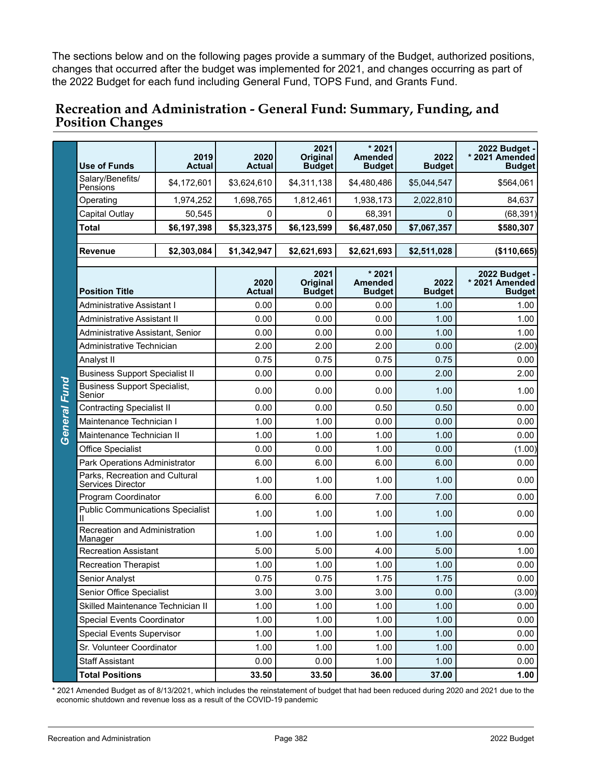The sections below and on the following pages provide a summary of the Budget, authorized positions, changes that occurred after the budget was implemented for 2021, and changes occurring as part of the 2022 Budget for each fund including General Fund, TOPS Fund, and Grants Fund.

## Recreation and Administration - General Fund: Summary, Funding, and Position Changes

**General Fund**

| Use of Funds | 2019 Actual | 2020 Actual | 2021 Original Budget | * 2021 Amended Budget | 2022 Budget | 2022 Budget - * 2021 Amended Budget |
|---|---|---|---|---|---|---|
| Salary/Benefits/ Pensions | $4,172,601 | $3,624,610 | $4,311,138 | $4,480,486 | $5,044,547 | $564,061 |
| Operating | 1,974,252 | 1,698,765 | 1,812,461 | 1,938,173 | 2,022,810 | 84,637 |
| Capital Outlay | 50,545 | 0 | 0 | 68,391 | 0 | (68,391) |
| **Total** | **$6,197,398** | **$5,323,375** | **$6,123,599** | **$6,487,050** | **$7,067,357** | **$580,307** |
| **Revenue** | **$2,303,084** | **$1,342,947** | **$2,621,693** | **$2,621,693** | **$2,511,028** | **($110,665)** |

| Position Title | 2020 Actual | 2021 Original Budget | * 2021 Amended Budget | 2022 Budget | 2022 Budget - * 2021 Amended Budget |
|---|---|---|---|---|---|
| Administrative Assistant I | 0.00 | 0.00 | 0.00 | 1.00 | 1.00 |
| Administrative Assistant II | 0.00 | 0.00 | 0.00 | 1.00 | 1.00 |
| Administrative Assistant, Senior | 0.00 | 0.00 | 0.00 | 1.00 | 1.00 |
| Administrative Technician | 2.00 | 2.00 | 2.00 | 0.00 | (2.00) |
| Analyst II | 0.75 | 0.75 | 0.75 | 0.75 | 0.00 |
| Business Support Specialist II | 0.00 | 0.00 | 0.00 | 2.00 | 2.00 |
| Business Support Specialist, Senior | 0.00 | 0.00 | 0.00 | 1.00 | 1.00 |
| Contracting Specialist II | 0.00 | 0.00 | 0.50 | 0.50 | 0.00 |
| Maintenance Technician I | 1.00 | 1.00 | 0.00 | 0.00 | 0.00 |
| Maintenance Technician II | 1.00 | 1.00 | 1.00 | 1.00 | 0.00 |
| Office Specialist | 0.00 | 0.00 | 1.00 | 0.00 | (1.00) |
| Park Operations Administrator | 6.00 | 6.00 | 6.00 | 6.00 | 0.00 |
| Parks, Recreation and Cultural Services Director | 1.00 | 1.00 | 1.00 | 1.00 | 0.00 |
| Program Coordinator | 6.00 | 6.00 | 7.00 | 7.00 | 0.00 |
| Public Communications Specialist II | 1.00 | 1.00 | 1.00 | 1.00 | 0.00 |
| Recreation and Administration Manager | 1.00 | 1.00 | 1.00 | 1.00 | 0.00 |
| Recreation Assistant | 5.00 | 5.00 | 4.00 | 5.00 | 1.00 |
| Recreation Therapist | 1.00 | 1.00 | 1.00 | 1.00 | 0.00 |
| Senior Analyst | 0.75 | 0.75 | 1.75 | 1.75 | 0.00 |
| Senior Office Specialist | 3.00 | 3.00 | 3.00 | 0.00 | (3.00) |
| Skilled Maintenance Technician II | 1.00 | 1.00 | 1.00 | 1.00 | 0.00 |
| Special Events Coordinator | 1.00 | 1.00 | 1.00 | 1.00 | 0.00 |
| Special Events Supervisor | 1.00 | 1.00 | 1.00 | 1.00 | 0.00 |
| Sr. Volunteer Coordinator | 1.00 | 1.00 | 1.00 | 1.00 | 0.00 |
| Staff Assistant | 0.00 | 0.00 | 1.00 | 1.00 | 0.00 |
| **Total Positions** | **33.50** | **33.50** | **36.00** | **37.00** | **1.00** |

* 2021 Amended Budget as of 8/13/2021, which includes the reinstatement of budget that had been reduced during 2020 and 2021 due to the economic shutdown and revenue loss as a result of the COVID-19 pandemic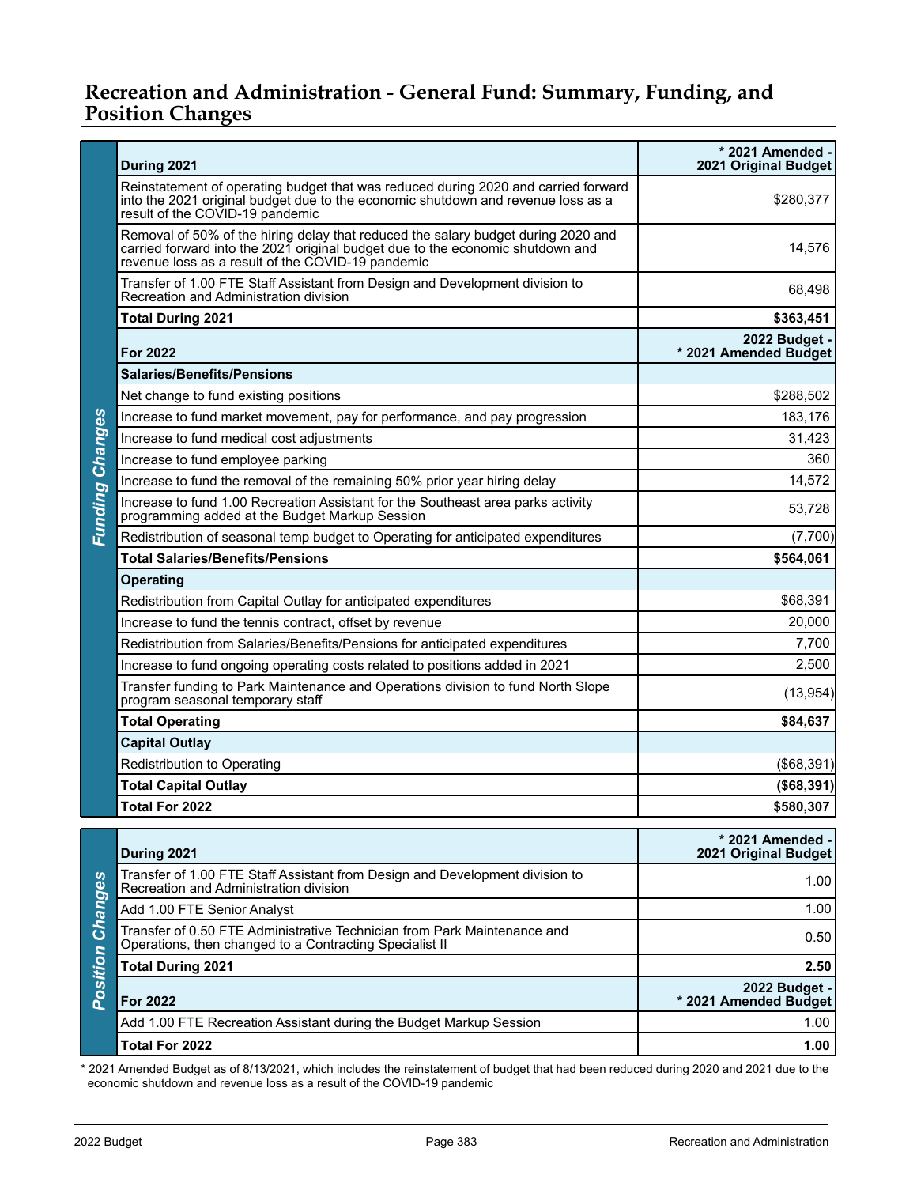## Recreation and Administration - General Fund: Summary, Funding, and Position Changes

**Funding Changes**

| During 2021 | * 2021 Amended - 2021 Original Budget |
|---|---|
| Reinstatement of operating budget that was reduced during 2020 and carried forward into the 2021 original budget due to the economic shutdown and revenue loss as a result of the COVID-19 pandemic | $280,377 |
| Removal of 50% of the hiring delay that reduced the salary budget during 2020 and carried forward into the 2021 original budget due to the economic shutdown and revenue loss as a result of the COVID-19 pandemic | 14,576 |
| Transfer of 1.00 FTE Staff Assistant from Design and Development division to Recreation and Administration division | 68,498 |
| **Total During 2021** | **$363,451** |
| **For 2022** | **2022 Budget - * 2021 Amended Budget** |
| **Salaries/Benefits/Pensions** | |
| Net change to fund existing positions | $288,502 |
| Increase to fund market movement, pay for performance, and pay progression | 183,176 |
| Increase to fund medical cost adjustments | 31,423 |
| Increase to fund employee parking | 360 |
| Increase to fund the removal of the remaining 50% prior year hiring delay | 14,572 |
| Increase to fund 1.00 Recreation Assistant for the Southeast area parks activity programming added at the Budget Markup Session | 53,728 |
| Redistribution of seasonal temp budget to Operating for anticipated expenditures | (7,700) |
| **Total Salaries/Benefits/Pensions** | **$564,061** |
| **Operating** | |
| Redistribution from Capital Outlay for anticipated expenditures | $68,391 |
| Increase to fund the tennis contract, offset by revenue | 20,000 |
| Redistribution from Salaries/Benefits/Pensions for anticipated expenditures | 7,700 |
| Increase to fund ongoing operating costs related to positions added in 2021 | 2,500 |
| Transfer funding to Park Maintenance and Operations division to fund North Slope program seasonal temporary staff | (13,954) |
| **Total Operating** | **$84,637** |
| **Capital Outlay** | |
| Redistribution to Operating | ($68,391) |
| **Total Capital Outlay** | **($68,391)** |
| **Total For 2022** | **$580,307** |

**Position Changes**

| During 2021 | * 2021 Amended - 2021 Original Budget |
|---|---|
| Transfer of 1.00 FTE Staff Assistant from Design and Development division to Recreation and Administration division | 1.00 |
| Add 1.00 FTE Senior Analyst | 1.00 |
| Transfer of 0.50 FTE Administrative Technician from Park Maintenance and Operations, then changed to a Contracting Specialist II | 0.50 |
| **Total During 2021** | **2.50** |
| **For 2022** | **2022 Budget - * 2021 Amended Budget** |
| Add 1.00 FTE Recreation Assistant during the Budget Markup Session | 1.00 |
| **Total For 2022** | **1.00** |

* 2021 Amended Budget as of 8/13/2021, which includes the reinstatement of budget that had been reduced during 2020 and 2021 due to the economic shutdown and revenue loss as a result of the COVID-19 pandemic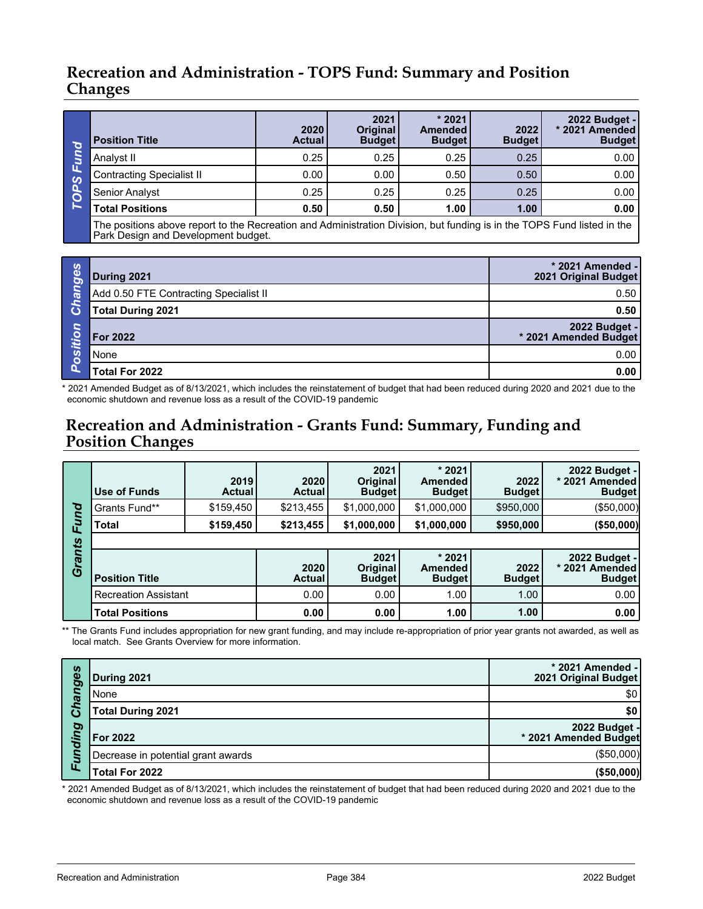## Recreation and Administration - TOPS Fund: Summary and Position Changes

**TOPS Fund**

| Position Title | 2020 Actual | 2021 Original Budget | * 2021 Amended Budget | 2022 Budget | 2022 Budget - * 2021 Amended Budget |
|---|---|---|---|---|---|
| Analyst II | 0.25 | 0.25 | 0.25 | 0.25 | 0.00 |
| Contracting Specialist II | 0.00 | 0.00 | 0.50 | 0.50 | 0.00 |
| Senior Analyst | 0.25 | 0.25 | 0.25 | 0.25 | 0.00 |
| **Total Positions** | **0.50** | **0.50** | **1.00** | **1.00** | **0.00** |

The positions above report to the Recreation and Administration Division, but funding is in the TOPS Fund listed in the Park Design and Development budget.

**Position Changes**

| During 2021 | * 2021 Amended - 2021 Original Budget |
|---|---|
| Add 0.50 FTE Contracting Specialist II | 0.50 |
| **Total During 2021** | **0.50** |
| **For 2022** | **2022 Budget - * 2021 Amended Budget** |
| None | 0.00 |
| **Total For 2022** | **0.00** |

* 2021 Amended Budget as of 8/13/2021, which includes the reinstatement of budget that had been reduced during 2020 and 2021 due to the economic shutdown and revenue loss as a result of the COVID-19 pandemic

## Recreation and Administration - Grants Fund: Summary, Funding and Position Changes

**Grants Fund**

| Use of Funds | 2019 Actual | 2020 Actual | 2021 Original Budget | * 2021 Amended Budget | 2022 Budget | 2022 Budget - * 2021 Amended Budget |
|---|---|---|---|---|---|---|
| Grants Fund** | $159,450 | $213,455 | $1,000,000 | $1,000,000 | $950,000 | ($50,000) |
| **Total** | **$159,450** | **$213,455** | **$1,000,000** | **$1,000,000** | **$950,000** | **($50,000)** |

| Position Title | 2020 Actual | 2021 Original Budget | * 2021 Amended Budget | 2022 Budget | 2022 Budget - * 2021 Amended Budget |
|---|---|---|---|---|---|
| Recreation Assistant | 0.00 | 0.00 | 1.00 | 1.00 | 0.00 |
| **Total Positions** | **0.00** | **0.00** | **1.00** | **1.00** | **0.00** |

** The Grants Fund includes appropriation for new grant funding, and may include re-appropriation of prior year grants not awarded, as well as local match. See Grants Overview for more information.

**Funding Changes**

| During 2021 | * 2021 Amended - 2021 Original Budget |
|---|---|
| None | $0 |
| **Total During 2021** | **$0** |
| **For 2022** | **2022 Budget - * 2021 Amended Budget** |
| Decrease in potential grant awards | ($50,000) |
| **Total For 2022** | **($50,000)** |

* 2021 Amended Budget as of 8/13/2021, which includes the reinstatement of budget that had been reduced during 2020 and 2021 due to the economic shutdown and revenue loss as a result of the COVID-19 pandemic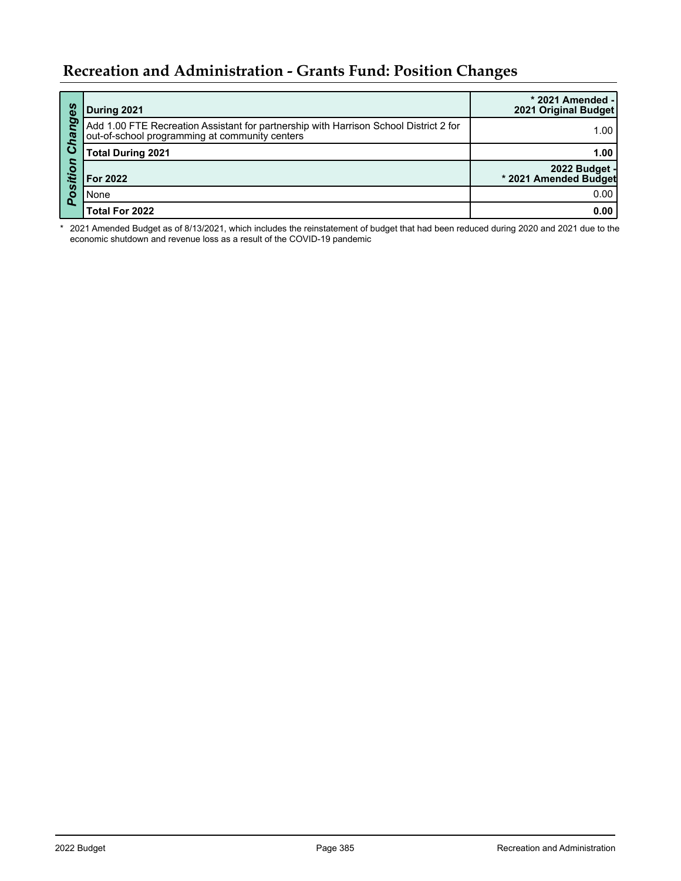## Recreation and Administration - Grants Fund: Position Changes

| Position Changes | |
|---|---|
| **During 2021** | **\* 2021 Amended - 2021 Original Budget** |
| Add 1.00 FTE Recreation Assistant for partnership with Harrison School District 2 for out-of-school programming at community centers | 1.00 |
| **Total During 2021** | **1.00** |
| **For 2022** | **2022 Budget - \* 2021 Amended Budget** |
| None | 0.00 |
| **Total For 2022** | **0.00** |

\* 2021 Amended Budget as of 8/13/2021, which includes the reinstatement of budget that had been reduced during 2020 and 2021 due to the economic shutdown and revenue loss as a result of the COVID-19 pandemic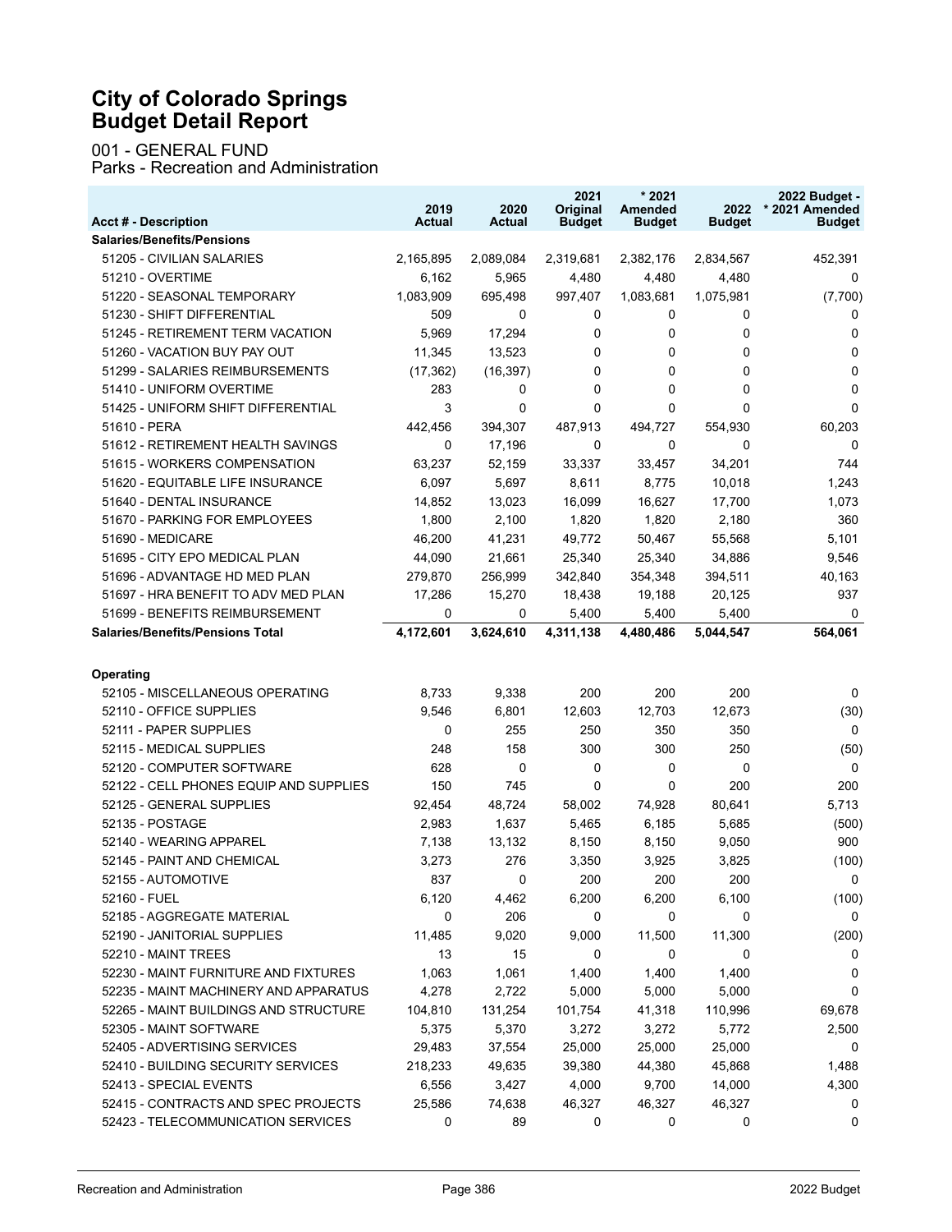# City of Colorado Springs
# Budget Detail Report

001 - GENERAL FUND
Parks - Recreation and Administration

| Acct # - Description | 2019 Actual | 2020 Actual | 2021 Original Budget | * 2021 Amended Budget | 2022 Budget | 2022 Budget - * 2021 Amended Budget |
|---|---|---|---|---|---|---|
| **Salaries/Benefits/Pensions** | | | | | | |
| 51205 - CIVILIAN SALARIES | 2,165,895 | 2,089,084 | 2,319,681 | 2,382,176 | 2,834,567 | 452,391 |
| 51210 - OVERTIME | 6,162 | 5,965 | 4,480 | 4,480 | 4,480 | 0 |
| 51220 - SEASONAL TEMPORARY | 1,083,909 | 695,498 | 997,407 | 1,083,681 | 1,075,981 | (7,700) |
| 51230 - SHIFT DIFFERENTIAL | 509 | 0 | 0 | 0 | 0 | 0 |
| 51245 - RETIREMENT TERM VACATION | 5,969 | 17,294 | 0 | 0 | 0 | 0 |
| 51260 - VACATION BUY PAY OUT | 11,345 | 13,523 | 0 | 0 | 0 | 0 |
| 51299 - SALARIES REIMBURSEMENTS | (17,362) | (16,397) | 0 | 0 | 0 | 0 |
| 51410 - UNIFORM OVERTIME | 283 | 0 | 0 | 0 | 0 | 0 |
| 51425 - UNIFORM SHIFT DIFFERENTIAL | 3 | 0 | 0 | 0 | 0 | 0 |
| 51610 - PERA | 442,456 | 394,307 | 487,913 | 494,727 | 554,930 | 60,203 |
| 51612 - RETIREMENT HEALTH SAVINGS | 0 | 17,196 | 0 | 0 | 0 | 0 |
| 51615 - WORKERS COMPENSATION | 63,237 | 52,159 | 33,337 | 33,457 | 34,201 | 744 |
| 51620 - EQUITABLE LIFE INSURANCE | 6,097 | 5,697 | 8,611 | 8,775 | 10,018 | 1,243 |
| 51640 - DENTAL INSURANCE | 14,852 | 13,023 | 16,099 | 16,627 | 17,700 | 1,073 |
| 51670 - PARKING FOR EMPLOYEES | 1,800 | 2,100 | 1,820 | 1,820 | 2,180 | 360 |
| 51690 - MEDICARE | 46,200 | 41,231 | 49,772 | 50,467 | 55,568 | 5,101 |
| 51695 - CITY EPO MEDICAL PLAN | 44,090 | 21,661 | 25,340 | 25,340 | 34,886 | 9,546 |
| 51696 - ADVANTAGE HD MED PLAN | 279,870 | 256,999 | 342,840 | 354,348 | 394,511 | 40,163 |
| 51697 - HRA BENEFIT TO ADV MED PLAN | 17,286 | 15,270 | 18,438 | 19,188 | 20,125 | 937 |
| 51699 - BENEFITS REIMBURSEMENT | 0 | 0 | 5,400 | 5,400 | 5,400 | 0 |
| **Salaries/Benefits/Pensions Total** | **4,172,601** | **3,624,610** | **4,311,138** | **4,480,486** | **5,044,547** | **564,061** |
| **Operating** | | | | | | |
| 52105 - MISCELLANEOUS OPERATING | 8,733 | 9,338 | 200 | 200 | 200 | 0 |
| 52110 - OFFICE SUPPLIES | 9,546 | 6,801 | 12,603 | 12,703 | 12,673 | (30) |
| 52111 - PAPER SUPPLIES | 0 | 255 | 250 | 350 | 350 | 0 |
| 52115 - MEDICAL SUPPLIES | 248 | 158 | 300 | 300 | 250 | (50) |
| 52120 - COMPUTER SOFTWARE | 628 | 0 | 0 | 0 | 0 | 0 |
| 52122 - CELL PHONES EQUIP AND SUPPLIES | 150 | 745 | 0 | 0 | 200 | 200 |
| 52125 - GENERAL SUPPLIES | 92,454 | 48,724 | 58,002 | 74,928 | 80,641 | 5,713 |
| 52135 - POSTAGE | 2,983 | 1,637 | 5,465 | 6,185 | 5,685 | (500) |
| 52140 - WEARING APPAREL | 7,138 | 13,132 | 8,150 | 8,150 | 9,050 | 900 |
| 52145 - PAINT AND CHEMICAL | 3,273 | 276 | 3,350 | 3,925 | 3,825 | (100) |
| 52155 - AUTOMOTIVE | 837 | 0 | 200 | 200 | 200 | 0 |
| 52160 - FUEL | 6,120 | 4,462 | 6,200 | 6,200 | 6,100 | (100) |
| 52185 - AGGREGATE MATERIAL | 0 | 206 | 0 | 0 | 0 | 0 |
| 52190 - JANITORIAL SUPPLIES | 11,485 | 9,020 | 9,000 | 11,500 | 11,300 | (200) |
| 52210 - MAINT TREES | 13 | 15 | 0 | 0 | 0 | 0 |
| 52230 - MAINT FURNITURE AND FIXTURES | 1,063 | 1,061 | 1,400 | 1,400 | 1,400 | 0 |
| 52235 - MAINT MACHINERY AND APPARATUS | 4,278 | 2,722 | 5,000 | 5,000 | 5,000 | 0 |
| 52265 - MAINT BUILDINGS AND STRUCTURE | 104,810 | 131,254 | 101,754 | 41,318 | 110,996 | 69,678 |
| 52305 - MAINT SOFTWARE | 5,375 | 5,370 | 3,272 | 3,272 | 5,772 | 2,500 |
| 52405 - ADVERTISING SERVICES | 29,483 | 37,554 | 25,000 | 25,000 | 25,000 | 0 |
| 52410 - BUILDING SECURITY SERVICES | 218,233 | 49,635 | 39,380 | 44,380 | 45,868 | 1,488 |
| 52413 - SPECIAL EVENTS | 6,556 | 3,427 | 4,000 | 9,700 | 14,000 | 4,300 |
| 52415 - CONTRACTS AND SPEC PROJECTS | 25,586 | 74,638 | 46,327 | 46,327 | 46,327 | 0 |
| 52423 - TELECOMMUNICATION SERVICES | 0 | 89 | 0 | 0 | 0 | 0 |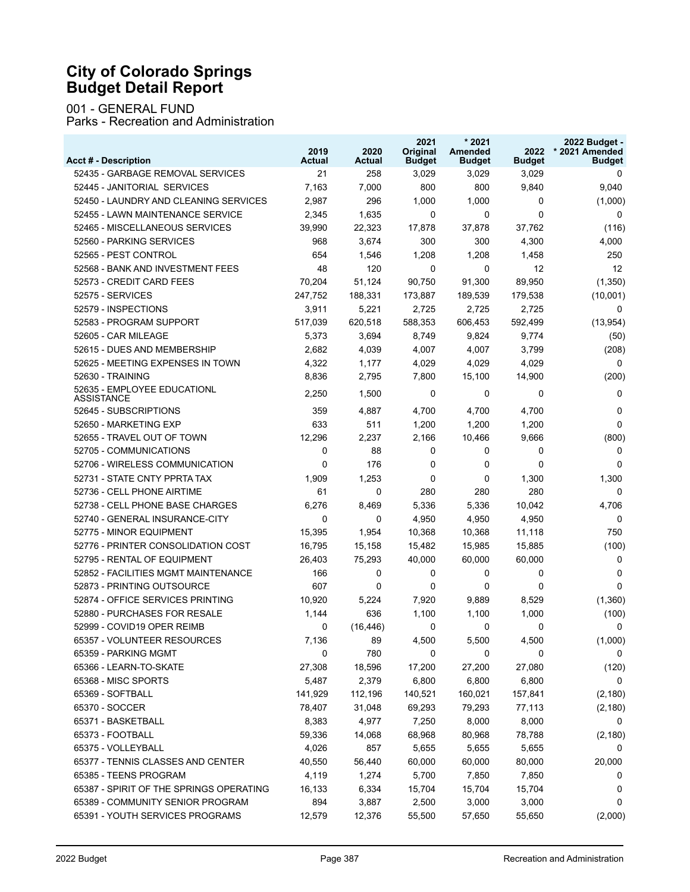# City of Colorado Springs Budget Detail Report

001 - GENERAL FUND
Parks - Recreation and Administration

| Acct # - Description | 2019 Actual | 2020 Actual | 2021 Original Budget | * 2021 Amended Budget | 2022 Budget | 2022 Budget - * 2021 Amended Budget |
|---|---|---|---|---|---|---|
| 52435 - GARBAGE REMOVAL SERVICES | 21 | 258 | 3,029 | 3,029 | 3,029 | 0 |
| 52445 - JANITORIAL SERVICES | 7,163 | 7,000 | 800 | 800 | 9,840 | 9,040 |
| 52450 - LAUNDRY AND CLEANING SERVICES | 2,987 | 296 | 1,000 | 1,000 | 0 | (1,000) |
| 52455 - LAWN MAINTENANCE SERVICE | 2,345 | 1,635 | 0 | 0 | 0 | 0 |
| 52465 - MISCELLANEOUS SERVICES | 39,990 | 22,323 | 17,878 | 37,878 | 37,762 | (116) |
| 52560 - PARKING SERVICES | 968 | 3,674 | 300 | 300 | 4,300 | 4,000 |
| 52565 - PEST CONTROL | 654 | 1,546 | 1,208 | 1,208 | 1,458 | 250 |
| 52568 - BANK AND INVESTMENT FEES | 48 | 120 | 0 | 0 | 12 | 12 |
| 52573 - CREDIT CARD FEES | 70,204 | 51,124 | 90,750 | 91,300 | 89,950 | (1,350) |
| 52575 - SERVICES | 247,752 | 188,331 | 173,887 | 189,539 | 179,538 | (10,001) |
| 52579 - INSPECTIONS | 3,911 | 5,221 | 2,725 | 2,725 | 2,725 | 0 |
| 52583 - PROGRAM SUPPORT | 517,039 | 620,518 | 588,353 | 606,453 | 592,499 | (13,954) |
| 52605 - CAR MILEAGE | 5,373 | 3,694 | 8,749 | 9,824 | 9,774 | (50) |
| 52615 - DUES AND MEMBERSHIP | 2,682 | 4,039 | 4,007 | 4,007 | 3,799 | (208) |
| 52625 - MEETING EXPENSES IN TOWN | 4,322 | 1,177 | 4,029 | 4,029 | 4,029 | 0 |
| 52630 - TRAINING | 8,836 | 2,795 | 7,800 | 15,100 | 14,900 | (200) |
| 52635 - EMPLOYEE EDUCATIONL ASSISTANCE | 2,250 | 1,500 | 0 | 0 | 0 | 0 |
| 52645 - SUBSCRIPTIONS | 359 | 4,887 | 4,700 | 4,700 | 4,700 | 0 |
| 52650 - MARKETING EXP | 633 | 511 | 1,200 | 1,200 | 1,200 | 0 |
| 52655 - TRAVEL OUT OF TOWN | 12,296 | 2,237 | 2,166 | 10,466 | 9,666 | (800) |
| 52705 - COMMUNICATIONS | 0 | 88 | 0 | 0 | 0 | 0 |
| 52706 - WIRELESS COMMUNICATION | 0 | 176 | 0 | 0 | 0 | 0 |
| 52731 - STATE CNTY PPRTA TAX | 1,909 | 1,253 | 0 | 0 | 1,300 | 1,300 |
| 52736 - CELL PHONE AIRTIME | 61 | 0 | 280 | 280 | 280 | 0 |
| 52738 - CELL PHONE BASE CHARGES | 6,276 | 8,469 | 5,336 | 5,336 | 10,042 | 4,706 |
| 52740 - GENERAL INSURANCE-CITY | 0 | 0 | 4,950 | 4,950 | 4,950 | 0 |
| 52775 - MINOR EQUIPMENT | 15,395 | 1,954 | 10,368 | 10,368 | 11,118 | 750 |
| 52776 - PRINTER CONSOLIDATION COST | 16,795 | 15,158 | 15,482 | 15,985 | 15,885 | (100) |
| 52795 - RENTAL OF EQUIPMENT | 26,403 | 75,293 | 40,000 | 60,000 | 60,000 | 0 |
| 52852 - FACILITIES MGMT MAINTENANCE | 166 | 0 | 0 | 0 | 0 | 0 |
| 52873 - PRINTING OUTSOURCE | 607 | 0 | 0 | 0 | 0 | 0 |
| 52874 - OFFICE SERVICES PRINTING | 10,920 | 5,224 | 7,920 | 9,889 | 8,529 | (1,360) |
| 52880 - PURCHASES FOR RESALE | 1,144 | 636 | 1,100 | 1,100 | 1,000 | (100) |
| 52999 - COVID19 OPER REIMB | 0 | (16,446) | 0 | 0 | 0 | 0 |
| 65357 - VOLUNTEER RESOURCES | 7,136 | 89 | 4,500 | 5,500 | 4,500 | (1,000) |
| 65359 - PARKING MGMT | 0 | 780 | 0 | 0 | 0 | 0 |
| 65366 - LEARN-TO-SKATE | 27,308 | 18,596 | 17,200 | 27,200 | 27,080 | (120) |
| 65368 - MISC SPORTS | 5,487 | 2,379 | 6,800 | 6,800 | 6,800 | 0 |
| 65369 - SOFTBALL | 141,929 | 112,196 | 140,521 | 160,021 | 157,841 | (2,180) |
| 65370 - SOCCER | 78,407 | 31,048 | 69,293 | 79,293 | 77,113 | (2,180) |
| 65371 - BASKETBALL | 8,383 | 4,977 | 7,250 | 8,000 | 8,000 | 0 |
| 65373 - FOOTBALL | 59,336 | 14,068 | 68,968 | 80,968 | 78,788 | (2,180) |
| 65375 - VOLLEYBALL | 4,026 | 857 | 5,655 | 5,655 | 5,655 | 0 |
| 65377 - TENNIS CLASSES AND CENTER | 40,550 | 56,440 | 60,000 | 60,000 | 80,000 | 20,000 |
| 65385 - TEENS PROGRAM | 4,119 | 1,274 | 5,700 | 7,850 | 7,850 | 0 |
| 65387 - SPIRIT OF THE SPRINGS OPERATING | 16,133 | 6,334 | 15,704 | 15,704 | 15,704 | 0 |
| 65389 - COMMUNITY SENIOR PROGRAM | 894 | 3,887 | 2,500 | 3,000 | 3,000 | 0 |
| 65391 - YOUTH SERVICES PROGRAMS | 12,579 | 12,376 | 55,500 | 57,650 | 55,650 | (2,000) |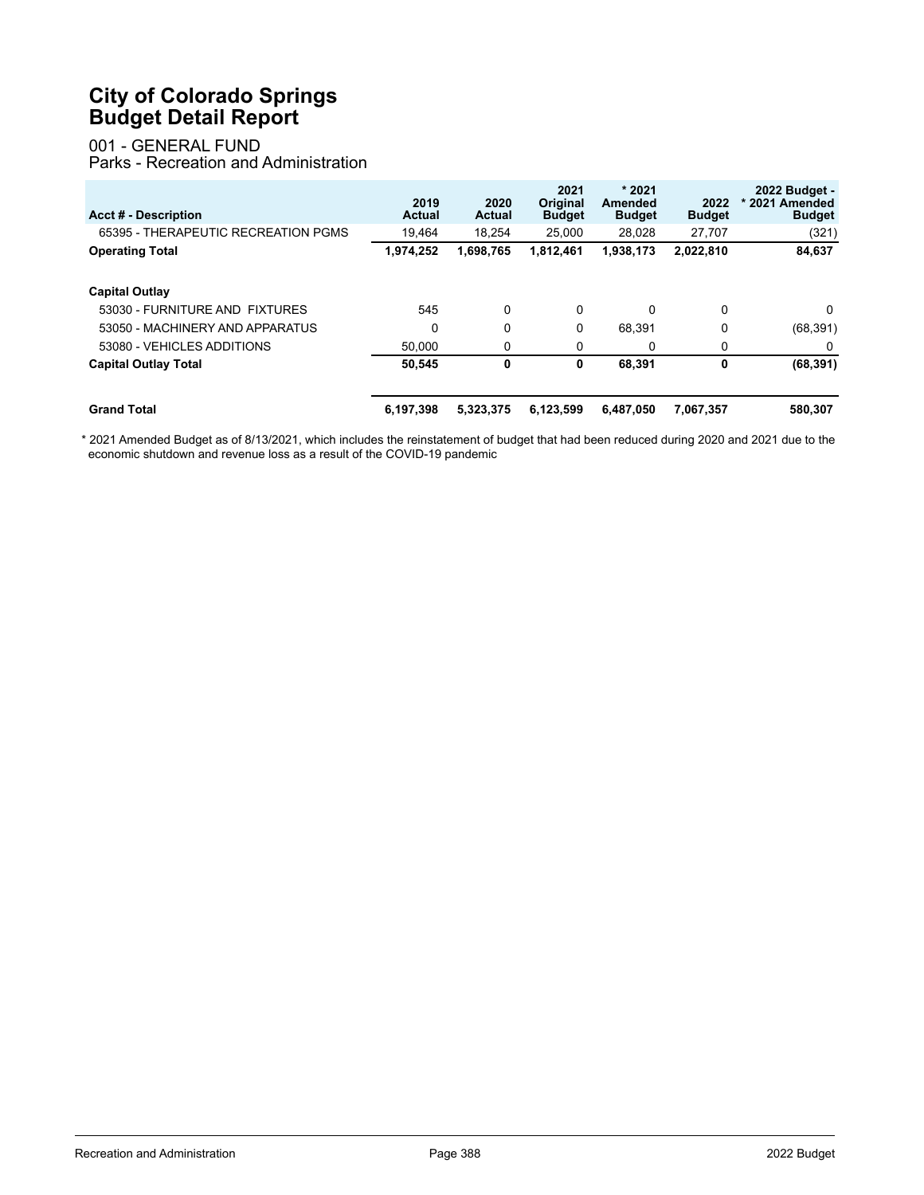# City of Colorado Springs
# Budget Detail Report

001 - GENERAL FUND
Parks - Recreation and Administration

| Acct # - Description | 2019 Actual | 2020 Actual | 2021 Original Budget | * 2021 Amended Budget | 2022 Budget | 2022 Budget - * 2021 Amended Budget |
|---|---|---|---|---|---|---|
| 65395 - THERAPEUTIC RECREATION PGMS | 19,464 | 18,254 | 25,000 | 28,028 | 27,707 | (321) |
| **Operating Total** | **1,974,252** | **1,698,765** | **1,812,461** | **1,938,173** | **2,022,810** | **84,637** |
| **Capital Outlay** | | | | | | |
| 53030 - FURNITURE AND FIXTURES | 545 | 0 | 0 | 0 | 0 | 0 |
| 53050 - MACHINERY AND APPARATUS | 0 | 0 | 0 | 68,391 | 0 | (68,391) |
| 53080 - VEHICLES ADDITIONS | 50,000 | 0 | 0 | 0 | 0 | 0 |
| **Capital Outlay Total** | **50,545** | **0** | **0** | **68,391** | **0** | **(68,391)** |
| **Grand Total** | **6,197,398** | **5,323,375** | **6,123,599** | **6,487,050** | **7,067,357** | **580,307** |

* 2021 Amended Budget as of 8/13/2021, which includes the reinstatement of budget that had been reduced during 2020 and 2021 due to the economic shutdown and revenue loss as a result of the COVID-19 pandemic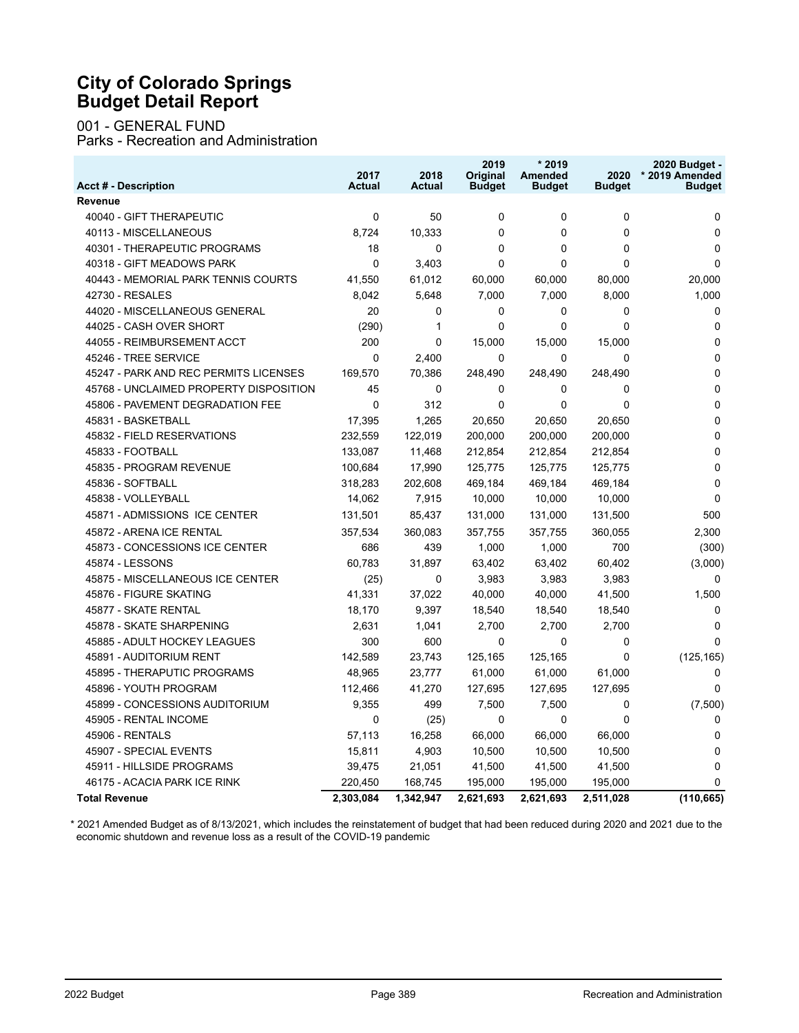# City of Colorado Springs
# Budget Detail Report

001 - GENERAL FUND
Parks - Recreation and Administration

| Acct # - Description | 2017 Actual | 2018 Actual | 2019 Original Budget | * 2019 Amended Budget | 2020 Budget | 2020 Budget - * 2019 Amended Budget |
|---|---|---|---|---|---|---|
| **Revenue** | | | | | | |
| 40040 - GIFT THERAPEUTIC | 0 | 50 | 0 | 0 | 0 | 0 |
| 40113 - MISCELLANEOUS | 8,724 | 10,333 | 0 | 0 | 0 | 0 |
| 40301 - THERAPEUTIC PROGRAMS | 18 | 0 | 0 | 0 | 0 | 0 |
| 40318 - GIFT MEADOWS PARK | 0 | 3,403 | 0 | 0 | 0 | 0 |
| 40443 - MEMORIAL PARK TENNIS COURTS | 41,550 | 61,012 | 60,000 | 60,000 | 80,000 | 20,000 |
| 42730 - RESALES | 8,042 | 5,648 | 7,000 | 7,000 | 8,000 | 1,000 |
| 44020 - MISCELLANEOUS GENERAL | 20 | 0 | 0 | 0 | 0 | 0 |
| 44025 - CASH OVER SHORT | (290) | 1 | 0 | 0 | 0 | 0 |
| 44055 - REIMBURSEMENT ACCT | 200 | 0 | 15,000 | 15,000 | 15,000 | 0 |
| 45246 - TREE SERVICE | 0 | 2,400 | 0 | 0 | 0 | 0 |
| 45247 - PARK AND REC PERMITS LICENSES | 169,570 | 70,386 | 248,490 | 248,490 | 248,490 | 0 |
| 45768 - UNCLAIMED PROPERTY DISPOSITION | 45 | 0 | 0 | 0 | 0 | 0 |
| 45806 - PAVEMENT DEGRADATION FEE | 0 | 312 | 0 | 0 | 0 | 0 |
| 45831 - BASKETBALL | 17,395 | 1,265 | 20,650 | 20,650 | 20,650 | 0 |
| 45832 - FIELD RESERVATIONS | 232,559 | 122,019 | 200,000 | 200,000 | 200,000 | 0 |
| 45833 - FOOTBALL | 133,087 | 11,468 | 212,854 | 212,854 | 212,854 | 0 |
| 45835 - PROGRAM REVENUE | 100,684 | 17,990 | 125,775 | 125,775 | 125,775 | 0 |
| 45836 - SOFTBALL | 318,283 | 202,608 | 469,184 | 469,184 | 469,184 | 0 |
| 45838 - VOLLEYBALL | 14,062 | 7,915 | 10,000 | 10,000 | 10,000 | 0 |
| 45871 - ADMISSIONS ICE CENTER | 131,501 | 85,437 | 131,000 | 131,000 | 131,500 | 500 |
| 45872 - ARENA ICE RENTAL | 357,534 | 360,083 | 357,755 | 357,755 | 360,055 | 2,300 |
| 45873 - CONCESSIONS ICE CENTER | 686 | 439 | 1,000 | 1,000 | 700 | (300) |
| 45874 - LESSONS | 60,783 | 31,897 | 63,402 | 63,402 | 60,402 | (3,000) |
| 45875 - MISCELLANEOUS ICE CENTER | (25) | 0 | 3,983 | 3,983 | 3,983 | 0 |
| 45876 - FIGURE SKATING | 41,331 | 37,022 | 40,000 | 40,000 | 41,500 | 1,500 |
| 45877 - SKATE RENTAL | 18,170 | 9,397 | 18,540 | 18,540 | 18,540 | 0 |
| 45878 - SKATE SHARPENING | 2,631 | 1,041 | 2,700 | 2,700 | 2,700 | 0 |
| 45885 - ADULT HOCKEY LEAGUES | 300 | 600 | 0 | 0 | 0 | 0 |
| 45891 - AUDITORIUM RENT | 142,589 | 23,743 | 125,165 | 125,165 | 0 | (125,165) |
| 45895 - THERAPUTIC PROGRAMS | 48,965 | 23,777 | 61,000 | 61,000 | 61,000 | 0 |
| 45896 - YOUTH PROGRAM | 112,466 | 41,270 | 127,695 | 127,695 | 127,695 | 0 |
| 45899 - CONCESSIONS AUDITORIUM | 9,355 | 499 | 7,500 | 7,500 | 0 | (7,500) |
| 45905 - RENTAL INCOME | 0 | (25) | 0 | 0 | 0 | 0 |
| 45906 - RENTALS | 57,113 | 16,258 | 66,000 | 66,000 | 66,000 | 0 |
| 45907 - SPECIAL EVENTS | 15,811 | 4,903 | 10,500 | 10,500 | 10,500 | 0 |
| 45911 - HILLSIDE PROGRAMS | 39,475 | 21,051 | 41,500 | 41,500 | 41,500 | 0 |
| 46175 - ACACIA PARK ICE RINK | 220,450 | 168,745 | 195,000 | 195,000 | 195,000 | 0 |
| **Total Revenue** | **2,303,084** | **1,342,947** | **2,621,693** | **2,621,693** | **2,511,028** | **(110,665)** |

\* 2021 Amended Budget as of 8/13/2021, which includes the reinstatement of budget that had been reduced during 2020 and 2021 due to the economic shutdown and revenue loss as a result of the COVID-19 pandemic